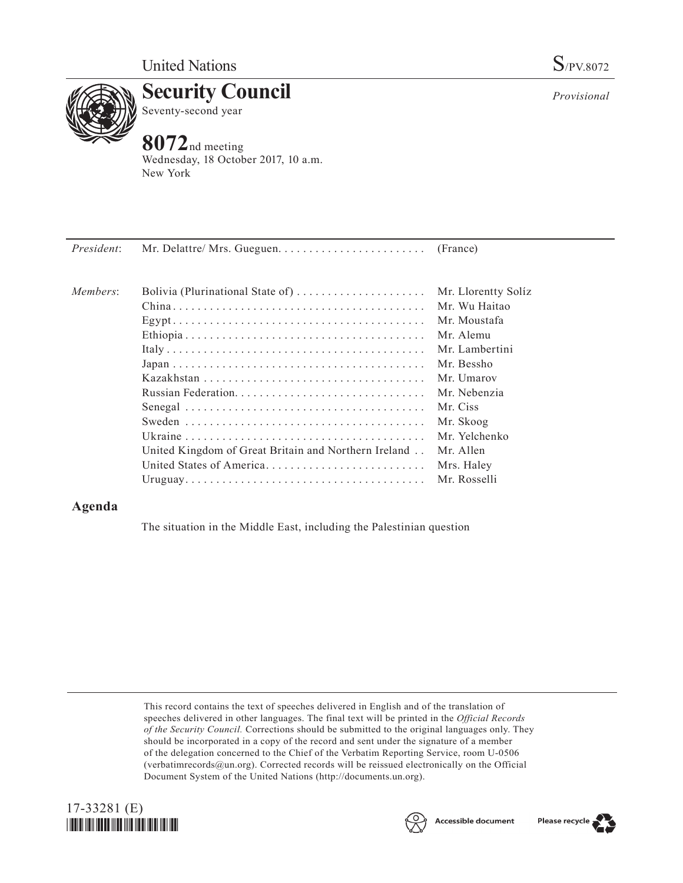United Nations

S/PV.8072

# Security Council

Seventy-second year

*Provisional*

# 8072nd meeting

Wednesday, 18 October 2017, 10 a.m.
New York

| | | |
|---|---|---|
| *President*: | Mr. Delattre/ Mrs. Gueguen | (France) |
| *Members*: | Bolivia (Plurinational State of) | Mr. Llorentty Solíz |
| | China | Mr. Wu Haitao |
| | Egypt | Mr. Moustafa |
| | Ethiopia | Mr. Alemu |
| | Italy | Mr. Lambertini |
| | Japan | Mr. Bessho |
| | Kazakhstan | Mr. Umarov |
| | Russian Federation | Mr. Nebenzia |
| | Senegal | Mr. Ciss |
| | Sweden | Mr. Skoog |
| | Ukraine | Mr. Yelchenko |
| | United Kingdom of Great Britain and Northern Ireland | Mr. Allen |
| | United States of America | Mrs. Haley |
| | Uruguay | Mr. Rosselli |

## Agenda

The situation in the Middle East, including the Palestinian question

This record contains the text of speeches delivered in English and of the translation of speeches delivered in other languages. The final text will be printed in the *Official Records of the Security Council.* Corrections should be submitted to the original languages only. They should be incorporated in a copy of the record and sent under the signature of a member of the delegation concerned to the Chief of the Verbatim Reporting Service, room U-0506 (verbatimrecords@un.org). Corrected records will be reissued electronically on the Official Document System of the United Nations (http://documents.un.org).

17-33281 (E)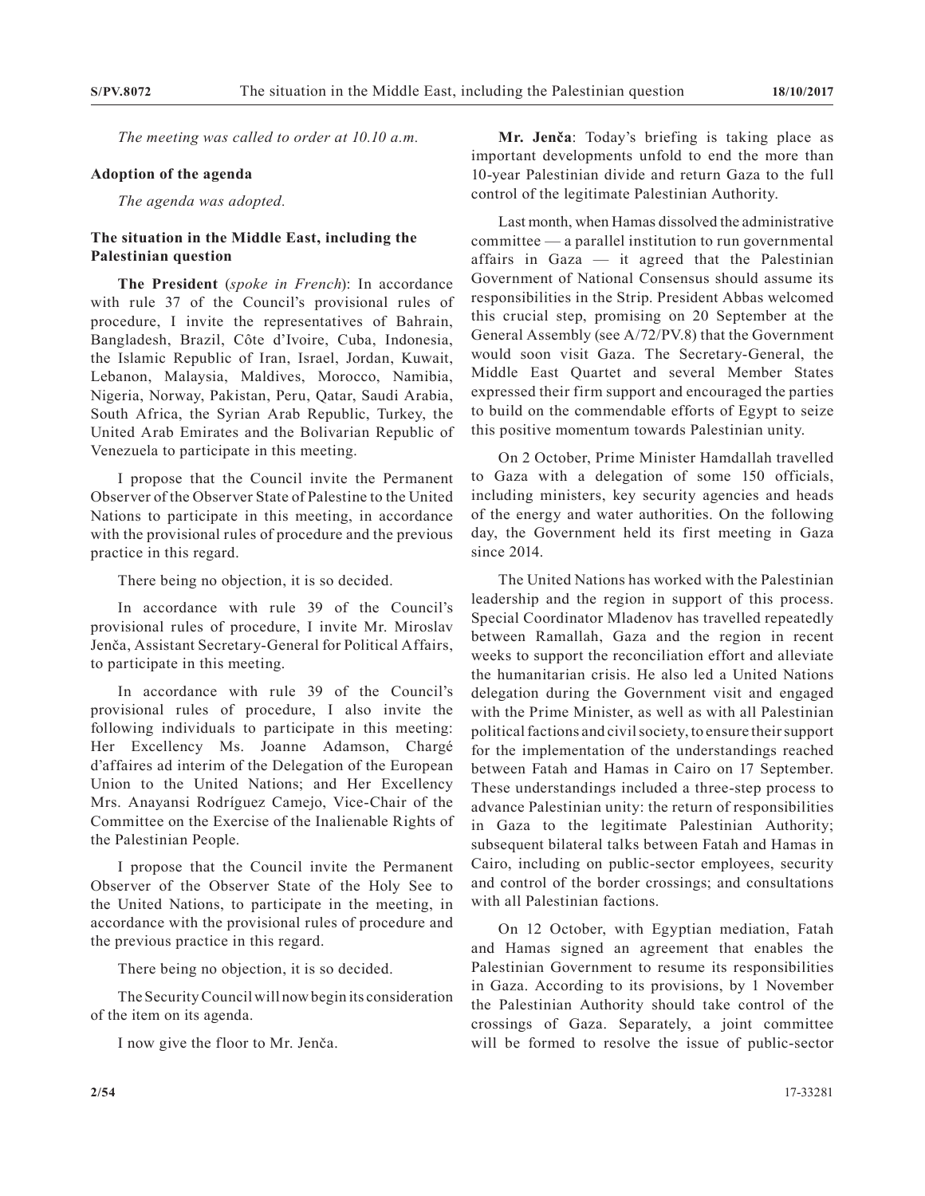*The meeting was called to order at 10.10 a.m.*

## Adoption of the agenda

*The agenda was adopted.*

## The situation in the Middle East, including the Palestinian question

**The President** (*spoke in French*): In accordance with rule 37 of the Council's provisional rules of procedure, I invite the representatives of Bahrain, Bangladesh, Brazil, Côte d'Ivoire, Cuba, Indonesia, the Islamic Republic of Iran, Israel, Jordan, Kuwait, Lebanon, Malaysia, Maldives, Morocco, Namibia, Nigeria, Norway, Pakistan, Peru, Qatar, Saudi Arabia, South Africa, the Syrian Arab Republic, Turkey, the United Arab Emirates and the Bolivarian Republic of Venezuela to participate in this meeting.

I propose that the Council invite the Permanent Observer of the Observer State of Palestine to the United Nations to participate in this meeting, in accordance with the provisional rules of procedure and the previous practice in this regard.

There being no objection, it is so decided.

In accordance with rule 39 of the Council's provisional rules of procedure, I invite Mr. Miroslav Jenča, Assistant Secretary-General for Political Affairs, to participate in this meeting.

In accordance with rule 39 of the Council's provisional rules of procedure, I also invite the following individuals to participate in this meeting: Her Excellency Ms. Joanne Adamson, Chargé d'affaires ad interim of the Delegation of the European Union to the United Nations; and Her Excellency Mrs. Anayansi Rodríguez Camejo, Vice-Chair of the Committee on the Exercise of the Inalienable Rights of the Palestinian People.

I propose that the Council invite the Permanent Observer of the Observer State of the Holy See to the United Nations, to participate in the meeting, in accordance with the provisional rules of procedure and the previous practice in this regard.

There being no objection, it is so decided.

The Security Council will now begin its consideration of the item on its agenda.

I now give the floor to Mr. Jenča.

**Mr. Jenča**: Today's briefing is taking place as important developments unfold to end the more than 10-year Palestinian divide and return Gaza to the full control of the legitimate Palestinian Authority.

Last month, when Hamas dissolved the administrative committee — a parallel institution to run governmental affairs in Gaza — it agreed that the Palestinian Government of National Consensus should assume its responsibilities in the Strip. President Abbas welcomed this crucial step, promising on 20 September at the General Assembly (see A/72/PV.8) that the Government would soon visit Gaza. The Secretary-General, the Middle East Quartet and several Member States expressed their firm support and encouraged the parties to build on the commendable efforts of Egypt to seize this positive momentum towards Palestinian unity.

On 2 October, Prime Minister Hamdallah travelled to Gaza with a delegation of some 150 officials, including ministers, key security agencies and heads of the energy and water authorities. On the following day, the Government held its first meeting in Gaza since 2014.

The United Nations has worked with the Palestinian leadership and the region in support of this process. Special Coordinator Mladenov has travelled repeatedly between Ramallah, Gaza and the region in recent weeks to support the reconciliation effort and alleviate the humanitarian crisis. He also led a United Nations delegation during the Government visit and engaged with the Prime Minister, as well as with all Palestinian political factions and civil society, to ensure their support for the implementation of the understandings reached between Fatah and Hamas in Cairo on 17 September. These understandings included a three-step process to advance Palestinian unity: the return of responsibilities in Gaza to the legitimate Palestinian Authority; subsequent bilateral talks between Fatah and Hamas in Cairo, including on public-sector employees, security and control of the border crossings; and consultations with all Palestinian factions.

On 12 October, with Egyptian mediation, Fatah and Hamas signed an agreement that enables the Palestinian Government to resume its responsibilities in Gaza. According to its provisions, by 1 November the Palestinian Authority should take control of the crossings of Gaza. Separately, a joint committee will be formed to resolve the issue of public-sector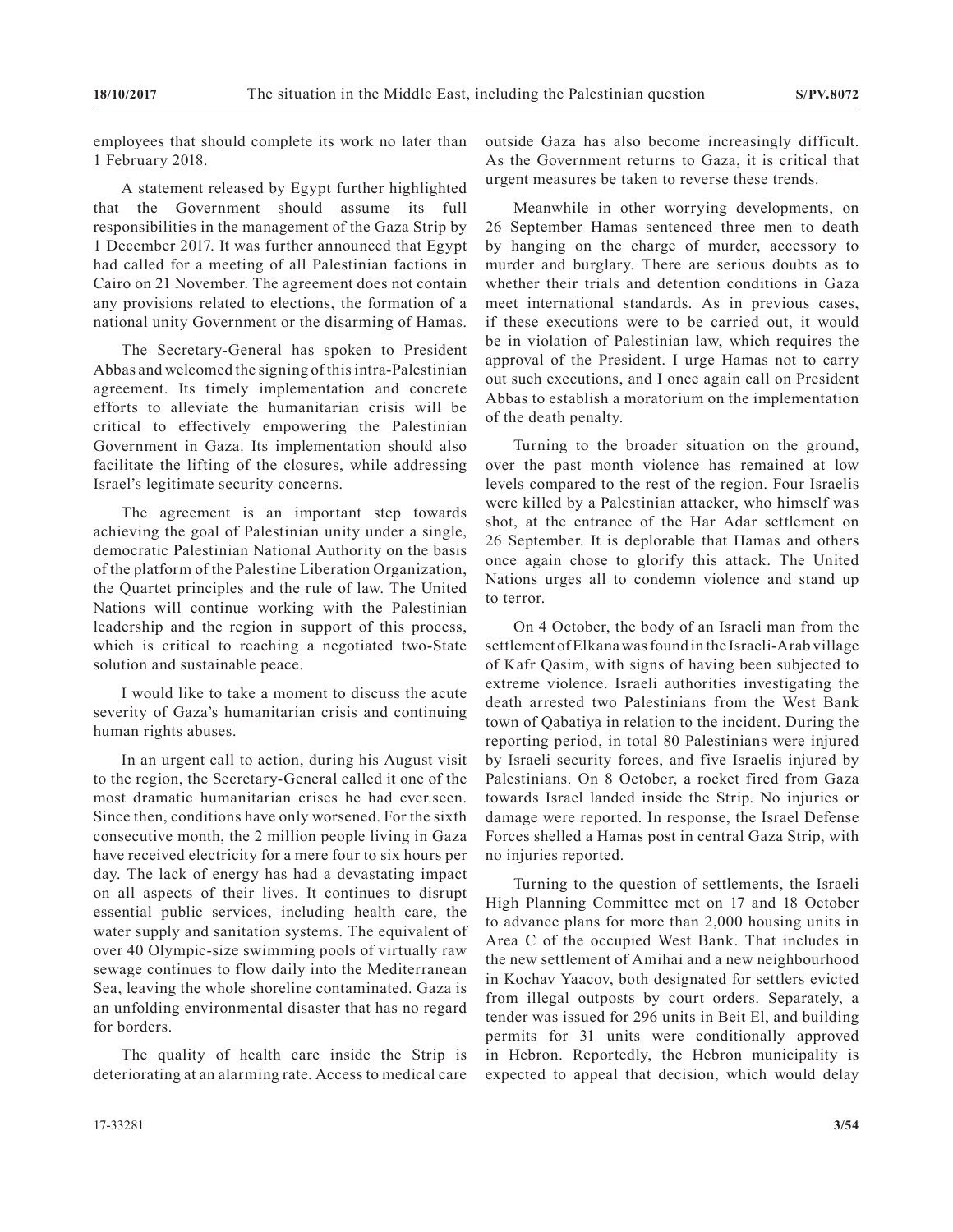employees that should complete its work no later than 1 February 2018.

A statement released by Egypt further highlighted that the Government should assume its full responsibilities in the management of the Gaza Strip by 1 December 2017. It was further announced that Egypt had called for a meeting of all Palestinian factions in Cairo on 21 November. The agreement does not contain any provisions related to elections, the formation of a national unity Government or the disarming of Hamas.

The Secretary-General has spoken to President Abbas and welcomed the signing of this intra-Palestinian agreement. Its timely implementation and concrete efforts to alleviate the humanitarian crisis will be critical to effectively empowering the Palestinian Government in Gaza. Its implementation should also facilitate the lifting of the closures, while addressing Israel's legitimate security concerns.

The agreement is an important step towards achieving the goal of Palestinian unity under a single, democratic Palestinian National Authority on the basis of the platform of the Palestine Liberation Organization, the Quartet principles and the rule of law. The United Nations will continue working with the Palestinian leadership and the region in support of this process, which is critical to reaching a negotiated two-State solution and sustainable peace.

I would like to take a moment to discuss the acute severity of Gaza's humanitarian crisis and continuing human rights abuses.

In an urgent call to action, during his August visit to the region, the Secretary-General called it one of the most dramatic humanitarian crises he had ever.seen. Since then, conditions have only worsened. For the sixth consecutive month, the 2 million people living in Gaza have received electricity for a mere four to six hours per day. The lack of energy has had a devastating impact on all aspects of their lives. It continues to disrupt essential public services, including health care, the water supply and sanitation systems. The equivalent of over 40 Olympic-size swimming pools of virtually raw sewage continues to flow daily into the Mediterranean Sea, leaving the whole shoreline contaminated. Gaza is an unfolding environmental disaster that has no regard for borders.

The quality of health care inside the Strip is deteriorating at an alarming rate. Access to medical care outside Gaza has also become increasingly difficult. As the Government returns to Gaza, it is critical that urgent measures be taken to reverse these trends.

Meanwhile in other worrying developments, on 26 September Hamas sentenced three men to death by hanging on the charge of murder, accessory to murder and burglary. There are serious doubts as to whether their trials and detention conditions in Gaza meet international standards. As in previous cases, if these executions were to be carried out, it would be in violation of Palestinian law, which requires the approval of the President. I urge Hamas not to carry out such executions, and I once again call on President Abbas to establish a moratorium on the implementation of the death penalty.

Turning to the broader situation on the ground, over the past month violence has remained at low levels compared to the rest of the region. Four Israelis were killed by a Palestinian attacker, who himself was shot, at the entrance of the Har Adar settlement on 26 September. It is deplorable that Hamas and others once again chose to glorify this attack. The United Nations urges all to condemn violence and stand up to terror.

On 4 October, the body of an Israeli man from the settlement of Elkana was found in the Israeli-Arab village of Kafr Qasim, with signs of having been subjected to extreme violence. Israeli authorities investigating the death arrested two Palestinians from the West Bank town of Qabatiya in relation to the incident. During the reporting period, in total 80 Palestinians were injured by Israeli security forces, and five Israelis injured by Palestinians. On 8 October, a rocket fired from Gaza towards Israel landed inside the Strip. No injuries or damage were reported. In response, the Israel Defense Forces shelled a Hamas post in central Gaza Strip, with no injuries reported.

Turning to the question of settlements, the Israeli High Planning Committee met on 17 and 18 October to advance plans for more than 2,000 housing units in Area C of the occupied West Bank. That includes in the new settlement of Amihai and a new neighbourhood in Kochav Yaacov, both designated for settlers evicted from illegal outposts by court orders. Separately, a tender was issued for 296 units in Beit El, and building permits for 31 units were conditionally approved in Hebron. Reportedly, the Hebron municipality is expected to appeal that decision, which would delay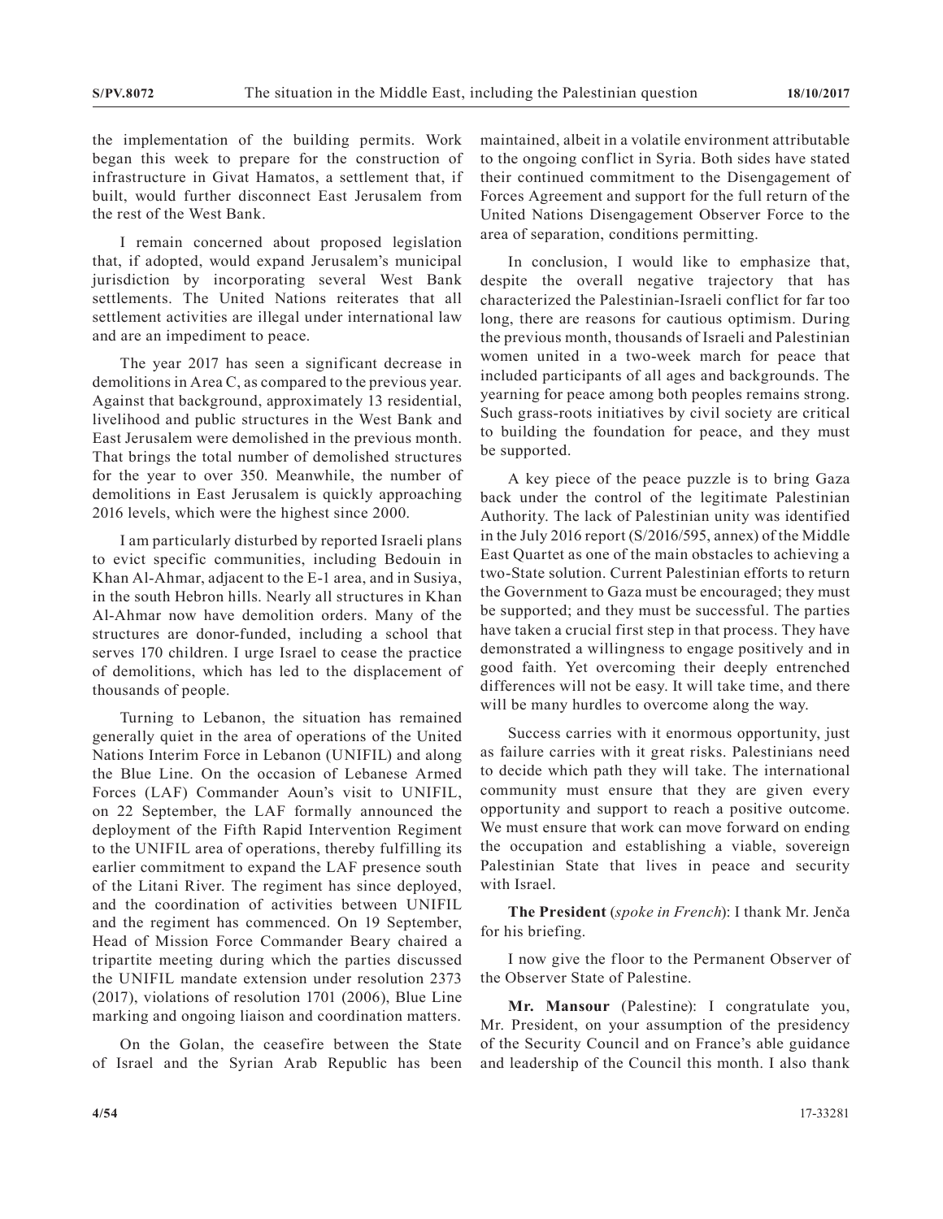the implementation of the building permits. Work began this week to prepare for the construction of infrastructure in Givat Hamatos, a settlement that, if built, would further disconnect East Jerusalem from the rest of the West Bank.

I remain concerned about proposed legislation that, if adopted, would expand Jerusalem's municipal jurisdiction by incorporating several West Bank settlements. The United Nations reiterates that all settlement activities are illegal under international law and are an impediment to peace.

The year 2017 has seen a significant decrease in demolitions in Area C, as compared to the previous year. Against that background, approximately 13 residential, livelihood and public structures in the West Bank and East Jerusalem were demolished in the previous month. That brings the total number of demolished structures for the year to over 350. Meanwhile, the number of demolitions in East Jerusalem is quickly approaching 2016 levels, which were the highest since 2000.

I am particularly disturbed by reported Israeli plans to evict specific communities, including Bedouin in Khan Al-Ahmar, adjacent to the E-1 area, and in Susiya, in the south Hebron hills. Nearly all structures in Khan Al-Ahmar now have demolition orders. Many of the structures are donor-funded, including a school that serves 170 children. I urge Israel to cease the practice of demolitions, which has led to the displacement of thousands of people.

Turning to Lebanon, the situation has remained generally quiet in the area of operations of the United Nations Interim Force in Lebanon (UNIFIL) and along the Blue Line. On the occasion of Lebanese Armed Forces (LAF) Commander Aoun's visit to UNIFIL, on 22 September, the LAF formally announced the deployment of the Fifth Rapid Intervention Regiment to the UNIFIL area of operations, thereby fulfilling its earlier commitment to expand the LAF presence south of the Litani River. The regiment has since deployed, and the coordination of activities between UNIFIL and the regiment has commenced. On 19 September, Head of Mission Force Commander Beary chaired a tripartite meeting during which the parties discussed the UNIFIL mandate extension under resolution 2373 (2017), violations of resolution 1701 (2006), Blue Line marking and ongoing liaison and coordination matters.

On the Golan, the ceasefire between the State of Israel and the Syrian Arab Republic has been maintained, albeit in a volatile environment attributable to the ongoing conflict in Syria. Both sides have stated their continued commitment to the Disengagement of Forces Agreement and support for the full return of the United Nations Disengagement Observer Force to the area of separation, conditions permitting.

In conclusion, I would like to emphasize that, despite the overall negative trajectory that has characterized the Palestinian-Israeli conflict for far too long, there are reasons for cautious optimism. During the previous month, thousands of Israeli and Palestinian women united in a two-week march for peace that included participants of all ages and backgrounds. The yearning for peace among both peoples remains strong. Such grass-roots initiatives by civil society are critical to building the foundation for peace, and they must be supported.

A key piece of the peace puzzle is to bring Gaza back under the control of the legitimate Palestinian Authority. The lack of Palestinian unity was identified in the July 2016 report (S/2016/595, annex) of the Middle East Quartet as one of the main obstacles to achieving a two-State solution. Current Palestinian efforts to return the Government to Gaza must be encouraged; they must be supported; and they must be successful. The parties have taken a crucial first step in that process. They have demonstrated a willingness to engage positively and in good faith. Yet overcoming their deeply entrenched differences will not be easy. It will take time, and there will be many hurdles to overcome along the way.

Success carries with it enormous opportunity, just as failure carries with it great risks. Palestinians need to decide which path they will take. The international community must ensure that they are given every opportunity and support to reach a positive outcome. We must ensure that work can move forward on ending the occupation and establishing a viable, sovereign Palestinian State that lives in peace and security with Israel.

**The President** (*spoke in French*): I thank Mr. Jenča for his briefing.

I now give the floor to the Permanent Observer of the Observer State of Palestine.

**Mr. Mansour** (Palestine): I congratulate you, Mr. President, on your assumption of the presidency of the Security Council and on France's able guidance and leadership of the Council this month. I also thank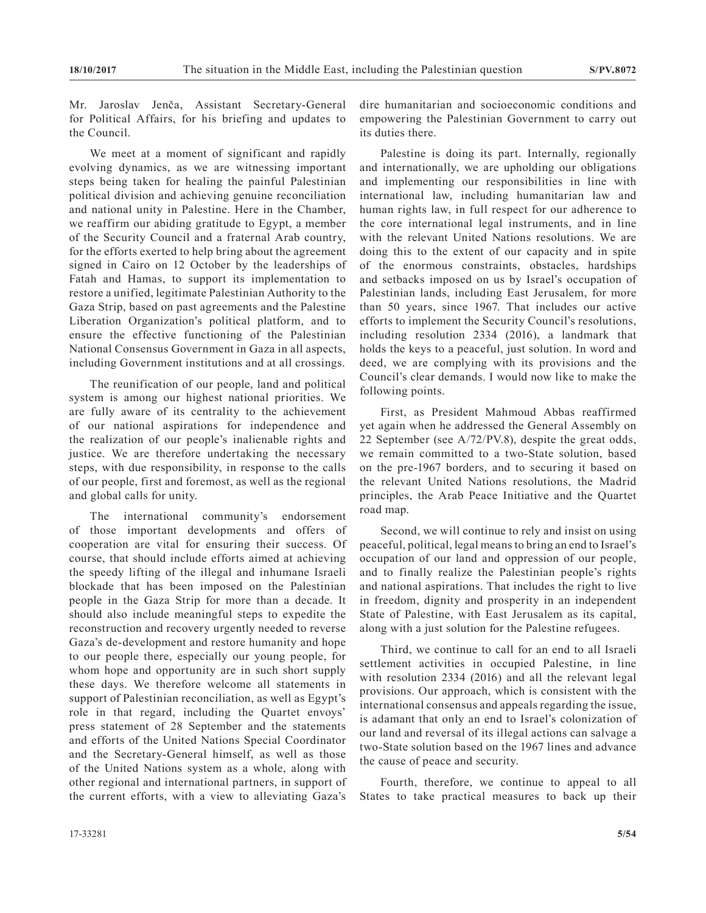Mr. Jaroslav Jenča, Assistant Secretary-General for Political Affairs, for his briefing and updates to the Council.

We meet at a moment of significant and rapidly evolving dynamics, as we are witnessing important steps being taken for healing the painful Palestinian political division and achieving genuine reconciliation and national unity in Palestine. Here in the Chamber, we reaffirm our abiding gratitude to Egypt, a member of the Security Council and a fraternal Arab country, for the efforts exerted to help bring about the agreement signed in Cairo on 12 October by the leaderships of Fatah and Hamas, to support its implementation to restore a unified, legitimate Palestinian Authority to the Gaza Strip, based on past agreements and the Palestine Liberation Organization's political platform, and to ensure the effective functioning of the Palestinian National Consensus Government in Gaza in all aspects, including Government institutions and at all crossings.

The reunification of our people, land and political system is among our highest national priorities. We are fully aware of its centrality to the achievement of our national aspirations for independence and the realization of our people's inalienable rights and justice. We are therefore undertaking the necessary steps, with due responsibility, in response to the calls of our people, first and foremost, as well as the regional and global calls for unity.

The international community's endorsement of those important developments and offers of cooperation are vital for ensuring their success. Of course, that should include efforts aimed at achieving the speedy lifting of the illegal and inhumane Israeli blockade that has been imposed on the Palestinian people in the Gaza Strip for more than a decade. It should also include meaningful steps to expedite the reconstruction and recovery urgently needed to reverse Gaza's de-development and restore humanity and hope to our people there, especially our young people, for whom hope and opportunity are in such short supply these days. We therefore welcome all statements in support of Palestinian reconciliation, as well as Egypt's role in that regard, including the Quartet envoys' press statement of 28 September and the statements and efforts of the United Nations Special Coordinator and the Secretary-General himself, as well as those of the United Nations system as a whole, along with other regional and international partners, in support of the current efforts, with a view to alleviating Gaza's dire humanitarian and socioeconomic conditions and empowering the Palestinian Government to carry out its duties there.

Palestine is doing its part. Internally, regionally and internationally, we are upholding our obligations and implementing our responsibilities in line with international law, including humanitarian law and human rights law, in full respect for our adherence to the core international legal instruments, and in line with the relevant United Nations resolutions. We are doing this to the extent of our capacity and in spite of the enormous constraints, obstacles, hardships and setbacks imposed on us by Israel's occupation of Palestinian lands, including East Jerusalem, for more than 50 years, since 1967. That includes our active efforts to implement the Security Council's resolutions, including resolution 2334 (2016), a landmark that holds the keys to a peaceful, just solution. In word and deed, we are complying with its provisions and the Council's clear demands. I would now like to make the following points.

First, as President Mahmoud Abbas reaffirmed yet again when he addressed the General Assembly on 22 September (see A/72/PV.8), despite the great odds, we remain committed to a two-State solution, based on the pre-1967 borders, and to securing it based on the relevant United Nations resolutions, the Madrid principles, the Arab Peace Initiative and the Quartet road map.

Second, we will continue to rely and insist on using peaceful, political, legal means to bring an end to Israel's occupation of our land and oppression of our people, and to finally realize the Palestinian people's rights and national aspirations. That includes the right to live in freedom, dignity and prosperity in an independent State of Palestine, with East Jerusalem as its capital, along with a just solution for the Palestine refugees.

Third, we continue to call for an end to all Israeli settlement activities in occupied Palestine, in line with resolution 2334 (2016) and all the relevant legal provisions. Our approach, which is consistent with the international consensus and appeals regarding the issue, is adamant that only an end to Israel's colonization of our land and reversal of its illegal actions can salvage a two-State solution based on the 1967 lines and advance the cause of peace and security.

Fourth, therefore, we continue to appeal to all States to take practical measures to back up their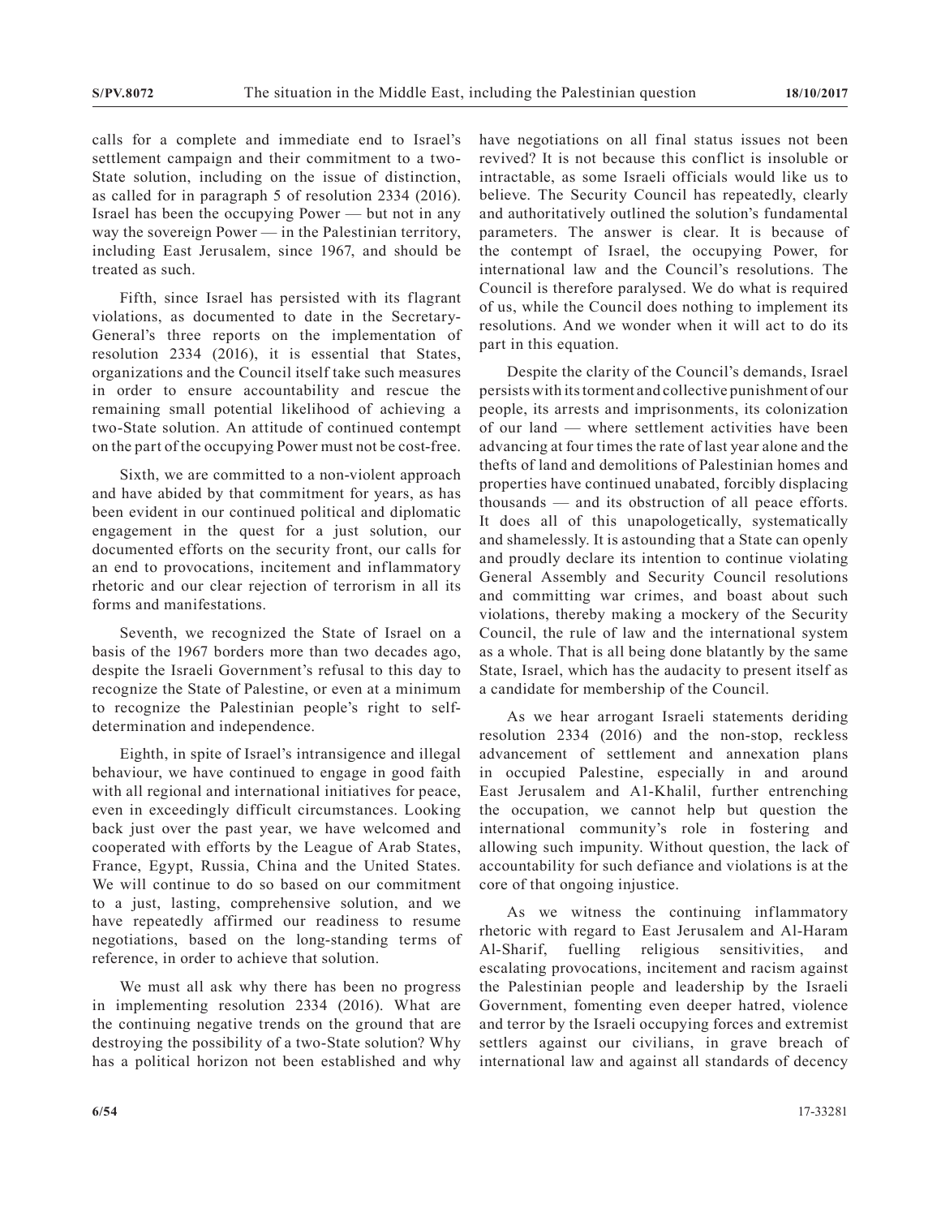calls for a complete and immediate end to Israel's settlement campaign and their commitment to a two-State solution, including on the issue of distinction, as called for in paragraph 5 of resolution 2334 (2016). Israel has been the occupying Power — but not in any way the sovereign Power — in the Palestinian territory, including East Jerusalem, since 1967, and should be treated as such.

Fifth, since Israel has persisted with its flagrant violations, as documented to date in the Secretary-General's three reports on the implementation of resolution 2334 (2016), it is essential that States, organizations and the Council itself take such measures in order to ensure accountability and rescue the remaining small potential likelihood of achieving a two-State solution. An attitude of continued contempt on the part of the occupying Power must not be cost-free.

Sixth, we are committed to a non-violent approach and have abided by that commitment for years, as has been evident in our continued political and diplomatic engagement in the quest for a just solution, our documented efforts on the security front, our calls for an end to provocations, incitement and inflammatory rhetoric and our clear rejection of terrorism in all its forms and manifestations.

Seventh, we recognized the State of Israel on a basis of the 1967 borders more than two decades ago, despite the Israeli Government's refusal to this day to recognize the State of Palestine, or even at a minimum to recognize the Palestinian people's right to self-determination and independence.

Eighth, in spite of Israel's intransigence and illegal behaviour, we have continued to engage in good faith with all regional and international initiatives for peace, even in exceedingly difficult circumstances. Looking back just over the past year, we have welcomed and cooperated with efforts by the League of Arab States, France, Egypt, Russia, China and the United States. We will continue to do so based on our commitment to a just, lasting, comprehensive solution, and we have repeatedly affirmed our readiness to resume negotiations, based on the long-standing terms of reference, in order to achieve that solution.

We must all ask why there has been no progress in implementing resolution 2334 (2016). What are the continuing negative trends on the ground that are destroying the possibility of a two-State solution? Why has a political horizon not been established and why have negotiations on all final status issues not been revived? It is not because this conflict is insoluble or intractable, as some Israeli officials would like us to believe. The Security Council has repeatedly, clearly and authoritatively outlined the solution's fundamental parameters. The answer is clear. It is because of the contempt of Israel, the occupying Power, for international law and the Council's resolutions. The Council is therefore paralysed. We do what is required of us, while the Council does nothing to implement its resolutions. And we wonder when it will act to do its part in this equation.

Despite the clarity of the Council's demands, Israel persists with its torment and collective punishment of our people, its arrests and imprisonments, its colonization of our land — where settlement activities have been advancing at four times the rate of last year alone and the thefts of land and demolitions of Palestinian homes and properties have continued unabated, forcibly displacing thousands — and its obstruction of all peace efforts. It does all of this unapologetically, systematically and shamelessly. It is astounding that a State can openly and proudly declare its intention to continue violating General Assembly and Security Council resolutions and committing war crimes, and boast about such violations, thereby making a mockery of the Security Council, the rule of law and the international system as a whole. That is all being done blatantly by the same State, Israel, which has the audacity to present itself as a candidate for membership of the Council.

As we hear arrogant Israeli statements deriding resolution 2334 (2016) and the non-stop, reckless advancement of settlement and annexation plans in occupied Palestine, especially in and around East Jerusalem and Al-Khalil, further entrenching the occupation, we cannot help but question the international community's role in fostering and allowing such impunity. Without question, the lack of accountability for such defiance and violations is at the core of that ongoing injustice.

As we witness the continuing inflammatory rhetoric with regard to East Jerusalem and Al-Haram Al-Sharif, fuelling religious sensitivities, and escalating provocations, incitement and racism against the Palestinian people and leadership by the Israeli Government, fomenting even deeper hatred, violence and terror by the Israeli occupying forces and extremist settlers against our civilians, in grave breach of international law and against all standards of decency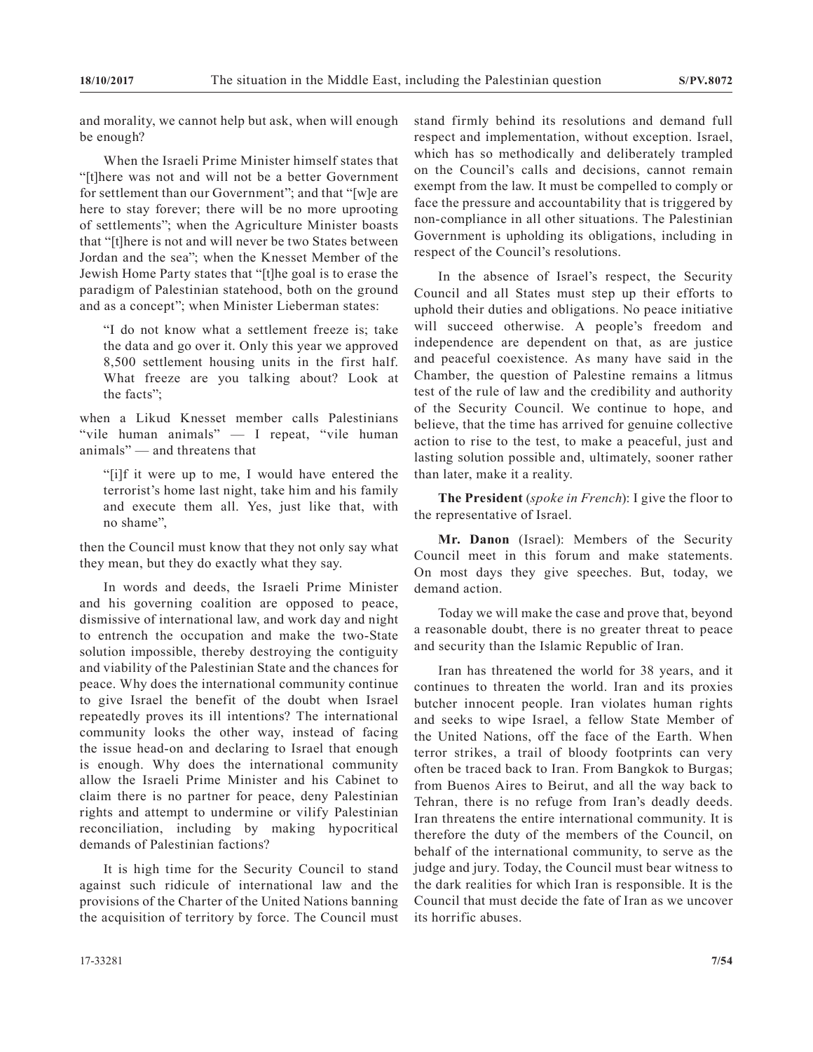and morality, we cannot help but ask, when will enough be enough?

When the Israeli Prime Minister himself states that "[t]here was not and will not be a better Government for settlement than our Government"; and that "[w]e are here to stay forever; there will be no more uprooting of settlements"; when the Agriculture Minister boasts that "[t]here is not and will never be two States between Jordan and the sea"; when the Knesset Member of the Jewish Home Party states that "[t]he goal is to erase the paradigm of Palestinian statehood, both on the ground and as a concept"; when Minister Lieberman states:

> "I do not know what a settlement freeze is; take the data and go over it. Only this year we approved 8,500 settlement housing units in the first half. What freeze are you talking about? Look at the facts";

when a Likud Knesset member calls Palestinians "vile human animals" — I repeat, "vile human animals" — and threatens that

> "[i]f it were up to me, I would have entered the terrorist's home last night, take him and his family and execute them all. Yes, just like that, with no shame",

then the Council must know that they not only say what they mean, but they do exactly what they say.

In words and deeds, the Israeli Prime Minister and his governing coalition are opposed to peace, dismissive of international law, and work day and night to entrench the occupation and make the two-State solution impossible, thereby destroying the contiguity and viability of the Palestinian State and the chances for peace. Why does the international community continue to give Israel the benefit of the doubt when Israel repeatedly proves its ill intentions? The international community looks the other way, instead of facing the issue head-on and declaring to Israel that enough is enough. Why does the international community allow the Israeli Prime Minister and his Cabinet to claim there is no partner for peace, deny Palestinian rights and attempt to undermine or vilify Palestinian reconciliation, including by making hypocritical demands of Palestinian factions?

It is high time for the Security Council to stand against such ridicule of international law and the provisions of the Charter of the United Nations banning the acquisition of territory by force. The Council must stand firmly behind its resolutions and demand full respect and implementation, without exception. Israel, which has so methodically and deliberately trampled on the Council's calls and decisions, cannot remain exempt from the law. It must be compelled to comply or face the pressure and accountability that is triggered by non-compliance in all other situations. The Palestinian Government is upholding its obligations, including in respect of the Council's resolutions.

In the absence of Israel's respect, the Security Council and all States must step up their efforts to uphold their duties and obligations. No peace initiative will succeed otherwise. A people's freedom and independence are dependent on that, as are justice and peaceful coexistence. As many have said in the Chamber, the question of Palestine remains a litmus test of the rule of law and the credibility and authority of the Security Council. We continue to hope, and believe, that the time has arrived for genuine collective action to rise to the test, to make a peaceful, just and lasting solution possible and, ultimately, sooner rather than later, make it a reality.

**The President** (*spoke in French*): I give the floor to the representative of Israel.

**Mr. Danon** (Israel): Members of the Security Council meet in this forum and make statements. On most days they give speeches. But, today, we demand action.

Today we will make the case and prove that, beyond a reasonable doubt, there is no greater threat to peace and security than the Islamic Republic of Iran.

Iran has threatened the world for 38 years, and it continues to threaten the world. Iran and its proxies butcher innocent people. Iran violates human rights and seeks to wipe Israel, a fellow State Member of the United Nations, off the face of the Earth. When terror strikes, a trail of bloody footprints can very often be traced back to Iran. From Bangkok to Burgas; from Buenos Aires to Beirut, and all the way back to Tehran, there is no refuge from Iran's deadly deeds. Iran threatens the entire international community. It is therefore the duty of the members of the Council, on behalf of the international community, to serve as the judge and jury. Today, the Council must bear witness to the dark realities for which Iran is responsible. It is the Council that must decide the fate of Iran as we uncover its horrific abuses.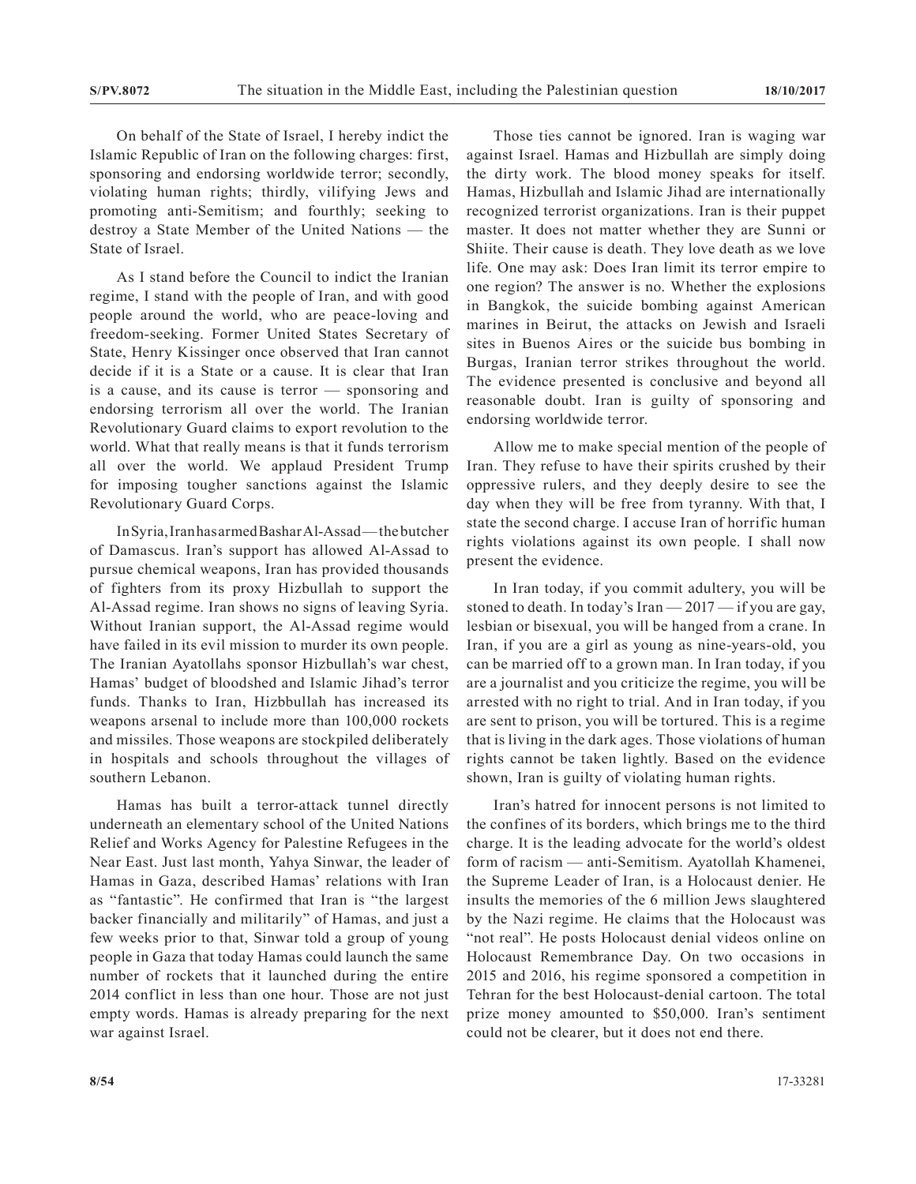On behalf of the State of Israel, I hereby indict the Islamic Republic of Iran on the following charges: first, sponsoring and endorsing worldwide terror; secondly, violating human rights; thirdly, vilifying Jews and promoting anti-Semitism; and fourthly; seeking to destroy a State Member of the United Nations — the State of Israel.

As I stand before the Council to indict the Iranian regime, I stand with the people of Iran, and with good people around the world, who are peace-loving and freedom-seeking. Former United States Secretary of State, Henry Kissinger once observed that Iran cannot decide if it is a State or a cause. It is clear that Iran is a cause, and its cause is terror — sponsoring and endorsing terrorism all over the world. The Iranian Revolutionary Guard claims to export revolution to the world. What that really means is that it funds terrorism all over the world. We applaud President Trump for imposing tougher sanctions against the Islamic Revolutionary Guard Corps.

In Syria, Iran has armed Bashar Al-Assad — the butcher of Damascus. Iran's support has allowed Al-Assad to pursue chemical weapons, Iran has provided thousands of fighters from its proxy Hizbullah to support the Al-Assad regime. Iran shows no signs of leaving Syria. Without Iranian support, the Al-Assad regime would have failed in its evil mission to murder its own people. The Iranian Ayatollahs sponsor Hizbullah's war chest, Hamas' budget of bloodshed and Islamic Jihad's terror funds. Thanks to Iran, Hizbbullah has increased its weapons arsenal to include more than 100,000 rockets and missiles. Those weapons are stockpiled deliberately in hospitals and schools throughout the villages of southern Lebanon.

Hamas has built a terror-attack tunnel directly underneath an elementary school of the United Nations Relief and Works Agency for Palestine Refugees in the Near East. Just last month, Yahya Sinwar, the leader of Hamas in Gaza, described Hamas' relations with Iran as "fantastic". He confirmed that Iran is "the largest backer financially and militarily" of Hamas, and just a few weeks prior to that, Sinwar told a group of young people in Gaza that today Hamas could launch the same number of rockets that it launched during the entire 2014 conflict in less than one hour. Those are not just empty words. Hamas is already preparing for the next war against Israel.

Those ties cannot be ignored. Iran is waging war against Israel. Hamas and Hizbullah are simply doing the dirty work. The blood money speaks for itself. Hamas, Hizbullah and Islamic Jihad are internationally recognized terrorist organizations. Iran is their puppet master. It does not matter whether they are Sunni or Shiite. Their cause is death. They love death as we love life. One may ask: Does Iran limit its terror empire to one region? The answer is no. Whether the explosions in Bangkok, the suicide bombing against American marines in Beirut, the attacks on Jewish and Israeli sites in Buenos Aires or the suicide bus bombing in Burgas, Iranian terror strikes throughout the world. The evidence presented is conclusive and beyond all reasonable doubt. Iran is guilty of sponsoring and endorsing worldwide terror.

Allow me to make special mention of the people of Iran. They refuse to have their spirits crushed by their oppressive rulers, and they deeply desire to see the day when they will be free from tyranny. With that, I state the second charge. I accuse Iran of horrific human rights violations against its own people. I shall now present the evidence.

In Iran today, if you commit adultery, you will be stoned to death. In today's Iran — 2017 — if you are gay, lesbian or bisexual, you will be hanged from a crane. In Iran, if you are a girl as young as nine-years-old, you can be married off to a grown man. In Iran today, if you are a journalist and you criticize the regime, you will be arrested with no right to trial. And in Iran today, if you are sent to prison, you will be tortured. This is a regime that is living in the dark ages. Those violations of human rights cannot be taken lightly. Based on the evidence shown, Iran is guilty of violating human rights.

Iran's hatred for innocent persons is not limited to the confines of its borders, which brings me to the third charge. It is the leading advocate for the world's oldest form of racism — anti-Semitism. Ayatollah Khamenei, the Supreme Leader of Iran, is a Holocaust denier. He insults the memories of the 6 million Jews slaughtered by the Nazi regime. He claims that the Holocaust was "not real". He posts Holocaust denial videos online on Holocaust Remembrance Day. On two occasions in 2015 and 2016, his regime sponsored a competition in Tehran for the best Holocaust-denial cartoon. The total prize money amounted to $50,000. Iran's sentiment could not be clearer, but it does not end there.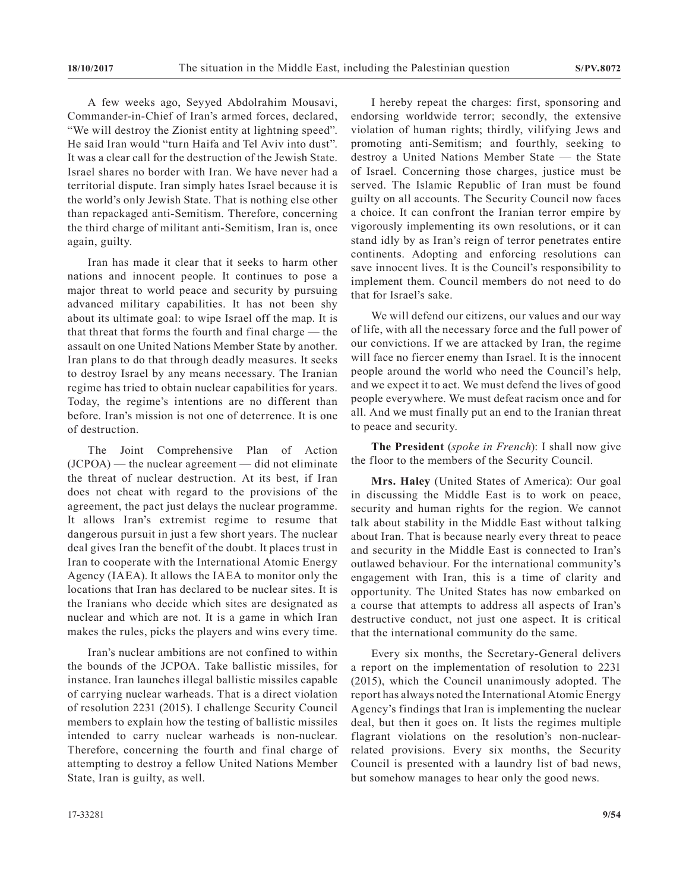A few weeks ago, Seyyed Abdolrahim Mousavi, Commander-in-Chief of Iran's armed forces, declared, "We will destroy the Zionist entity at lightning speed". He said Iran would "turn Haifa and Tel Aviv into dust". It was a clear call for the destruction of the Jewish State. Israel shares no border with Iran. We have never had a territorial dispute. Iran simply hates Israel because it is the world's only Jewish State. That is nothing else other than repackaged anti-Semitism. Therefore, concerning the third charge of militant anti-Semitism, Iran is, once again, guilty.

Iran has made it clear that it seeks to harm other nations and innocent people. It continues to pose a major threat to world peace and security by pursuing advanced military capabilities. It has not been shy about its ultimate goal: to wipe Israel off the map. It is that threat that forms the fourth and final charge — the assault on one United Nations Member State by another. Iran plans to do that through deadly measures. It seeks to destroy Israel by any means necessary. The Iranian regime has tried to obtain nuclear capabilities for years. Today, the regime's intentions are no different than before. Iran's mission is not one of deterrence. It is one of destruction.

The Joint Comprehensive Plan of Action (JCPOA) — the nuclear agreement — did not eliminate the threat of nuclear destruction. At its best, if Iran does not cheat with regard to the provisions of the agreement, the pact just delays the nuclear programme. It allows Iran's extremist regime to resume that dangerous pursuit in just a few short years. The nuclear deal gives Iran the benefit of the doubt. It places trust in Iran to cooperate with the International Atomic Energy Agency (IAEA). It allows the IAEA to monitor only the locations that Iran has declared to be nuclear sites. It is the Iranians who decide which sites are designated as nuclear and which are not. It is a game in which Iran makes the rules, picks the players and wins every time.

Iran's nuclear ambitions are not confined to within the bounds of the JCPOA. Take ballistic missiles, for instance. Iran launches illegal ballistic missiles capable of carrying nuclear warheads. That is a direct violation of resolution 2231 (2015). I challenge Security Council members to explain how the testing of ballistic missiles intended to carry nuclear warheads is non-nuclear. Therefore, concerning the fourth and final charge of attempting to destroy a fellow United Nations Member State, Iran is guilty, as well.

I hereby repeat the charges: first, sponsoring and endorsing worldwide terror; secondly, the extensive violation of human rights; thirdly, vilifying Jews and promoting anti-Semitism; and fourthly, seeking to destroy a United Nations Member State — the State of Israel. Concerning those charges, justice must be served. The Islamic Republic of Iran must be found guilty on all accounts. The Security Council now faces a choice. It can confront the Iranian terror empire by vigorously implementing its own resolutions, or it can stand idly by as Iran's reign of terror penetrates entire continents. Adopting and enforcing resolutions can save innocent lives. It is the Council's responsibility to implement them. Council members do not need to do that for Israel's sake.

We will defend our citizens, our values and our way of life, with all the necessary force and the full power of our convictions. If we are attacked by Iran, the regime will face no fiercer enemy than Israel. It is the innocent people around the world who need the Council's help, and we expect it to act. We must defend the lives of good people everywhere. We must defeat racism once and for all. And we must finally put an end to the Iranian threat to peace and security.

**The President** (*spoke in French*): I shall now give the floor to the members of the Security Council.

**Mrs. Haley** (United States of America): Our goal in discussing the Middle East is to work on peace, security and human rights for the region. We cannot talk about stability in the Middle East without talking about Iran. That is because nearly every threat to peace and security in the Middle East is connected to Iran's outlawed behaviour. For the international community's engagement with Iran, this is a time of clarity and opportunity. The United States has now embarked on a course that attempts to address all aspects of Iran's destructive conduct, not just one aspect. It is critical that the international community do the same.

Every six months, the Secretary-General delivers a report on the implementation of resolution to 2231 (2015), which the Council unanimously adopted. The report has always noted the International Atomic Energy Agency's findings that Iran is implementing the nuclear deal, but then it goes on. It lists the regimes multiple flagrant violations on the resolution's non-nuclear-related provisions. Every six months, the Security Council is presented with a laundry list of bad news, but somehow manages to hear only the good news.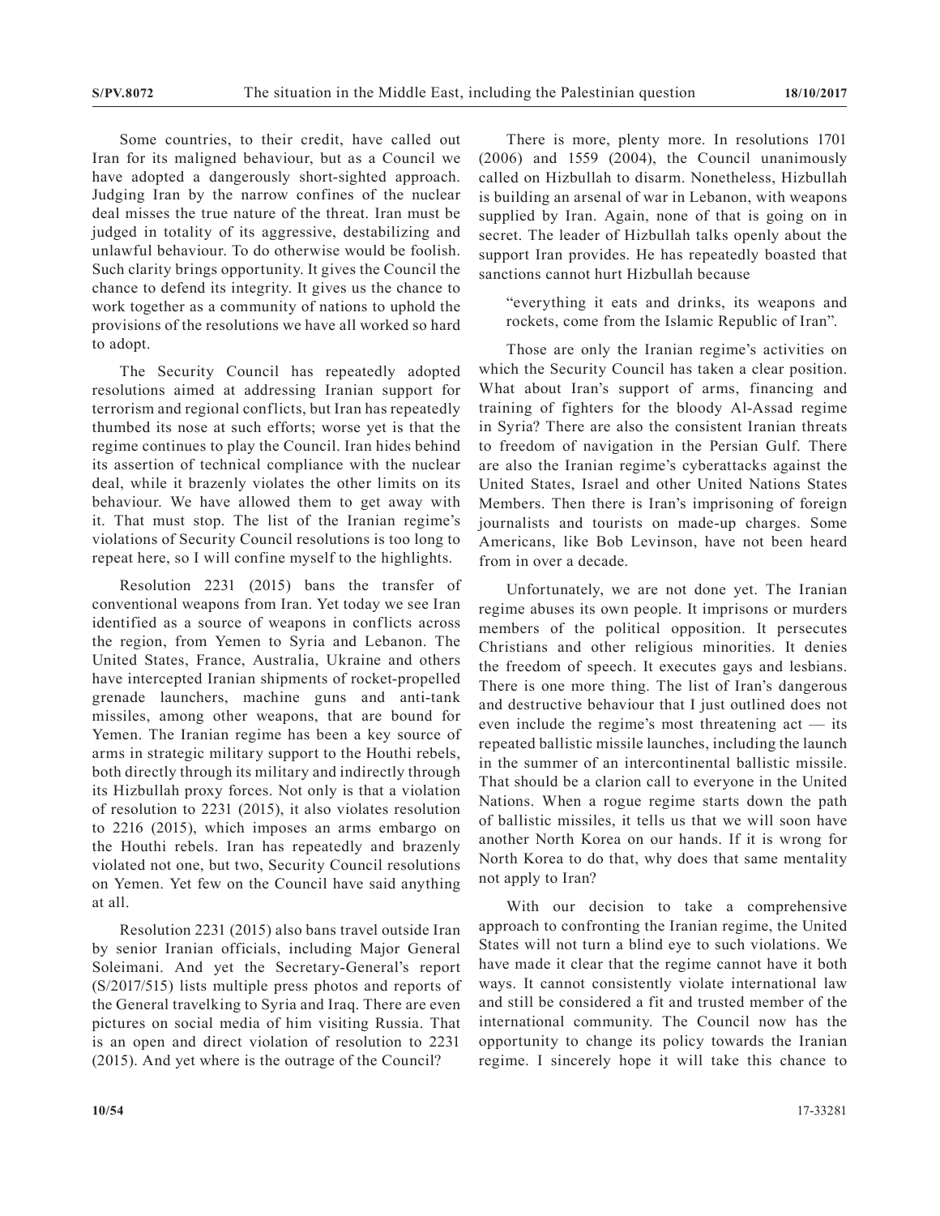Some countries, to their credit, have called out Iran for its maligned behaviour, but as a Council we have adopted a dangerously short-sighted approach. Judging Iran by the narrow confines of the nuclear deal misses the true nature of the threat. Iran must be judged in totality of its aggressive, destabilizing and unlawful behaviour. To do otherwise would be foolish. Such clarity brings opportunity. It gives the Council the chance to defend its integrity. It gives us the chance to work together as a community of nations to uphold the provisions of the resolutions we have all worked so hard to adopt.

The Security Council has repeatedly adopted resolutions aimed at addressing Iranian support for terrorism and regional conflicts, but Iran has repeatedly thumbed its nose at such efforts; worse yet is that the regime continues to play the Council. Iran hides behind its assertion of technical compliance with the nuclear deal, while it brazenly violates the other limits on its behaviour. We have allowed them to get away with it. That must stop. The list of the Iranian regime's violations of Security Council resolutions is too long to repeat here, so I will confine myself to the highlights.

Resolution 2231 (2015) bans the transfer of conventional weapons from Iran. Yet today we see Iran identified as a source of weapons in conflicts across the region, from Yemen to Syria and Lebanon. The United States, France, Australia, Ukraine and others have intercepted Iranian shipments of rocket-propelled grenade launchers, machine guns and anti-tank missiles, among other weapons, that are bound for Yemen. The Iranian regime has been a key source of arms in strategic military support to the Houthi rebels, both directly through its military and indirectly through its Hizbullah proxy forces. Not only is that a violation of resolution to 2231 (2015), it also violates resolution to 2216 (2015), which imposes an arms embargo on the Houthi rebels. Iran has repeatedly and brazenly violated not one, but two, Security Council resolutions on Yemen. Yet few on the Council have said anything at all.

Resolution 2231 (2015) also bans travel outside Iran by senior Iranian officials, including Major General Soleimani. And yet the Secretary-General's report (S/2017/515) lists multiple press photos and reports of the General travelking to Syria and Iraq. There are even pictures on social media of him visiting Russia. That is an open and direct violation of resolution to 2231 (2015). And yet where is the outrage of the Council?

There is more, plenty more. In resolutions 1701 (2006) and 1559 (2004), the Council unanimously called on Hizbullah to disarm. Nonetheless, Hizbullah is building an arsenal of war in Lebanon, with weapons supplied by Iran. Again, none of that is going on in secret. The leader of Hizbullah talks openly about the support Iran provides. He has repeatedly boasted that sanctions cannot hurt Hizbullah because

> "everything it eats and drinks, its weapons and rockets, come from the Islamic Republic of Iran".

Those are only the Iranian regime's activities on which the Security Council has taken a clear position. What about Iran's support of arms, financing and training of fighters for the bloody Al-Assad regime in Syria? There are also the consistent Iranian threats to freedom of navigation in the Persian Gulf. There are also the Iranian regime's cyberattacks against the United States, Israel and other United Nations States Members. Then there is Iran's imprisoning of foreign journalists and tourists on made-up charges. Some Americans, like Bob Levinson, have not been heard from in over a decade.

Unfortunately, we are not done yet. The Iranian regime abuses its own people. It imprisons or murders members of the political opposition. It persecutes Christians and other religious minorities. It denies the freedom of speech. It executes gays and lesbians. There is one more thing. The list of Iran's dangerous and destructive behaviour that I just outlined does not even include the regime's most threatening act — its repeated ballistic missile launches, including the launch in the summer of an intercontinental ballistic missile. That should be a clarion call to everyone in the United Nations. When a rogue regime starts down the path of ballistic missiles, it tells us that we will soon have another North Korea on our hands. If it is wrong for North Korea to do that, why does that same mentality not apply to Iran?

With our decision to take a comprehensive approach to confronting the Iranian regime, the United States will not turn a blind eye to such violations. We have made it clear that the regime cannot have it both ways. It cannot consistently violate international law and still be considered a fit and trusted member of the international community. The Council now has the opportunity to change its policy towards the Iranian regime. I sincerely hope it will take this chance to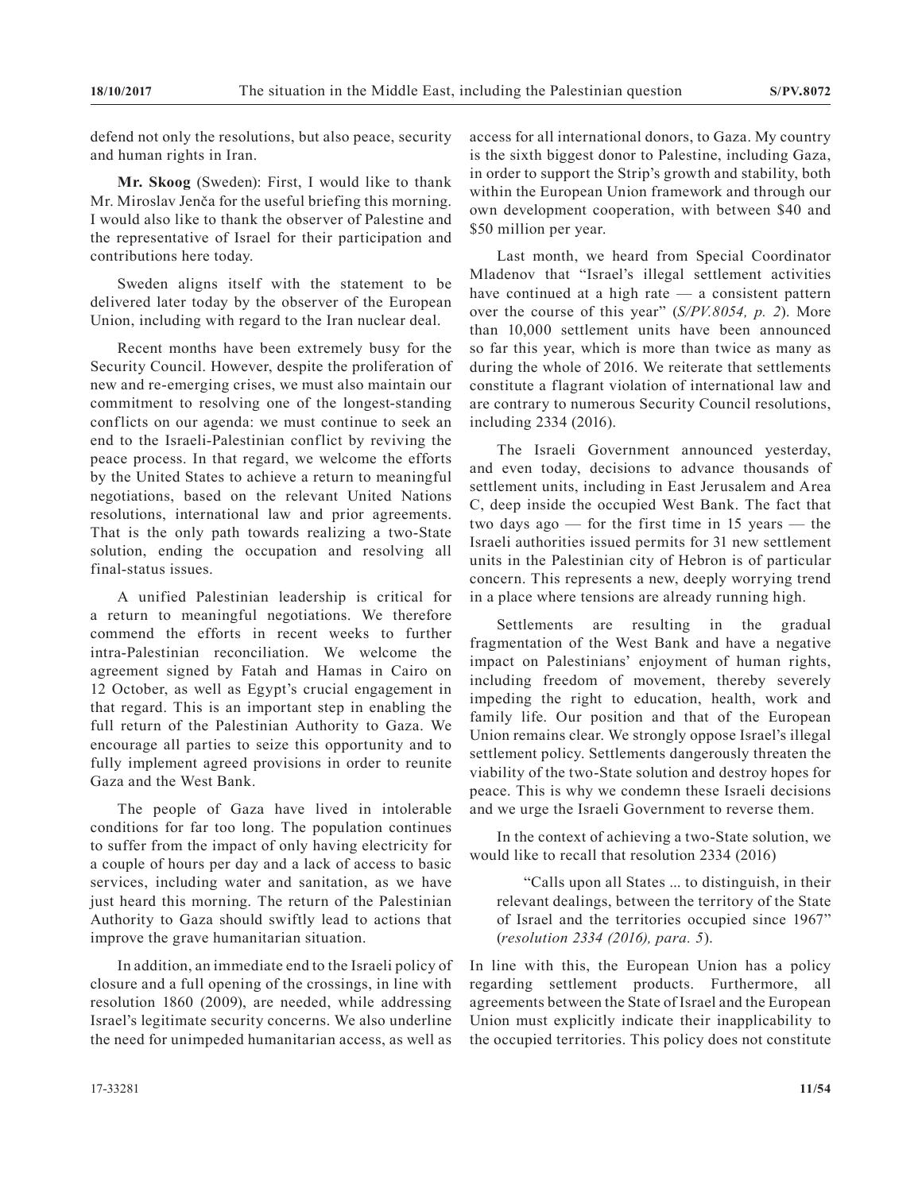defend not only the resolutions, but also peace, security and human rights in Iran.

**Mr. Skoog** (Sweden): First, I would like to thank Mr. Miroslav Jenča for the useful briefing this morning. I would also like to thank the observer of Palestine and the representative of Israel for their participation and contributions here today.

Sweden aligns itself with the statement to be delivered later today by the observer of the European Union, including with regard to the Iran nuclear deal.

Recent months have been extremely busy for the Security Council. However, despite the proliferation of new and re-emerging crises, we must also maintain our commitment to resolving one of the longest-standing conflicts on our agenda: we must continue to seek an end to the Israeli-Palestinian conflict by reviving the peace process. In that regard, we welcome the efforts by the United States to achieve a return to meaningful negotiations, based on the relevant United Nations resolutions, international law and prior agreements. That is the only path towards realizing a two-State solution, ending the occupation and resolving all final-status issues.

A unified Palestinian leadership is critical for a return to meaningful negotiations. We therefore commend the efforts in recent weeks to further intra-Palestinian reconciliation. We welcome the agreement signed by Fatah and Hamas in Cairo on 12 October, as well as Egypt's crucial engagement in that regard. This is an important step in enabling the full return of the Palestinian Authority to Gaza. We encourage all parties to seize this opportunity and to fully implement agreed provisions in order to reunite Gaza and the West Bank.

The people of Gaza have lived in intolerable conditions for far too long. The population continues to suffer from the impact of only having electricity for a couple of hours per day and a lack of access to basic services, including water and sanitation, as we have just heard this morning. The return of the Palestinian Authority to Gaza should swiftly lead to actions that improve the grave humanitarian situation.

In addition, an immediate end to the Israeli policy of closure and a full opening of the crossings, in line with resolution 1860 (2009), are needed, while addressing Israel's legitimate security concerns. We also underline the need for unimpeded humanitarian access, as well as access for all international donors, to Gaza. My country is the sixth biggest donor to Palestine, including Gaza, in order to support the Strip's growth and stability, both within the European Union framework and through our own development cooperation, with between $40 and $50 million per year.

Last month, we heard from Special Coordinator Mladenov that "Israel's illegal settlement activities have continued at a high rate — a consistent pattern over the course of this year" (*S/PV.8054, p. 2*). More than 10,000 settlement units have been announced so far this year, which is more than twice as many as during the whole of 2016. We reiterate that settlements constitute a flagrant violation of international law and are contrary to numerous Security Council resolutions, including 2334 (2016).

The Israeli Government announced yesterday, and even today, decisions to advance thousands of settlement units, including in East Jerusalem and Area C, deep inside the occupied West Bank. The fact that two days ago — for the first time in 15 years — the Israeli authorities issued permits for 31 new settlement units in the Palestinian city of Hebron is of particular concern. This represents a new, deeply worrying trend in a place where tensions are already running high.

Settlements are resulting in the gradual fragmentation of the West Bank and have a negative impact on Palestinians' enjoyment of human rights, including freedom of movement, thereby severely impeding the right to education, health, work and family life. Our position and that of the European Union remains clear. We strongly oppose Israel's illegal settlement policy. Settlements dangerously threaten the viability of the two-State solution and destroy hopes for peace. This is why we condemn these Israeli decisions and we urge the Israeli Government to reverse them.

In the context of achieving a two-State solution, we would like to recall that resolution 2334 (2016)

> "Calls upon all States ... to distinguish, in their relevant dealings, between the territory of the State of Israel and the territories occupied since 1967" (*resolution 2334 (2016), para. 5*).

In line with this, the European Union has a policy regarding settlement products. Furthermore, all agreements between the State of Israel and the European Union must explicitly indicate their inapplicability to the occupied territories. This policy does not constitute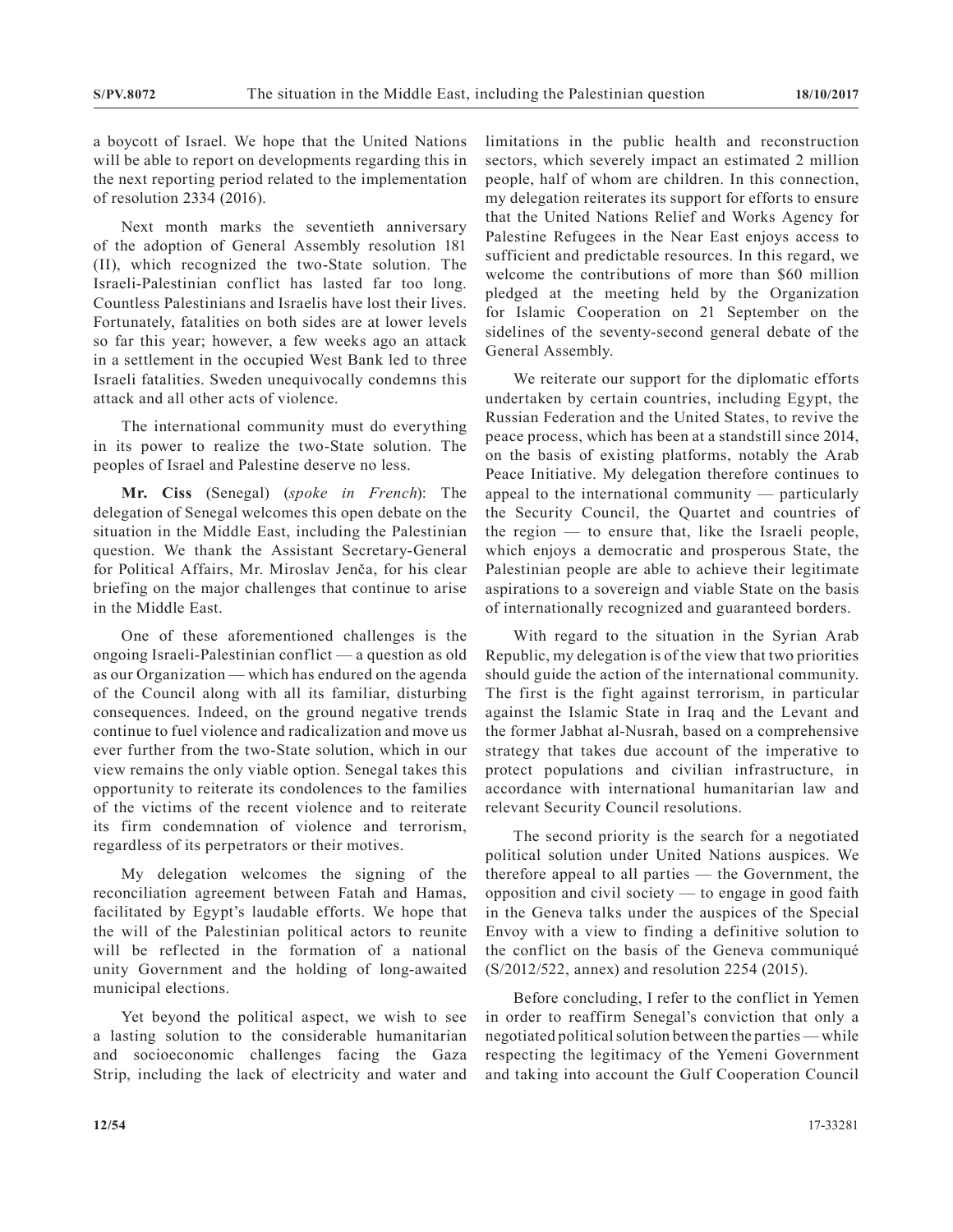a boycott of Israel. We hope that the United Nations will be able to report on developments regarding this in the next reporting period related to the implementation of resolution 2334 (2016).

Next month marks the seventieth anniversary of the adoption of General Assembly resolution 181 (II), which recognized the two-State solution. The Israeli-Palestinian conflict has lasted far too long. Countless Palestinians and Israelis have lost their lives. Fortunately, fatalities on both sides are at lower levels so far this year; however, a few weeks ago an attack in a settlement in the occupied West Bank led to three Israeli fatalities. Sweden unequivocally condemns this attack and all other acts of violence.

The international community must do everything in its power to realize the two-State solution. The peoples of Israel and Palestine deserve no less.

**Mr. Ciss** (Senegal) (*spoke in French*): The delegation of Senegal welcomes this open debate on the situation in the Middle East, including the Palestinian question. We thank the Assistant Secretary-General for Political Affairs, Mr. Miroslav Jenča, for his clear briefing on the major challenges that continue to arise in the Middle East.

One of these aforementioned challenges is the ongoing Israeli-Palestinian conflict — a question as old as our Organization — which has endured on the agenda of the Council along with all its familiar, disturbing consequences. Indeed, on the ground negative trends continue to fuel violence and radicalization and move us ever further from the two-State solution, which in our view remains the only viable option. Senegal takes this opportunity to reiterate its condolences to the families of the victims of the recent violence and to reiterate its firm condemnation of violence and terrorism, regardless of its perpetrators or their motives.

My delegation welcomes the signing of the reconciliation agreement between Fatah and Hamas, facilitated by Egypt's laudable efforts. We hope that the will of the Palestinian political actors to reunite will be reflected in the formation of a national unity Government and the holding of long-awaited municipal elections.

Yet beyond the political aspect, we wish to see a lasting solution to the considerable humanitarian and socioeconomic challenges facing the Gaza Strip, including the lack of electricity and water and limitations in the public health and reconstruction sectors, which severely impact an estimated 2 million people, half of whom are children. In this connection, my delegation reiterates its support for efforts to ensure that the United Nations Relief and Works Agency for Palestine Refugees in the Near East enjoys access to sufficient and predictable resources. In this regard, we welcome the contributions of more than $60 million pledged at the meeting held by the Organization for Islamic Cooperation on 21 September on the sidelines of the seventy-second general debate of the General Assembly.

We reiterate our support for the diplomatic efforts undertaken by certain countries, including Egypt, the Russian Federation and the United States, to revive the peace process, which has been at a standstill since 2014, on the basis of existing platforms, notably the Arab Peace Initiative. My delegation therefore continues to appeal to the international community — particularly the Security Council, the Quartet and countries of the region — to ensure that, like the Israeli people, which enjoys a democratic and prosperous State, the Palestinian people are able to achieve their legitimate aspirations to a sovereign and viable State on the basis of internationally recognized and guaranteed borders.

With regard to the situation in the Syrian Arab Republic, my delegation is of the view that two priorities should guide the action of the international community. The first is the fight against terrorism, in particular against the Islamic State in Iraq and the Levant and the former Jabhat al-Nusrah, based on a comprehensive strategy that takes due account of the imperative to protect populations and civilian infrastructure, in accordance with international humanitarian law and relevant Security Council resolutions.

The second priority is the search for a negotiated political solution under United Nations auspices. We therefore appeal to all parties — the Government, the opposition and civil society — to engage in good faith in the Geneva talks under the auspices of the Special Envoy with a view to finding a definitive solution to the conflict on the basis of the Geneva communiqué (S/2012/522, annex) and resolution 2254 (2015).

Before concluding, I refer to the conflict in Yemen in order to reaffirm Senegal's conviction that only a negotiated political solution between the parties — while respecting the legitimacy of the Yemeni Government and taking into account the Gulf Cooperation Council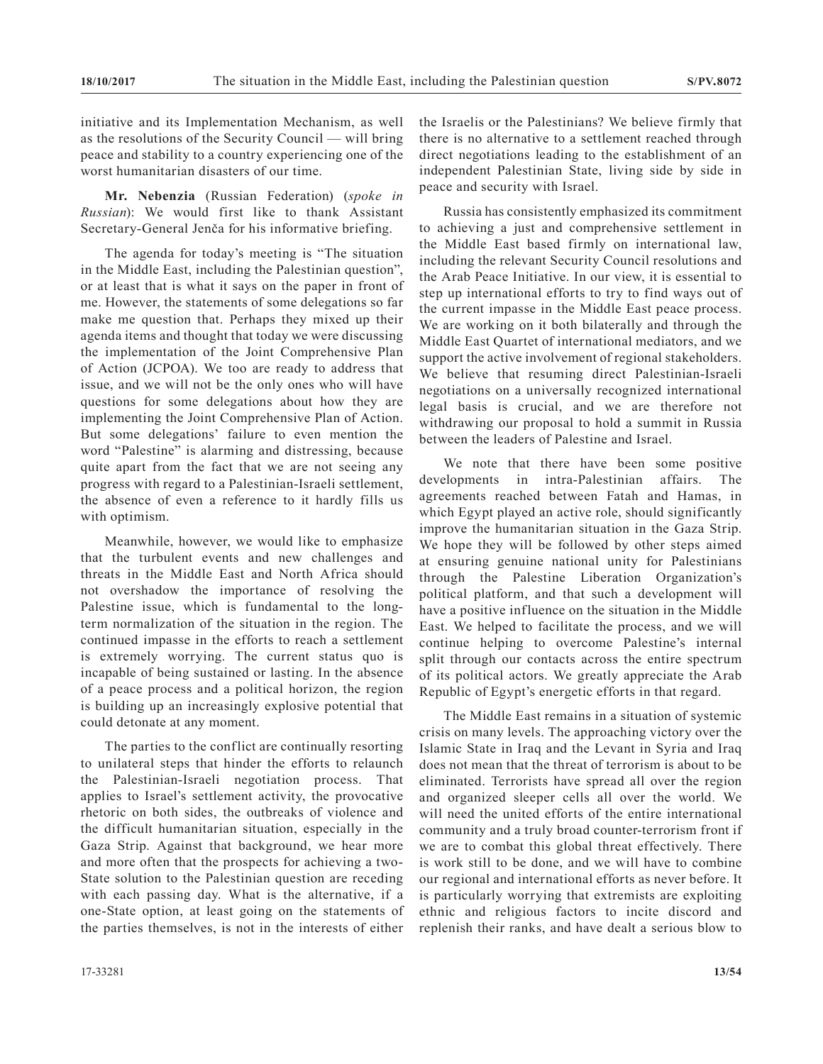initiative and its Implementation Mechanism, as well as the resolutions of the Security Council — will bring peace and stability to a country experiencing one of the worst humanitarian disasters of our time.

**Mr. Nebenzia** (Russian Federation) (*spoke in Russian*): We would first like to thank Assistant Secretary-General Jenča for his informative briefing.

The agenda for today's meeting is "The situation in the Middle East, including the Palestinian question", or at least that is what it says on the paper in front of me. However, the statements of some delegations so far make me question that. Perhaps they mixed up their agenda items and thought that today we were discussing the implementation of the Joint Comprehensive Plan of Action (JCPOA). We too are ready to address that issue, and we will not be the only ones who will have questions for some delegations about how they are implementing the Joint Comprehensive Plan of Action. But some delegations' failure to even mention the word "Palestine" is alarming and distressing, because quite apart from the fact that we are not seeing any progress with regard to a Palestinian-Israeli settlement, the absence of even a reference to it hardly fills us with optimism.

Meanwhile, however, we would like to emphasize that the turbulent events and new challenges and threats in the Middle East and North Africa should not overshadow the importance of resolving the Palestine issue, which is fundamental to the long-term normalization of the situation in the region. The continued impasse in the efforts to reach a settlement is extremely worrying. The current status quo is incapable of being sustained or lasting. In the absence of a peace process and a political horizon, the region is building up an increasingly explosive potential that could detonate at any moment.

The parties to the conflict are continually resorting to unilateral steps that hinder the efforts to relaunch the Palestinian-Israeli negotiation process. That applies to Israel's settlement activity, the provocative rhetoric on both sides, the outbreaks of violence and the difficult humanitarian situation, especially in the Gaza Strip. Against that background, we hear more and more often that the prospects for achieving a two-State solution to the Palestinian question are receding with each passing day. What is the alternative, if a one-State option, at least going on the statements of the parties themselves, is not in the interests of either the Israelis or the Palestinians? We believe firmly that there is no alternative to a settlement reached through direct negotiations leading to the establishment of an independent Palestinian State, living side by side in peace and security with Israel.

Russia has consistently emphasized its commitment to achieving a just and comprehensive settlement in the Middle East based firmly on international law, including the relevant Security Council resolutions and the Arab Peace Initiative. In our view, it is essential to step up international efforts to try to find ways out of the current impasse in the Middle East peace process. We are working on it both bilaterally and through the Middle East Quartet of international mediators, and we support the active involvement of regional stakeholders. We believe that resuming direct Palestinian-Israeli negotiations on a universally recognized international legal basis is crucial, and we are therefore not withdrawing our proposal to hold a summit in Russia between the leaders of Palestine and Israel.

We note that there have been some positive developments in intra-Palestinian affairs. The agreements reached between Fatah and Hamas, in which Egypt played an active role, should significantly improve the humanitarian situation in the Gaza Strip. We hope they will be followed by other steps aimed at ensuring genuine national unity for Palestinians through the Palestine Liberation Organization's political platform, and that such a development will have a positive influence on the situation in the Middle East. We helped to facilitate the process, and we will continue helping to overcome Palestine's internal split through our contacts across the entire spectrum of its political actors. We greatly appreciate the Arab Republic of Egypt's energetic efforts in that regard.

The Middle East remains in a situation of systemic crisis on many levels. The approaching victory over the Islamic State in Iraq and the Levant in Syria and Iraq does not mean that the threat of terrorism is about to be eliminated. Terrorists have spread all over the region and organized sleeper cells all over the world. We will need the united efforts of the entire international community and a truly broad counter-terrorism front if we are to combat this global threat effectively. There is work still to be done, and we will have to combine our regional and international efforts as never before. It is particularly worrying that extremists are exploiting ethnic and religious factors to incite discord and replenish their ranks, and have dealt a serious blow to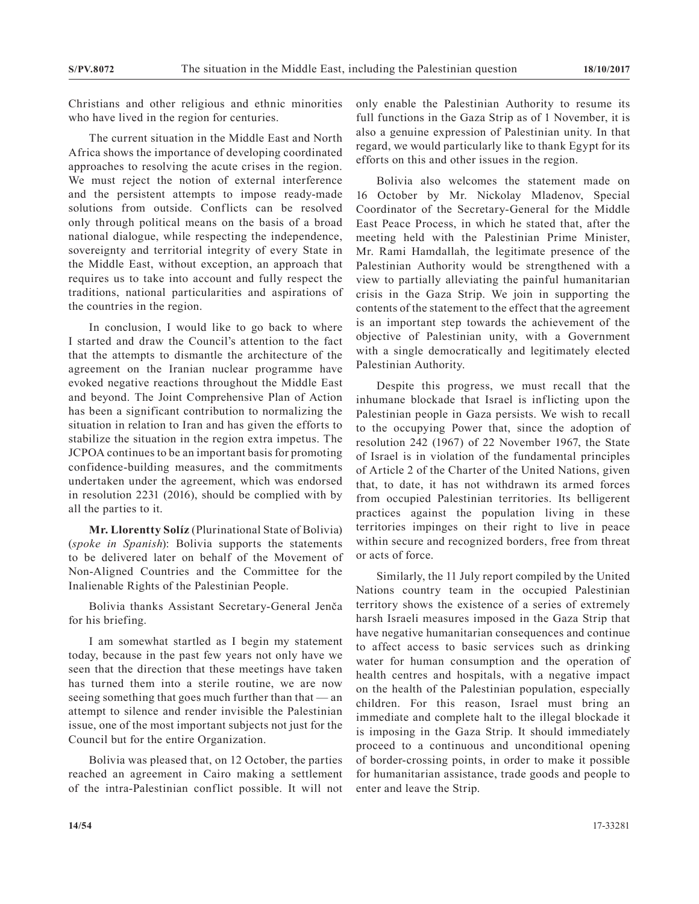Christians and other religious and ethnic minorities who have lived in the region for centuries.

The current situation in the Middle East and North Africa shows the importance of developing coordinated approaches to resolving the acute crises in the region. We must reject the notion of external interference and the persistent attempts to impose ready-made solutions from outside. Conflicts can be resolved only through political means on the basis of a broad national dialogue, while respecting the independence, sovereignty and territorial integrity of every State in the Middle East, without exception, an approach that requires us to take into account and fully respect the traditions, national particularities and aspirations of the countries in the region.

In conclusion, I would like to go back to where I started and draw the Council's attention to the fact that the attempts to dismantle the architecture of the agreement on the Iranian nuclear programme have evoked negative reactions throughout the Middle East and beyond. The Joint Comprehensive Plan of Action has been a significant contribution to normalizing the situation in relation to Iran and has given the efforts to stabilize the situation in the region extra impetus. The JCPOA continues to be an important basis for promoting confidence-building measures, and the commitments undertaken under the agreement, which was endorsed in resolution 2231 (2016), should be complied with by all the parties to it.

**Mr. Llorentty Solíz** (Plurinational State of Bolivia) (*spoke in Spanish*): Bolivia supports the statements to be delivered later on behalf of the Movement of Non-Aligned Countries and the Committee for the Inalienable Rights of the Palestinian People.

Bolivia thanks Assistant Secretary-General Jenča for his briefing.

I am somewhat startled as I begin my statement today, because in the past few years not only have we seen that the direction that these meetings have taken has turned them into a sterile routine, we are now seeing something that goes much further than that — an attempt to silence and render invisible the Palestinian issue, one of the most important subjects not just for the Council but for the entire Organization.

Bolivia was pleased that, on 12 October, the parties reached an agreement in Cairo making a settlement of the intra-Palestinian conflict possible. It will not only enable the Palestinian Authority to resume its full functions in the Gaza Strip as of 1 November, it is also a genuine expression of Palestinian unity. In that regard, we would particularly like to thank Egypt for its efforts on this and other issues in the region.

Bolivia also welcomes the statement made on 16 October by Mr. Nickolay Mladenov, Special Coordinator of the Secretary-General for the Middle East Peace Process, in which he stated that, after the meeting held with the Palestinian Prime Minister, Mr. Rami Hamdallah, the legitimate presence of the Palestinian Authority would be strengthened with a view to partially alleviating the painful humanitarian crisis in the Gaza Strip. We join in supporting the contents of the statement to the effect that the agreement is an important step towards the achievement of the objective of Palestinian unity, with a Government with a single democratically and legitimately elected Palestinian Authority.

Despite this progress, we must recall that the inhumane blockade that Israel is inflicting upon the Palestinian people in Gaza persists. We wish to recall to the occupying Power that, since the adoption of resolution 242 (1967) of 22 November 1967, the State of Israel is in violation of the fundamental principles of Article 2 of the Charter of the United Nations, given that, to date, it has not withdrawn its armed forces from occupied Palestinian territories. Its belligerent practices against the population living in these territories impinges on their right to live in peace within secure and recognized borders, free from threat or acts of force.

Similarly, the 11 July report compiled by the United Nations country team in the occupied Palestinian territory shows the existence of a series of extremely harsh Israeli measures imposed in the Gaza Strip that have negative humanitarian consequences and continue to affect access to basic services such as drinking water for human consumption and the operation of health centres and hospitals, with a negative impact on the health of the Palestinian population, especially children. For this reason, Israel must bring an immediate and complete halt to the illegal blockade it is imposing in the Gaza Strip. It should immediately proceed to a continuous and unconditional opening of border-crossing points, in order to make it possible for humanitarian assistance, trade goods and people to enter and leave the Strip.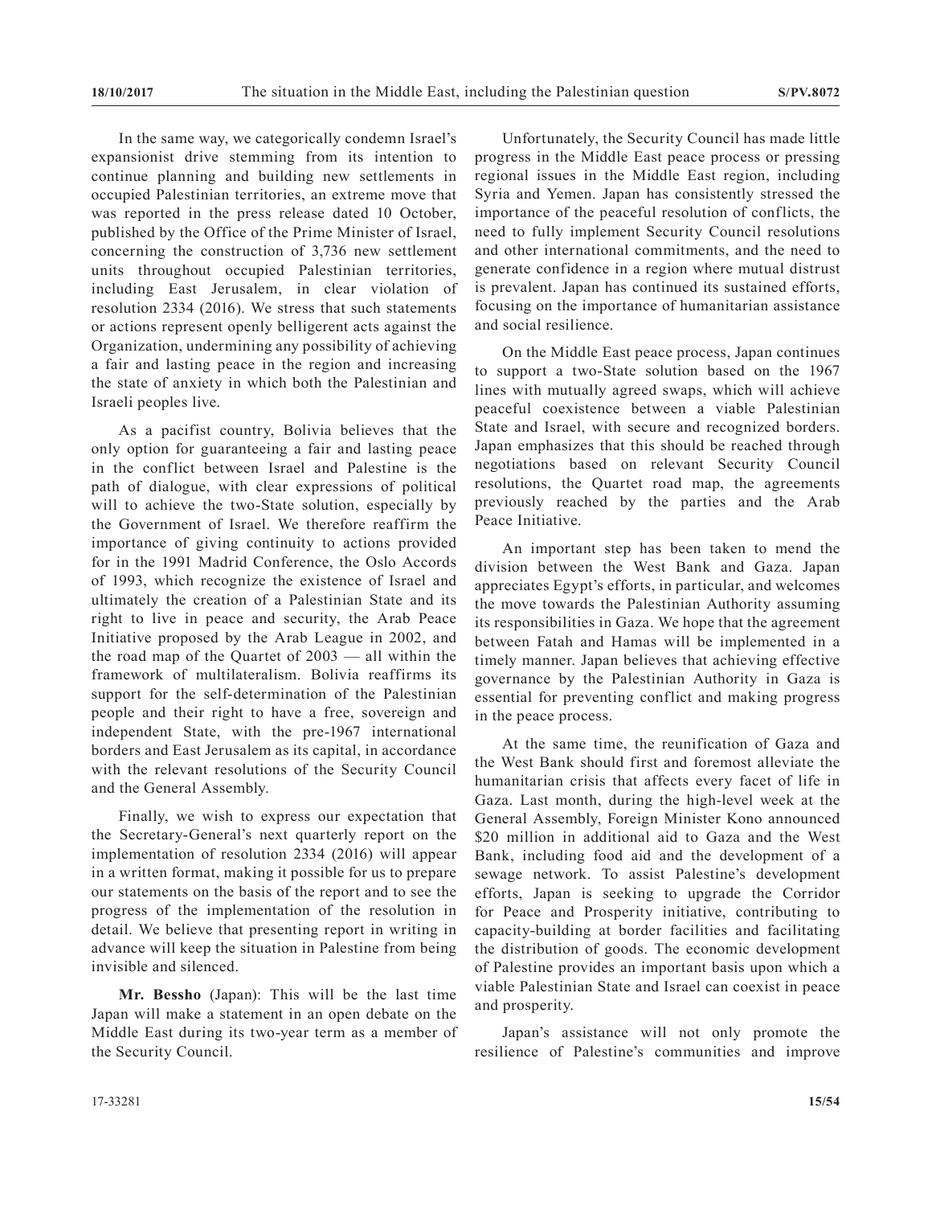In the same way, we categorically condemn Israel's expansionist drive stemming from its intention to continue planning and building new settlements in occupied Palestinian territories, an extreme move that was reported in the press release dated 10 October, published by the Office of the Prime Minister of Israel, concerning the construction of 3,736 new settlement units throughout occupied Palestinian territories, including East Jerusalem, in clear violation of resolution 2334 (2016). We stress that such statements or actions represent openly belligerent acts against the Organization, undermining any possibility of achieving a fair and lasting peace in the region and increasing the state of anxiety in which both the Palestinian and Israeli peoples live.

As a pacifist country, Bolivia believes that the only option for guaranteeing a fair and lasting peace in the conflict between Israel and Palestine is the path of dialogue, with clear expressions of political will to achieve the two-State solution, especially by the Government of Israel. We therefore reaffirm the importance of giving continuity to actions provided for in the 1991 Madrid Conference, the Oslo Accords of 1993, which recognize the existence of Israel and ultimately the creation of a Palestinian State and its right to live in peace and security, the Arab Peace Initiative proposed by the Arab League in 2002, and the road map of the Quartet of 2003 — all within the framework of multilateralism. Bolivia reaffirms its support for the self-determination of the Palestinian people and their right to have a free, sovereign and independent State, with the pre-1967 international borders and East Jerusalem as its capital, in accordance with the relevant resolutions of the Security Council and the General Assembly.

Finally, we wish to express our expectation that the Secretary-General's next quarterly report on the implementation of resolution 2334 (2016) will appear in a written format, making it possible for us to prepare our statements on the basis of the report and to see the progress of the implementation of the resolution in detail. We believe that presenting report in writing in advance will keep the situation in Palestine from being invisible and silenced.

**Mr. Bessho** (Japan): This will be the last time Japan will make a statement in an open debate on the Middle East during its two-year term as a member of the Security Council.

Unfortunately, the Security Council has made little progress in the Middle East peace process or pressing regional issues in the Middle East region, including Syria and Yemen. Japan has consistently stressed the importance of the peaceful resolution of conflicts, the need to fully implement Security Council resolutions and other international commitments, and the need to generate confidence in a region where mutual distrust is prevalent. Japan has continued its sustained efforts, focusing on the importance of humanitarian assistance and social resilience.

On the Middle East peace process, Japan continues to support a two-State solution based on the 1967 lines with mutually agreed swaps, which will achieve peaceful coexistence between a viable Palestinian State and Israel, with secure and recognized borders. Japan emphasizes that this should be reached through negotiations based on relevant Security Council resolutions, the Quartet road map, the agreements previously reached by the parties and the Arab Peace Initiative.

An important step has been taken to mend the division between the West Bank and Gaza. Japan appreciates Egypt's efforts, in particular, and welcomes the move towards the Palestinian Authority assuming its responsibilities in Gaza. We hope that the agreement between Fatah and Hamas will be implemented in a timely manner. Japan believes that achieving effective governance by the Palestinian Authority in Gaza is essential for preventing conflict and making progress in the peace process.

At the same time, the reunification of Gaza and the West Bank should first and foremost alleviate the humanitarian crisis that affects every facet of life in Gaza. Last month, during the high-level week at the General Assembly, Foreign Minister Kono announced $20 million in additional aid to Gaza and the West Bank, including food aid and the development of a sewage network. To assist Palestine's development efforts, Japan is seeking to upgrade the Corridor for Peace and Prosperity initiative, contributing to capacity-building at border facilities and facilitating the distribution of goods. The economic development of Palestine provides an important basis upon which a viable Palestinian State and Israel can coexist in peace and prosperity.

Japan's assistance will not only promote the resilience of Palestine's communities and improve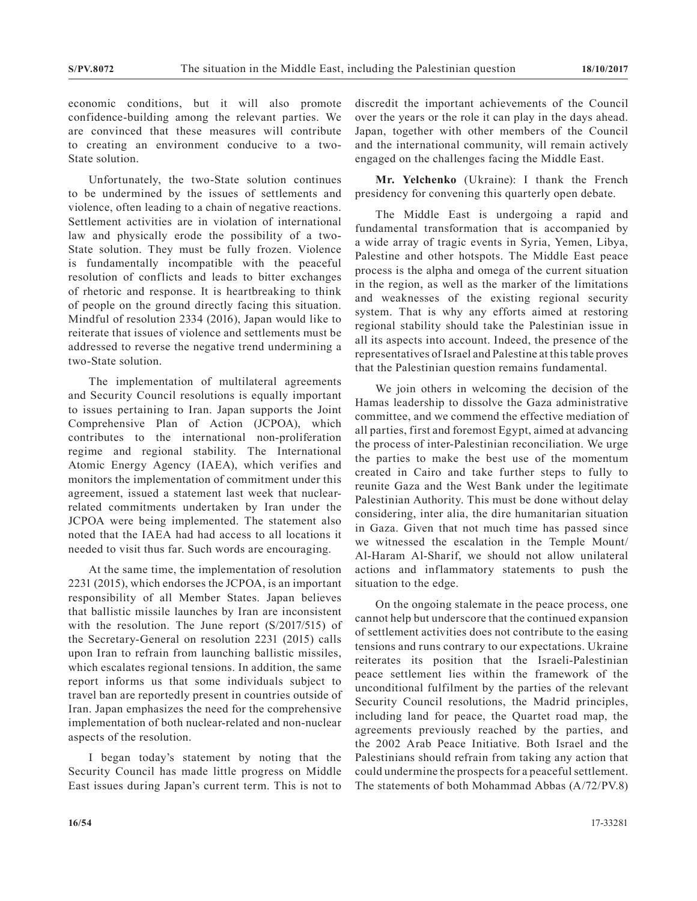economic conditions, but it will also promote confidence-building among the relevant parties. We are convinced that these measures will contribute to creating an environment conducive to a two-State solution.

Unfortunately, the two-State solution continues to be undermined by the issues of settlements and violence, often leading to a chain of negative reactions. Settlement activities are in violation of international law and physically erode the possibility of a two-State solution. They must be fully frozen. Violence is fundamentally incompatible with the peaceful resolution of conflicts and leads to bitter exchanges of rhetoric and response. It is heartbreaking to think of people on the ground directly facing this situation. Mindful of resolution 2334 (2016), Japan would like to reiterate that issues of violence and settlements must be addressed to reverse the negative trend undermining a two-State solution.

The implementation of multilateral agreements and Security Council resolutions is equally important to issues pertaining to Iran. Japan supports the Joint Comprehensive Plan of Action (JCPOA), which contributes to the international non-proliferation regime and regional stability. The International Atomic Energy Agency (IAEA), which verifies and monitors the implementation of commitment under this agreement, issued a statement last week that nuclear-related commitments undertaken by Iran under the JCPOA were being implemented. The statement also noted that the IAEA had had access to all locations it needed to visit thus far. Such words are encouraging.

At the same time, the implementation of resolution 2231 (2015), which endorses the JCPOA, is an important responsibility of all Member States. Japan believes that ballistic missile launches by Iran are inconsistent with the resolution. The June report (S/2017/515) of the Secretary-General on resolution 2231 (2015) calls upon Iran to refrain from launching ballistic missiles, which escalates regional tensions. In addition, the same report informs us that some individuals subject to travel ban are reportedly present in countries outside of Iran. Japan emphasizes the need for the comprehensive implementation of both nuclear-related and non-nuclear aspects of the resolution.

I began today's statement by noting that the Security Council has made little progress on Middle East issues during Japan's current term. This is not to discredit the important achievements of the Council over the years or the role it can play in the days ahead. Japan, together with other members of the Council and the international community, will remain actively engaged on the challenges facing the Middle East.

**Mr. Yelchenko** (Ukraine): I thank the French presidency for convening this quarterly open debate.

The Middle East is undergoing a rapid and fundamental transformation that is accompanied by a wide array of tragic events in Syria, Yemen, Libya, Palestine and other hotspots. The Middle East peace process is the alpha and omega of the current situation in the region, as well as the marker of the limitations and weaknesses of the existing regional security system. That is why any efforts aimed at restoring regional stability should take the Palestinian issue in all its aspects into account. Indeed, the presence of the representatives of Israel and Palestine at this table proves that the Palestinian question remains fundamental.

We join others in welcoming the decision of the Hamas leadership to dissolve the Gaza administrative committee, and we commend the effective mediation of all parties, first and foremost Egypt, aimed at advancing the process of inter-Palestinian reconciliation. We urge the parties to make the best use of the momentum created in Cairo and take further steps to fully to reunite Gaza and the West Bank under the legitimate Palestinian Authority. This must be done without delay considering, inter alia, the dire humanitarian situation in Gaza. Given that not much time has passed since we witnessed the escalation in the Temple Mount/Al-Haram Al-Sharif, we should not allow unilateral actions and inflammatory statements to push the situation to the edge.

On the ongoing stalemate in the peace process, one cannot help but underscore that the continued expansion of settlement activities does not contribute to the easing tensions and runs contrary to our expectations. Ukraine reiterates its position that the Israeli-Palestinian peace settlement lies within the framework of the unconditional fulfilment by the parties of the relevant Security Council resolutions, the Madrid principles, including land for peace, the Quartet road map, the agreements previously reached by the parties, and the 2002 Arab Peace Initiative. Both Israel and the Palestinians should refrain from taking any action that could undermine the prospects for a peaceful settlement. The statements of both Mohammad Abbas (A/72/PV.8)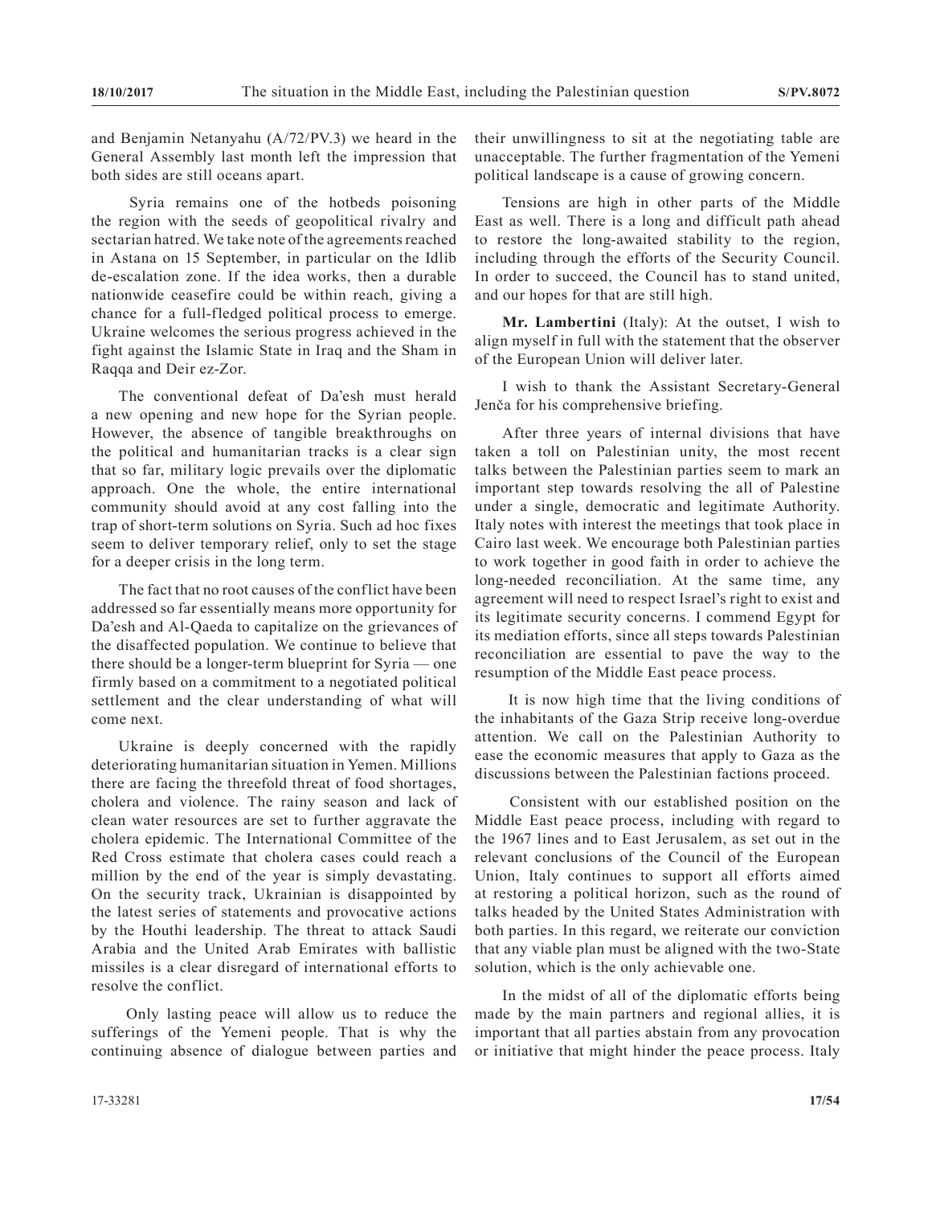and Benjamin Netanyahu (A/72/PV.3) we heard in the General Assembly last month left the impression that both sides are still oceans apart.

Syria remains one of the hotbeds poisoning the region with the seeds of geopolitical rivalry and sectarian hatred. We take note of the agreements reached in Astana on 15 September, in particular on the Idlib de-escalation zone. If the idea works, then a durable nationwide ceasefire could be within reach, giving a chance for a full-fledged political process to emerge. Ukraine welcomes the serious progress achieved in the fight against the Islamic State in Iraq and the Sham in Raqqa and Deir ez-Zor.

The conventional defeat of Da'esh must herald a new opening and new hope for the Syrian people. However, the absence of tangible breakthroughs on the political and humanitarian tracks is a clear sign that so far, military logic prevails over the diplomatic approach. One the whole, the entire international community should avoid at any cost falling into the trap of short-term solutions on Syria. Such ad hoc fixes seem to deliver temporary relief, only to set the stage for a deeper crisis in the long term.

The fact that no root causes of the conflict have been addressed so far essentially means more opportunity for Da'esh and Al-Qaeda to capitalize on the grievances of the disaffected population. We continue to believe that there should be a longer-term blueprint for Syria — one firmly based on a commitment to a negotiated political settlement and the clear understanding of what will come next.

Ukraine is deeply concerned with the rapidly deteriorating humanitarian situation in Yemen. Millions there are facing the threefold threat of food shortages, cholera and violence. The rainy season and lack of clean water resources are set to further aggravate the cholera epidemic. The International Committee of the Red Cross estimate that cholera cases could reach a million by the end of the year is simply devastating. On the security track, Ukrainian is disappointed by the latest series of statements and provocative actions by the Houthi leadership. The threat to attack Saudi Arabia and the United Arab Emirates with ballistic missiles is a clear disregard of international efforts to resolve the conflict.

Only lasting peace will allow us to reduce the sufferings of the Yemeni people. That is why the continuing absence of dialogue between parties and their unwillingness to sit at the negotiating table are unacceptable. The further fragmentation of the Yemeni political landscape is a cause of growing concern.

Tensions are high in other parts of the Middle East as well. There is a long and difficult path ahead to restore the long-awaited stability to the region, including through the efforts of the Security Council. In order to succeed, the Council has to stand united, and our hopes for that are still high.

**Mr. Lambertini** (Italy): At the outset, I wish to align myself in full with the statement that the observer of the European Union will deliver later.

I wish to thank the Assistant Secretary-General Jenča for his comprehensive briefing.

After three years of internal divisions that have taken a toll on Palestinian unity, the most recent talks between the Palestinian parties seem to mark an important step towards resolving the all of Palestine under a single, democratic and legitimate Authority. Italy notes with interest the meetings that took place in Cairo last week. We encourage both Palestinian parties to work together in good faith in order to achieve the long-needed reconciliation. At the same time, any agreement will need to respect Israel's right to exist and its legitimate security concerns. I commend Egypt for its mediation efforts, since all steps towards Palestinian reconciliation are essential to pave the way to the resumption of the Middle East peace process.

It is now high time that the living conditions of the inhabitants of the Gaza Strip receive long-overdue attention. We call on the Palestinian Authority to ease the economic measures that apply to Gaza as the discussions between the Palestinian factions proceed.

Consistent with our established position on the Middle East peace process, including with regard to the 1967 lines and to East Jerusalem, as set out in the relevant conclusions of the Council of the European Union, Italy continues to support all efforts aimed at restoring a political horizon, such as the round of talks headed by the United States Administration with both parties. In this regard, we reiterate our conviction that any viable plan must be aligned with the two-State solution, which is the only achievable one.

In the midst of all of the diplomatic efforts being made by the main partners and regional allies, it is important that all parties abstain from any provocation or initiative that might hinder the peace process. Italy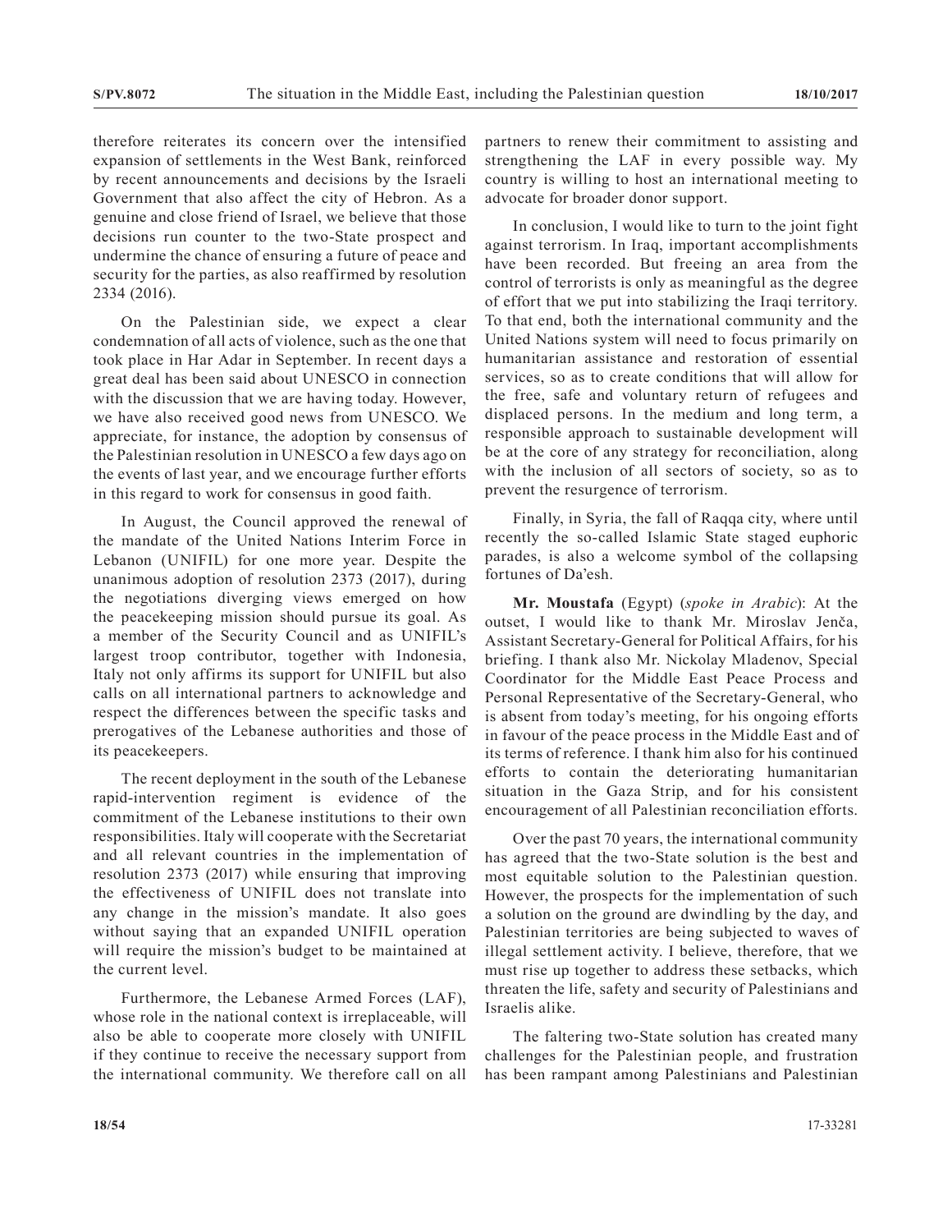therefore reiterates its concern over the intensified expansion of settlements in the West Bank, reinforced by recent announcements and decisions by the Israeli Government that also affect the city of Hebron. As a genuine and close friend of Israel, we believe that those decisions run counter to the two-State prospect and undermine the chance of ensuring a future of peace and security for the parties, as also reaffirmed by resolution 2334 (2016).

On the Palestinian side, we expect a clear condemnation of all acts of violence, such as the one that took place in Har Adar in September. In recent days a great deal has been said about UNESCO in connection with the discussion that we are having today. However, we have also received good news from UNESCO. We appreciate, for instance, the adoption by consensus of the Palestinian resolution in UNESCO a few days ago on the events of last year, and we encourage further efforts in this regard to work for consensus in good faith.

In August, the Council approved the renewal of the mandate of the United Nations Interim Force in Lebanon (UNIFIL) for one more year. Despite the unanimous adoption of resolution 2373 (2017), during the negotiations diverging views emerged on how the peacekeeping mission should pursue its goal. As a member of the Security Council and as UNIFIL's largest troop contributor, together with Indonesia, Italy not only affirms its support for UNIFIL but also calls on all international partners to acknowledge and respect the differences between the specific tasks and prerogatives of the Lebanese authorities and those of its peacekeepers.

The recent deployment in the south of the Lebanese rapid-intervention regiment is evidence of the commitment of the Lebanese institutions to their own responsibilities. Italy will cooperate with the Secretariat and all relevant countries in the implementation of resolution 2373 (2017) while ensuring that improving the effectiveness of UNIFIL does not translate into any change in the mission's mandate. It also goes without saying that an expanded UNIFIL operation will require the mission's budget to be maintained at the current level.

Furthermore, the Lebanese Armed Forces (LAF), whose role in the national context is irreplaceable, will also be able to cooperate more closely with UNIFIL if they continue to receive the necessary support from the international community. We therefore call on all partners to renew their commitment to assisting and strengthening the LAF in every possible way. My country is willing to host an international meeting to advocate for broader donor support.

In conclusion, I would like to turn to the joint fight against terrorism. In Iraq, important accomplishments have been recorded. But freeing an area from the control of terrorists is only as meaningful as the degree of effort that we put into stabilizing the Iraqi territory. To that end, both the international community and the United Nations system will need to focus primarily on humanitarian assistance and restoration of essential services, so as to create conditions that will allow for the free, safe and voluntary return of refugees and displaced persons. In the medium and long term, a responsible approach to sustainable development will be at the core of any strategy for reconciliation, along with the inclusion of all sectors of society, so as to prevent the resurgence of terrorism.

Finally, in Syria, the fall of Raqqa city, where until recently the so-called Islamic State staged euphoric parades, is also a welcome symbol of the collapsing fortunes of Da'esh.

**Mr. Moustafa** (Egypt) (*spoke in Arabic*): At the outset, I would like to thank Mr. Miroslav Jenča, Assistant Secretary-General for Political Affairs, for his briefing. I thank also Mr. Nickolay Mladenov, Special Coordinator for the Middle East Peace Process and Personal Representative of the Secretary-General, who is absent from today's meeting, for his ongoing efforts in favour of the peace process in the Middle East and of its terms of reference. I thank him also for his continued efforts to contain the deteriorating humanitarian situation in the Gaza Strip, and for his consistent encouragement of all Palestinian reconciliation efforts.

Over the past 70 years, the international community has agreed that the two-State solution is the best and most equitable solution to the Palestinian question. However, the prospects for the implementation of such a solution on the ground are dwindling by the day, and Palestinian territories are being subjected to waves of illegal settlement activity. I believe, therefore, that we must rise up together to address these setbacks, which threaten the life, safety and security of Palestinians and Israelis alike.

The faltering two-State solution has created many challenges for the Palestinian people, and frustration has been rampant among Palestinians and Palestinian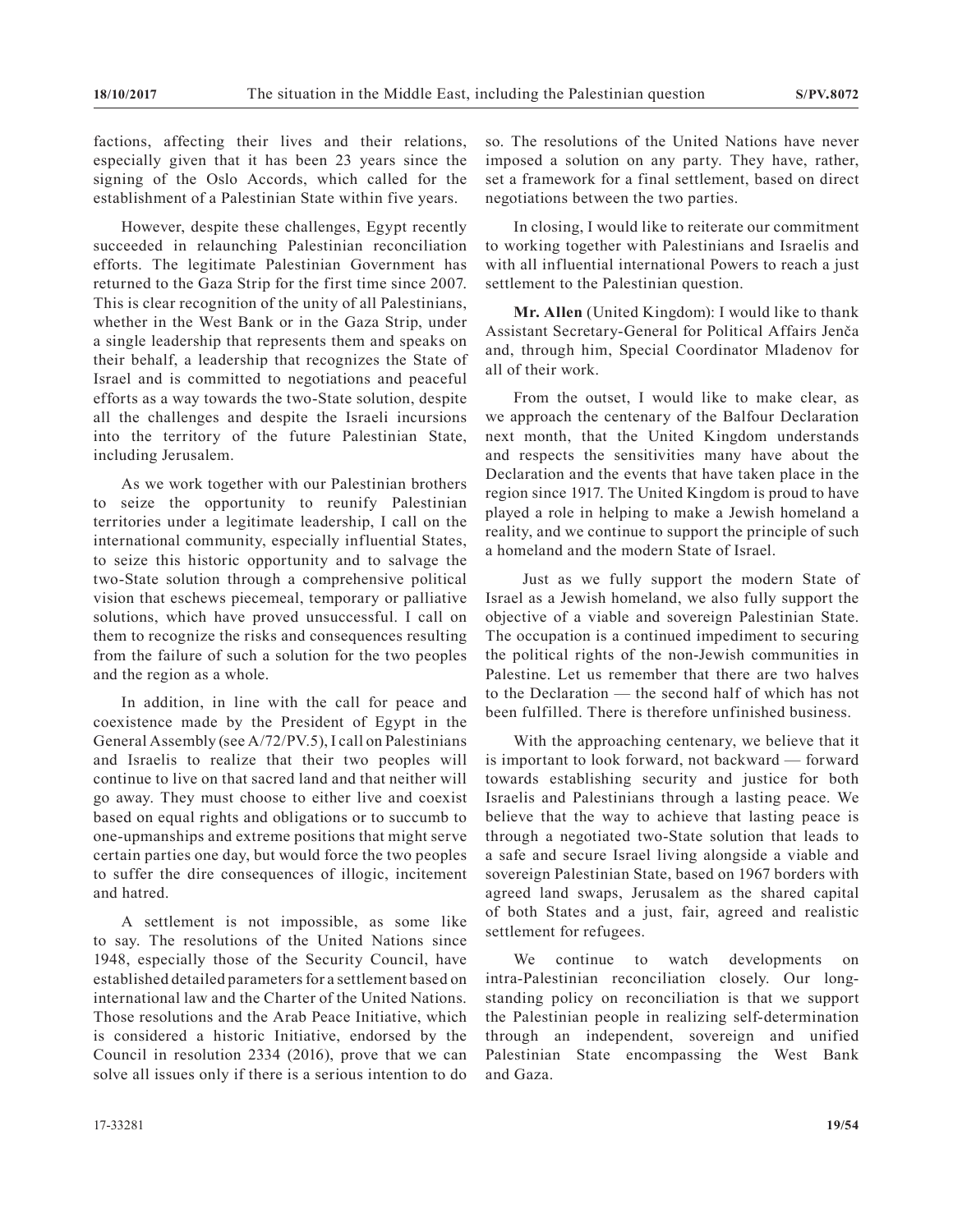factions, affecting their lives and their relations, especially given that it has been 23 years since the signing of the Oslo Accords, which called for the establishment of a Palestinian State within five years.

However, despite these challenges, Egypt recently succeeded in relaunching Palestinian reconciliation efforts. The legitimate Palestinian Government has returned to the Gaza Strip for the first time since 2007. This is clear recognition of the unity of all Palestinians, whether in the West Bank or in the Gaza Strip, under a single leadership that represents them and speaks on their behalf, a leadership that recognizes the State of Israel and is committed to negotiations and peaceful efforts as a way towards the two-State solution, despite all the challenges and despite the Israeli incursions into the territory of the future Palestinian State, including Jerusalem.

As we work together with our Palestinian brothers to seize the opportunity to reunify Palestinian territories under a legitimate leadership, I call on the international community, especially influential States, to seize this historic opportunity and to salvage the two-State solution through a comprehensive political vision that eschews piecemeal, temporary or palliative solutions, which have proved unsuccessful. I call on them to recognize the risks and consequences resulting from the failure of such a solution for the two peoples and the region as a whole.

In addition, in line with the call for peace and coexistence made by the President of Egypt in the General Assembly (see A/72/PV.5), I call on Palestinians and Israelis to realize that their two peoples will continue to live on that sacred land and that neither will go away. They must choose to either live and coexist based on equal rights and obligations or to succumb to one-upmanships and extreme positions that might serve certain parties one day, but would force the two peoples to suffer the dire consequences of illogic, incitement and hatred.

A settlement is not impossible, as some like to say. The resolutions of the United Nations since 1948, especially those of the Security Council, have established detailed parameters for a settlement based on international law and the Charter of the United Nations. Those resolutions and the Arab Peace Initiative, which is considered a historic Initiative, endorsed by the Council in resolution 2334 (2016), prove that we can solve all issues only if there is a serious intention to do so. The resolutions of the United Nations have never imposed a solution on any party. They have, rather, set a framework for a final settlement, based on direct negotiations between the two parties.

In closing, I would like to reiterate our commitment to working together with Palestinians and Israelis and with all influential international Powers to reach a just settlement to the Palestinian question.

**Mr. Allen** (United Kingdom): I would like to thank Assistant Secretary-General for Political Affairs Jenča and, through him, Special Coordinator Mladenov for all of their work.

From the outset, I would like to make clear, as we approach the centenary of the Balfour Declaration next month, that the United Kingdom understands and respects the sensitivities many have about the Declaration and the events that have taken place in the region since 1917. The United Kingdom is proud to have played a role in helping to make a Jewish homeland a reality, and we continue to support the principle of such a homeland and the modern State of Israel.

Just as we fully support the modern State of Israel as a Jewish homeland, we also fully support the objective of a viable and sovereign Palestinian State. The occupation is a continued impediment to securing the political rights of the non-Jewish communities in Palestine. Let us remember that there are two halves to the Declaration — the second half of which has not been fulfilled. There is therefore unfinished business.

With the approaching centenary, we believe that it is important to look forward, not backward — forward towards establishing security and justice for both Israelis and Palestinians through a lasting peace. We believe that the way to achieve that lasting peace is through a negotiated two-State solution that leads to a safe and secure Israel living alongside a viable and sovereign Palestinian State, based on 1967 borders with agreed land swaps, Jerusalem as the shared capital of both States and a just, fair, agreed and realistic settlement for refugees.

We continue to watch developments on intra-Palestinian reconciliation closely. Our long-standing policy on reconciliation is that we support the Palestinian people in realizing self-determination through an independent, sovereign and unified Palestinian State encompassing the West Bank and Gaza.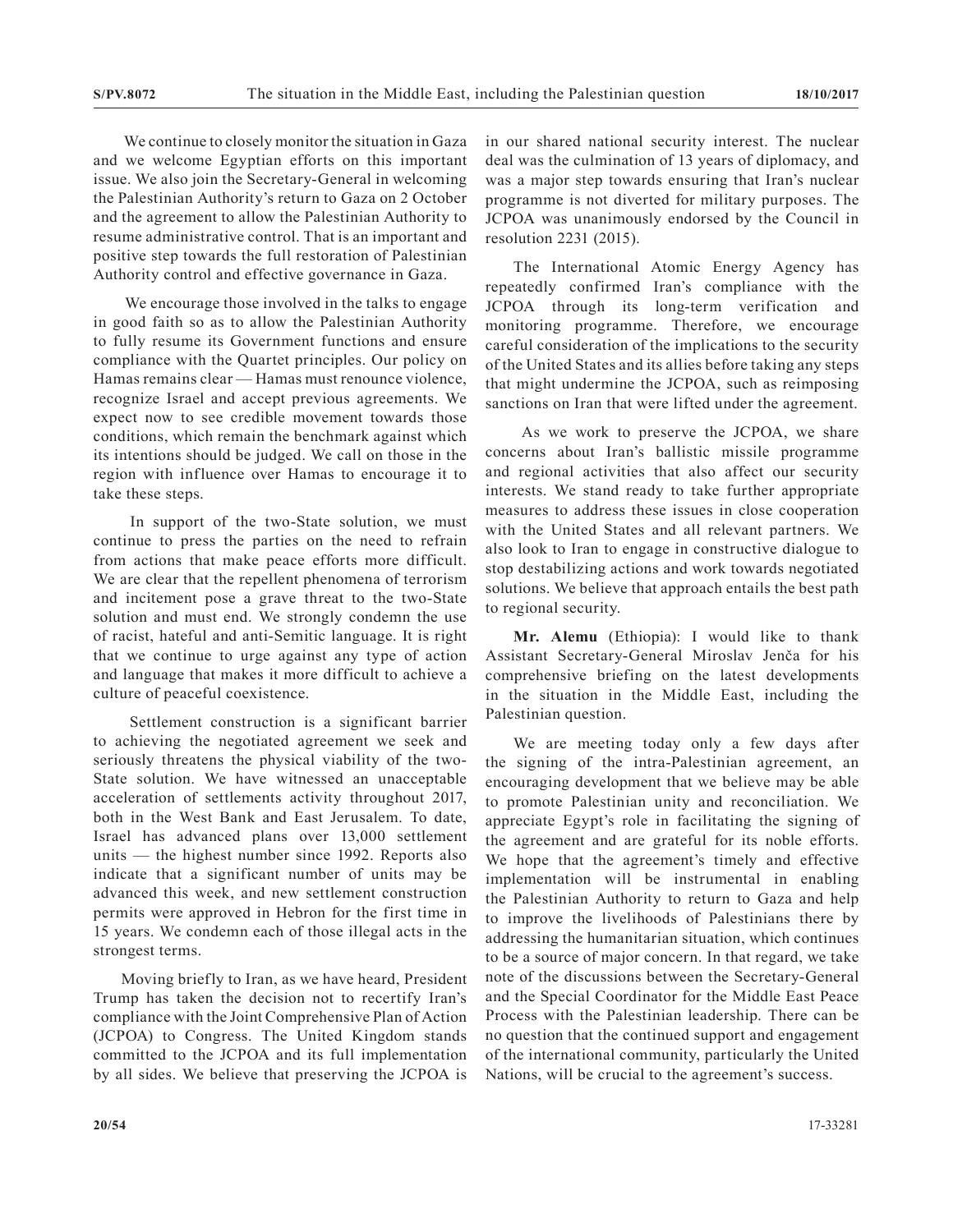We continue to closely monitor the situation in Gaza and we welcome Egyptian efforts on this important issue. We also join the Secretary-General in welcoming the Palestinian Authority's return to Gaza on 2 October and the agreement to allow the Palestinian Authority to resume administrative control. That is an important and positive step towards the full restoration of Palestinian Authority control and effective governance in Gaza.

We encourage those involved in the talks to engage in good faith so as to allow the Palestinian Authority to fully resume its Government functions and ensure compliance with the Quartet principles. Our policy on Hamas remains clear — Hamas must renounce violence, recognize Israel and accept previous agreements. We expect now to see credible movement towards those conditions, which remain the benchmark against which its intentions should be judged. We call on those in the region with influence over Hamas to encourage it to take these steps.

In support of the two-State solution, we must continue to press the parties on the need to refrain from actions that make peace efforts more difficult. We are clear that the repellent phenomena of terrorism and incitement pose a grave threat to the two-State solution and must end. We strongly condemn the use of racist, hateful and anti-Semitic language. It is right that we continue to urge against any type of action and language that makes it more difficult to achieve a culture of peaceful coexistence.

Settlement construction is a significant barrier to achieving the negotiated agreement we seek and seriously threatens the physical viability of the two-State solution. We have witnessed an unacceptable acceleration of settlements activity throughout 2017, both in the West Bank and East Jerusalem. To date, Israel has advanced plans over 13,000 settlement units — the highest number since 1992. Reports also indicate that a significant number of units may be advanced this week, and new settlement construction permits were approved in Hebron for the first time in 15 years. We condemn each of those illegal acts in the strongest terms.

Moving briefly to Iran, as we have heard, President Trump has taken the decision not to recertify Iran's compliance with the Joint Comprehensive Plan of Action (JCPOA) to Congress. The United Kingdom stands committed to the JCPOA and its full implementation by all sides. We believe that preserving the JCPOA is in our shared national security interest. The nuclear deal was the culmination of 13 years of diplomacy, and was a major step towards ensuring that Iran's nuclear programme is not diverted for military purposes. The JCPOA was unanimously endorsed by the Council in resolution 2231 (2015).

The International Atomic Energy Agency has repeatedly confirmed Iran's compliance with the JCPOA through its long-term verification and monitoring programme. Therefore, we encourage careful consideration of the implications to the security of the United States and its allies before taking any steps that might undermine the JCPOA, such as reimposing sanctions on Iran that were lifted under the agreement.

As we work to preserve the JCPOA, we share concerns about Iran's ballistic missile programme and regional activities that also affect our security interests. We stand ready to take further appropriate measures to address these issues in close cooperation with the United States and all relevant partners. We also look to Iran to engage in constructive dialogue to stop destabilizing actions and work towards negotiated solutions. We believe that approach entails the best path to regional security.

**Mr. Alemu** (Ethiopia): I would like to thank Assistant Secretary-General Miroslav Jenča for his comprehensive briefing on the latest developments in the situation in the Middle East, including the Palestinian question.

We are meeting today only a few days after the signing of the intra-Palestinian agreement, an encouraging development that we believe may be able to promote Palestinian unity and reconciliation. We appreciate Egypt's role in facilitating the signing of the agreement and are grateful for its noble efforts. We hope that the agreement's timely and effective implementation will be instrumental in enabling the Palestinian Authority to return to Gaza and help to improve the livelihoods of Palestinians there by addressing the humanitarian situation, which continues to be a source of major concern. In that regard, we take note of the discussions between the Secretary-General and the Special Coordinator for the Middle East Peace Process with the Palestinian leadership. There can be no question that the continued support and engagement of the international community, particularly the United Nations, will be crucial to the agreement's success.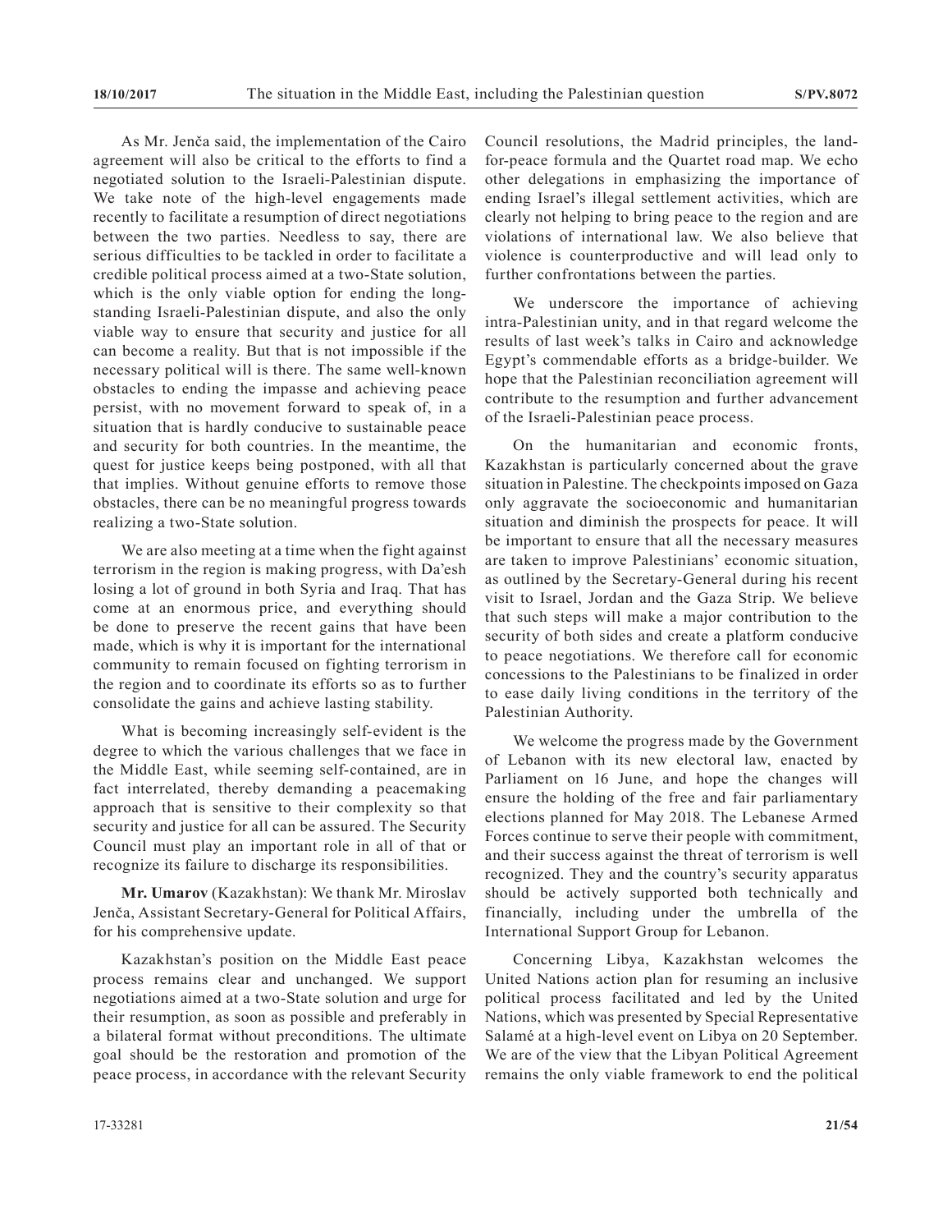As Mr. Jenča said, the implementation of the Cairo agreement will also be critical to the efforts to find a negotiated solution to the Israeli-Palestinian dispute. We take note of the high-level engagements made recently to facilitate a resumption of direct negotiations between the two parties. Needless to say, there are serious difficulties to be tackled in order to facilitate a credible political process aimed at a two-State solution, which is the only viable option for ending the long-standing Israeli-Palestinian dispute, and also the only viable way to ensure that security and justice for all can become a reality. But that is not impossible if the necessary political will is there. The same well-known obstacles to ending the impasse and achieving peace persist, with no movement forward to speak of, in a situation that is hardly conducive to sustainable peace and security for both countries. In the meantime, the quest for justice keeps being postponed, with all that that implies. Without genuine efforts to remove those obstacles, there can be no meaningful progress towards realizing a two-State solution.

We are also meeting at a time when the fight against terrorism in the region is making progress, with Da'esh losing a lot of ground in both Syria and Iraq. That has come at an enormous price, and everything should be done to preserve the recent gains that have been made, which is why it is important for the international community to remain focused on fighting terrorism in the region and to coordinate its efforts so as to further consolidate the gains and achieve lasting stability.

What is becoming increasingly self-evident is the degree to which the various challenges that we face in the Middle East, while seeming self-contained, are in fact interrelated, thereby demanding a peacemaking approach that is sensitive to their complexity so that security and justice for all can be assured. The Security Council must play an important role in all of that or recognize its failure to discharge its responsibilities.

**Mr. Umarov** (Kazakhstan): We thank Mr. Miroslav Jenča, Assistant Secretary-General for Political Affairs, for his comprehensive update.

Kazakhstan's position on the Middle East peace process remains clear and unchanged. We support negotiations aimed at a two-State solution and urge for their resumption, as soon as possible and preferably in a bilateral format without preconditions. The ultimate goal should be the restoration and promotion of the peace process, in accordance with the relevant Security Council resolutions, the Madrid principles, the land-for-peace formula and the Quartet road map. We echo other delegations in emphasizing the importance of ending Israel's illegal settlement activities, which are clearly not helping to bring peace to the region and are violations of international law. We also believe that violence is counterproductive and will lead only to further confrontations between the parties.

We underscore the importance of achieving intra-Palestinian unity, and in that regard welcome the results of last week's talks in Cairo and acknowledge Egypt's commendable efforts as a bridge-builder. We hope that the Palestinian reconciliation agreement will contribute to the resumption and further advancement of the Israeli-Palestinian peace process.

On the humanitarian and economic fronts, Kazakhstan is particularly concerned about the grave situation in Palestine. The checkpoints imposed on Gaza only aggravate the socioeconomic and humanitarian situation and diminish the prospects for peace. It will be important to ensure that all the necessary measures are taken to improve Palestinians' economic situation, as outlined by the Secretary-General during his recent visit to Israel, Jordan and the Gaza Strip. We believe that such steps will make a major contribution to the security of both sides and create a platform conducive to peace negotiations. We therefore call for economic concessions to the Palestinians to be finalized in order to ease daily living conditions in the territory of the Palestinian Authority.

We welcome the progress made by the Government of Lebanon with its new electoral law, enacted by Parliament on 16 June, and hope the changes will ensure the holding of the free and fair parliamentary elections planned for May 2018. The Lebanese Armed Forces continue to serve their people with commitment, and their success against the threat of terrorism is well recognized. They and the country's security apparatus should be actively supported both technically and financially, including under the umbrella of the International Support Group for Lebanon.

Concerning Libya, Kazakhstan welcomes the United Nations action plan for resuming an inclusive political process facilitated and led by the United Nations, which was presented by Special Representative Salamé at a high-level event on Libya on 20 September. We are of the view that the Libyan Political Agreement remains the only viable framework to end the political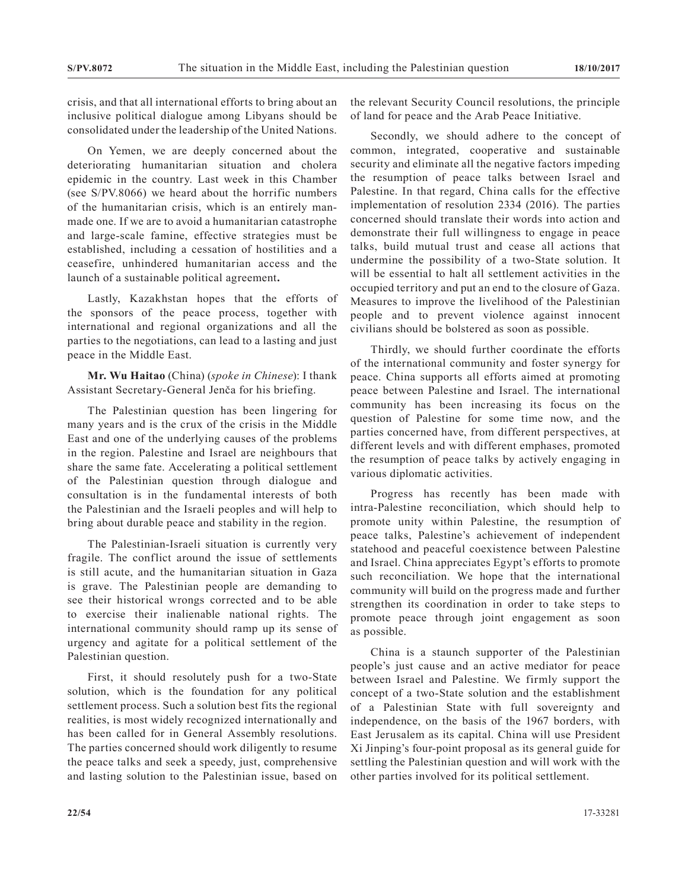crisis, and that all international efforts to bring about an inclusive political dialogue among Libyans should be consolidated under the leadership of the United Nations.

On Yemen, we are deeply concerned about the deteriorating humanitarian situation and cholera epidemic in the country. Last week in this Chamber (see S/PV.8066) we heard about the horrific numbers of the humanitarian crisis, which is an entirely man-made one. If we are to avoid a humanitarian catastrophe and large-scale famine, effective strategies must be established, including a cessation of hostilities and a ceasefire, unhindered humanitarian access and the launch of a sustainable political agreement**.**

Lastly, Kazakhstan hopes that the efforts of the sponsors of the peace process, together with international and regional organizations and all the parties to the negotiations, can lead to a lasting and just peace in the Middle East.

**Mr. Wu Haitao** (China) (*spoke in Chinese*): I thank Assistant Secretary-General Jenča for his briefing.

The Palestinian question has been lingering for many years and is the crux of the crisis in the Middle East and one of the underlying causes of the problems in the region. Palestine and Israel are neighbours that share the same fate. Accelerating a political settlement of the Palestinian question through dialogue and consultation is in the fundamental interests of both the Palestinian and the Israeli peoples and will help to bring about durable peace and stability in the region.

The Palestinian-Israeli situation is currently very fragile. The conflict around the issue of settlements is still acute, and the humanitarian situation in Gaza is grave. The Palestinian people are demanding to see their historical wrongs corrected and to be able to exercise their inalienable national rights. The international community should ramp up its sense of urgency and agitate for a political settlement of the Palestinian question.

First, it should resolutely push for a two-State solution, which is the foundation for any political settlement process. Such a solution best fits the regional realities, is most widely recognized internationally and has been called for in General Assembly resolutions. The parties concerned should work diligently to resume the peace talks and seek a speedy, just, comprehensive and lasting solution to the Palestinian issue, based on the relevant Security Council resolutions, the principle of land for peace and the Arab Peace Initiative.

Secondly, we should adhere to the concept of common, integrated, cooperative and sustainable security and eliminate all the negative factors impeding the resumption of peace talks between Israel and Palestine. In that regard, China calls for the effective implementation of resolution 2334 (2016). The parties concerned should translate their words into action and demonstrate their full willingness to engage in peace talks, build mutual trust and cease all actions that undermine the possibility of a two-State solution. It will be essential to halt all settlement activities in the occupied territory and put an end to the closure of Gaza. Measures to improve the livelihood of the Palestinian people and to prevent violence against innocent civilians should be bolstered as soon as possible.

Thirdly, we should further coordinate the efforts of the international community and foster synergy for peace. China supports all efforts aimed at promoting peace between Palestine and Israel. The international community has been increasing its focus on the question of Palestine for some time now, and the parties concerned have, from different perspectives, at different levels and with different emphases, promoted the resumption of peace talks by actively engaging in various diplomatic activities.

Progress has recently has been made with intra-Palestine reconciliation, which should help to promote unity within Palestine, the resumption of peace talks, Palestine's achievement of independent statehood and peaceful coexistence between Palestine and Israel. China appreciates Egypt's efforts to promote such reconciliation. We hope that the international community will build on the progress made and further strengthen its coordination in order to take steps to promote peace through joint engagement as soon as possible.

China is a staunch supporter of the Palestinian people's just cause and an active mediator for peace between Israel and Palestine. We firmly support the concept of a two-State solution and the establishment of a Palestinian State with full sovereignty and independence, on the basis of the 1967 borders, with East Jerusalem as its capital. China will use President Xi Jinping's four-point proposal as its general guide for settling the Palestinian question and will work with the other parties involved for its political settlement.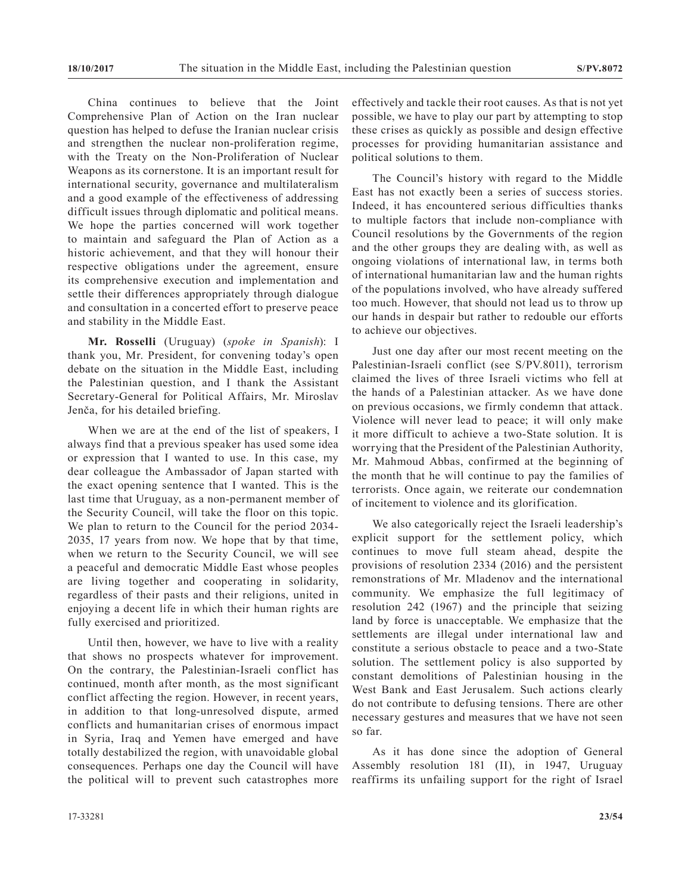China continues to believe that the Joint Comprehensive Plan of Action on the Iran nuclear question has helped to defuse the Iranian nuclear crisis and strengthen the nuclear non-proliferation regime, with the Treaty on the Non-Proliferation of Nuclear Weapons as its cornerstone. It is an important result for international security, governance and multilateralism and a good example of the effectiveness of addressing difficult issues through diplomatic and political means. We hope the parties concerned will work together to maintain and safeguard the Plan of Action as a historic achievement, and that they will honour their respective obligations under the agreement, ensure its comprehensive execution and implementation and settle their differences appropriately through dialogue and consultation in a concerted effort to preserve peace and stability in the Middle East.

**Mr. Rosselli** (Uruguay) (*spoke in Spanish*): I thank you, Mr. President, for convening today's open debate on the situation in the Middle East, including the Palestinian question, and I thank the Assistant Secretary-General for Political Affairs, Mr. Miroslav Jenča, for his detailed briefing.

When we are at the end of the list of speakers, I always find that a previous speaker has used some idea or expression that I wanted to use. In this case, my dear colleague the Ambassador of Japan started with the exact opening sentence that I wanted. This is the last time that Uruguay, as a non-permanent member of the Security Council, will take the floor on this topic. We plan to return to the Council for the period 2034-2035, 17 years from now. We hope that by that time, when we return to the Security Council, we will see a peaceful and democratic Middle East whose peoples are living together and cooperating in solidarity, regardless of their pasts and their religions, united in enjoying a decent life in which their human rights are fully exercised and prioritized.

Until then, however, we have to live with a reality that shows no prospects whatever for improvement. On the contrary, the Palestinian-Israeli conflict has continued, month after month, as the most significant conflict affecting the region. However, in recent years, in addition to that long-unresolved dispute, armed conflicts and humanitarian crises of enormous impact in Syria, Iraq and Yemen have emerged and have totally destabilized the region, with unavoidable global consequences. Perhaps one day the Council will have the political will to prevent such catastrophes more effectively and tackle their root causes. As that is not yet possible, we have to play our part by attempting to stop these crises as quickly as possible and design effective processes for providing humanitarian assistance and political solutions to them.

The Council's history with regard to the Middle East has not exactly been a series of success stories. Indeed, it has encountered serious difficulties thanks to multiple factors that include non-compliance with Council resolutions by the Governments of the region and the other groups they are dealing with, as well as ongoing violations of international law, in terms both of international humanitarian law and the human rights of the populations involved, who have already suffered too much. However, that should not lead us to throw up our hands in despair but rather to redouble our efforts to achieve our objectives.

Just one day after our most recent meeting on the Palestinian-Israeli conflict (see S/PV.8011), terrorism claimed the lives of three Israeli victims who fell at the hands of a Palestinian attacker. As we have done on previous occasions, we firmly condemn that attack. Violence will never lead to peace; it will only make it more difficult to achieve a two-State solution. It is worrying that the President of the Palestinian Authority, Mr. Mahmoud Abbas, confirmed at the beginning of the month that he will continue to pay the families of terrorists. Once again, we reiterate our condemnation of incitement to violence and its glorification.

We also categorically reject the Israeli leadership's explicit support for the settlement policy, which continues to move full steam ahead, despite the provisions of resolution 2334 (2016) and the persistent remonstrations of Mr. Mladenov and the international community. We emphasize the full legitimacy of resolution 242 (1967) and the principle that seizing land by force is unacceptable. We emphasize that the settlements are illegal under international law and constitute a serious obstacle to peace and a two-State solution. The settlement policy is also supported by constant demolitions of Palestinian housing in the West Bank and East Jerusalem. Such actions clearly do not contribute to defusing tensions. There are other necessary gestures and measures that we have not seen so far.

As it has done since the adoption of General Assembly resolution 181 (II), in 1947, Uruguay reaffirms its unfailing support for the right of Israel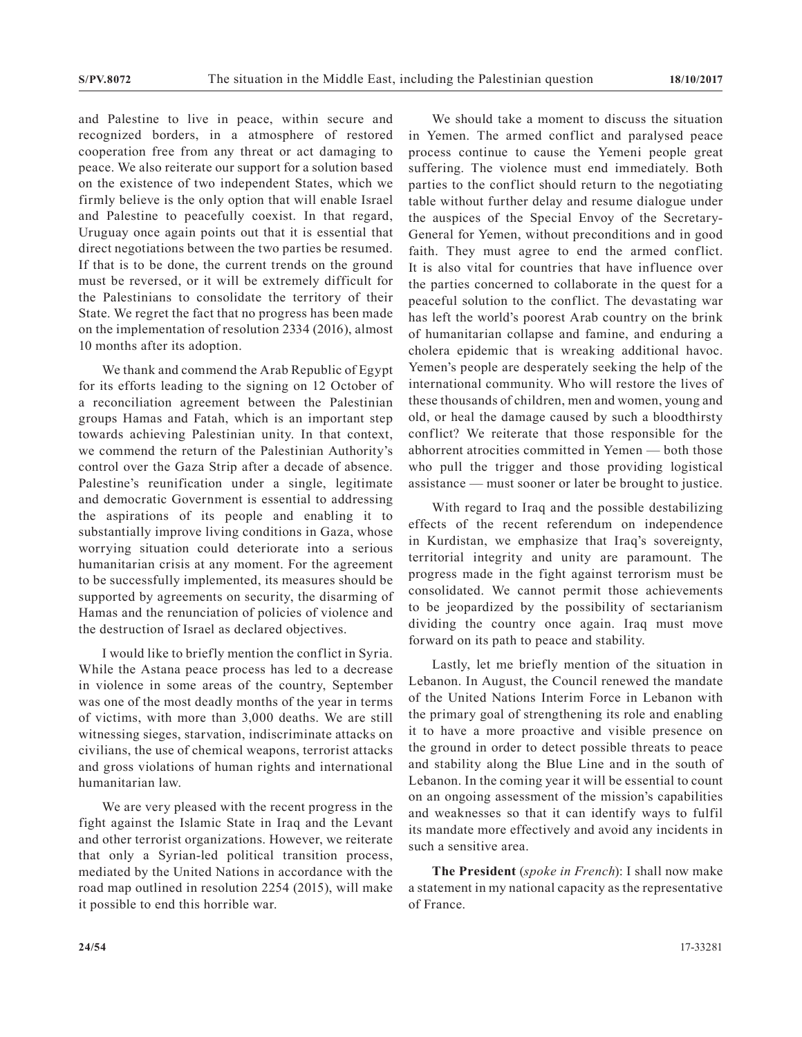and Palestine to live in peace, within secure and recognized borders, in a atmosphere of restored cooperation free from any threat or act damaging to peace. We also reiterate our support for a solution based on the existence of two independent States, which we firmly believe is the only option that will enable Israel and Palestine to peacefully coexist. In that regard, Uruguay once again points out that it is essential that direct negotiations between the two parties be resumed. If that is to be done, the current trends on the ground must be reversed, or it will be extremely difficult for the Palestinians to consolidate the territory of their State. We regret the fact that no progress has been made on the implementation of resolution 2334 (2016), almost 10 months after its adoption.

We thank and commend the Arab Republic of Egypt for its efforts leading to the signing on 12 October of a reconciliation agreement between the Palestinian groups Hamas and Fatah, which is an important step towards achieving Palestinian unity. In that context, we commend the return of the Palestinian Authority's control over the Gaza Strip after a decade of absence. Palestine's reunification under a single, legitimate and democratic Government is essential to addressing the aspirations of its people and enabling it to substantially improve living conditions in Gaza, whose worrying situation could deteriorate into a serious humanitarian crisis at any moment. For the agreement to be successfully implemented, its measures should be supported by agreements on security, the disarming of Hamas and the renunciation of policies of violence and the destruction of Israel as declared objectives.

I would like to briefly mention the conflict in Syria. While the Astana peace process has led to a decrease in violence in some areas of the country, September was one of the most deadly months of the year in terms of victims, with more than 3,000 deaths. We are still witnessing sieges, starvation, indiscriminate attacks on civilians, the use of chemical weapons, terrorist attacks and gross violations of human rights and international humanitarian law.

We are very pleased with the recent progress in the fight against the Islamic State in Iraq and the Levant and other terrorist organizations. However, we reiterate that only a Syrian-led political transition process, mediated by the United Nations in accordance with the road map outlined in resolution 2254 (2015), will make it possible to end this horrible war.

We should take a moment to discuss the situation in Yemen. The armed conflict and paralysed peace process continue to cause the Yemeni people great suffering. The violence must end immediately. Both parties to the conflict should return to the negotiating table without further delay and resume dialogue under the auspices of the Special Envoy of the Secretary-General for Yemen, without preconditions and in good faith. They must agree to end the armed conflict. It is also vital for countries that have influence over the parties concerned to collaborate in the quest for a peaceful solution to the conflict. The devastating war has left the world's poorest Arab country on the brink of humanitarian collapse and famine, and enduring a cholera epidemic that is wreaking additional havoc. Yemen's people are desperately seeking the help of the international community. Who will restore the lives of these thousands of children, men and women, young and old, or heal the damage caused by such a bloodthirsty conflict? We reiterate that those responsible for the abhorrent atrocities committed in Yemen — both those who pull the trigger and those providing logistical assistance — must sooner or later be brought to justice.

With regard to Iraq and the possible destabilizing effects of the recent referendum on independence in Kurdistan, we emphasize that Iraq's sovereignty, territorial integrity and unity are paramount. The progress made in the fight against terrorism must be consolidated. We cannot permit those achievements to be jeopardized by the possibility of sectarianism dividing the country once again. Iraq must move forward on its path to peace and stability.

Lastly, let me briefly mention of the situation in Lebanon. In August, the Council renewed the mandate of the United Nations Interim Force in Lebanon with the primary goal of strengthening its role and enabling it to have a more proactive and visible presence on the ground in order to detect possible threats to peace and stability along the Blue Line and in the south of Lebanon. In the coming year it will be essential to count on an ongoing assessment of the mission's capabilities and weaknesses so that it can identify ways to fulfil its mandate more effectively and avoid any incidents in such a sensitive area.

**The President** (*spoke in French*): I shall now make a statement in my national capacity as the representative of France.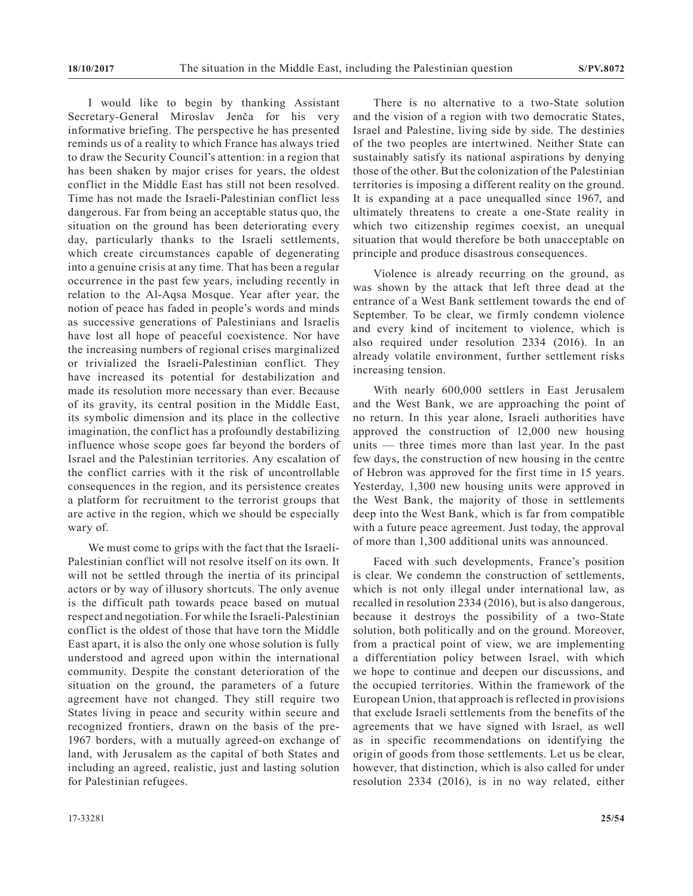I would like to begin by thanking Assistant Secretary-General Miroslav Jenča for his very informative briefing. The perspective he has presented reminds us of a reality to which France has always tried to draw the Security Council's attention: in a region that has been shaken by major crises for years, the oldest conflict in the Middle East has still not been resolved. Time has not made the Israeli-Palestinian conflict less dangerous. Far from being an acceptable status quo, the situation on the ground has been deteriorating every day, particularly thanks to the Israeli settlements, which create circumstances capable of degenerating into a genuine crisis at any time. That has been a regular occurrence in the past few years, including recently in relation to the Al-Aqsa Mosque. Year after year, the notion of peace has faded in people's words and minds as successive generations of Palestinians and Israelis have lost all hope of peaceful coexistence. Nor have the increasing numbers of regional crises marginalized or trivialized the Israeli-Palestinian conflict. They have increased its potential for destabilization and made its resolution more necessary than ever. Because of its gravity, its central position in the Middle East, its symbolic dimension and its place in the collective imagination, the conflict has a profoundly destabilizing influence whose scope goes far beyond the borders of Israel and the Palestinian territories. Any escalation of the conflict carries with it the risk of uncontrollable consequences in the region, and its persistence creates a platform for recruitment to the terrorist groups that are active in the region, which we should be especially wary of.

We must come to grips with the fact that the Israeli-Palestinian conflict will not resolve itself on its own. It will not be settled through the inertia of its principal actors or by way of illusory shortcuts. The only avenue is the difficult path towards peace based on mutual respect and negotiation. For while the Israeli-Palestinian conflict is the oldest of those that have torn the Middle East apart, it is also the only one whose solution is fully understood and agreed upon within the international community. Despite the constant deterioration of the situation on the ground, the parameters of a future agreement have not changed. They still require two States living in peace and security within secure and recognized frontiers, drawn on the basis of the pre-1967 borders, with a mutually agreed-on exchange of land, with Jerusalem as the capital of both States and including an agreed, realistic, just and lasting solution for Palestinian refugees.

There is no alternative to a two-State solution and the vision of a region with two democratic States, Israel and Palestine, living side by side. The destinies of the two peoples are intertwined. Neither State can sustainably satisfy its national aspirations by denying those of the other. But the colonization of the Palestinian territories is imposing a different reality on the ground. It is expanding at a pace unequalled since 1967, and ultimately threatens to create a one-State reality in which two citizenship regimes coexist, an unequal situation that would therefore be both unacceptable on principle and produce disastrous consequences.

Violence is already recurring on the ground, as was shown by the attack that left three dead at the entrance of a West Bank settlement towards the end of September. To be clear, we firmly condemn violence and every kind of incitement to violence, which is also required under resolution 2334 (2016). In an already volatile environment, further settlement risks increasing tension.

With nearly 600,000 settlers in East Jerusalem and the West Bank, we are approaching the point of no return. In this year alone, Israeli authorities have approved the construction of 12,000 new housing units — three times more than last year. In the past few days, the construction of new housing in the centre of Hebron was approved for the first time in 15 years. Yesterday, 1,300 new housing units were approved in the West Bank, the majority of those in settlements deep into the West Bank, which is far from compatible with a future peace agreement. Just today, the approval of more than 1,300 additional units was announced.

Faced with such developments, France's position is clear. We condemn the construction of settlements, which is not only illegal under international law, as recalled in resolution 2334 (2016), but is also dangerous, because it destroys the possibility of a two-State solution, both politically and on the ground. Moreover, from a practical point of view, we are implementing a differentiation policy between Israel, with which we hope to continue and deepen our discussions, and the occupied territories. Within the framework of the European Union, that approach is reflected in provisions that exclude Israeli settlements from the benefits of the agreements that we have signed with Israel, as well as in specific recommendations on identifying the origin of goods from those settlements. Let us be clear, however, that distinction, which is also called for under resolution 2334 (2016), is in no way related, either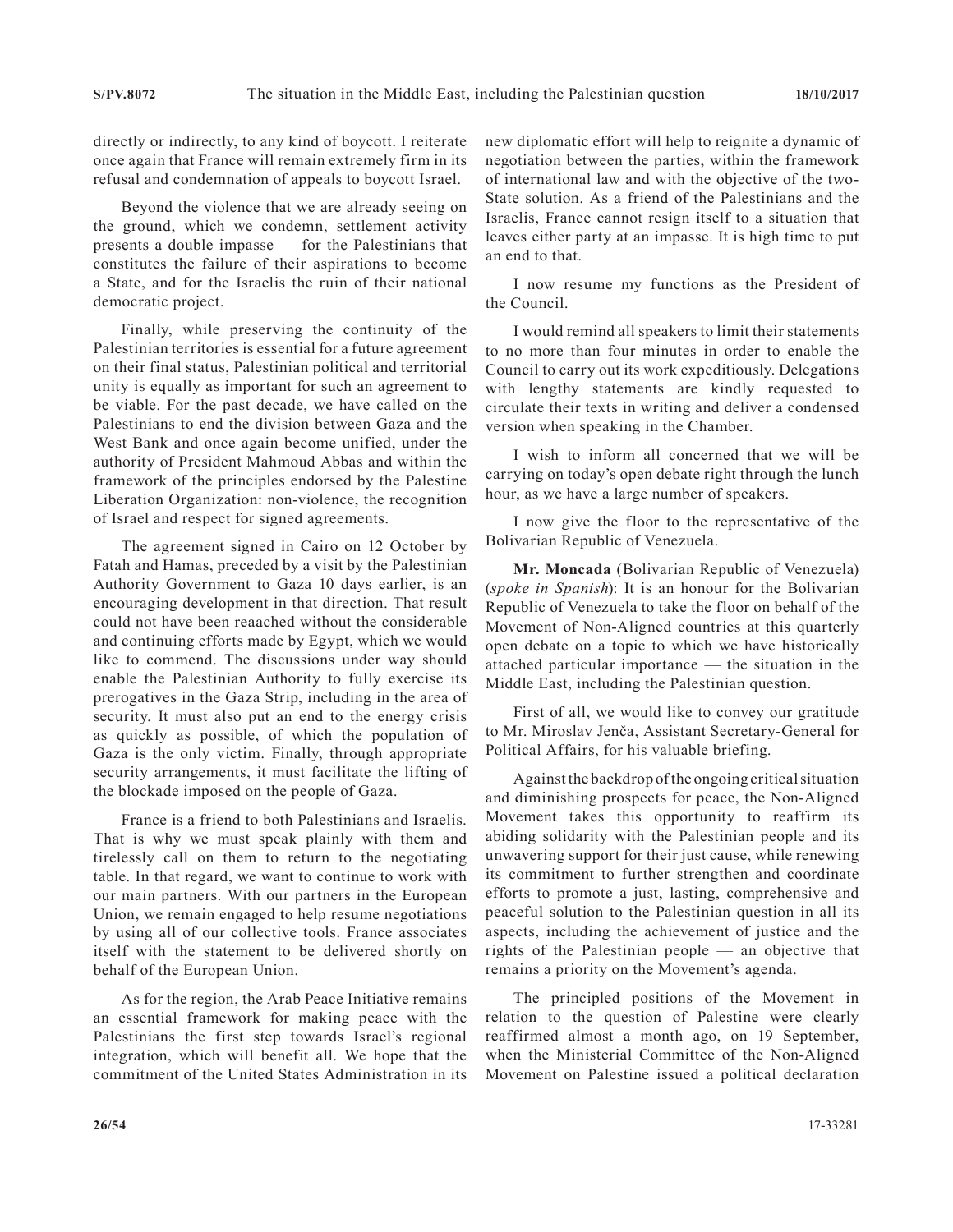directly or indirectly, to any kind of boycott. I reiterate once again that France will remain extremely firm in its refusal and condemnation of appeals to boycott Israel.

Beyond the violence that we are already seeing on the ground, which we condemn, settlement activity presents a double impasse — for the Palestinians that constitutes the failure of their aspirations to become a State, and for the Israelis the ruin of their national democratic project.

Finally, while preserving the continuity of the Palestinian territories is essential for a future agreement on their final status, Palestinian political and territorial unity is equally as important for such an agreement to be viable. For the past decade, we have called on the Palestinians to end the division between Gaza and the West Bank and once again become unified, under the authority of President Mahmoud Abbas and within the framework of the principles endorsed by the Palestine Liberation Organization: non-violence, the recognition of Israel and respect for signed agreements.

The agreement signed in Cairo on 12 October by Fatah and Hamas, preceded by a visit by the Palestinian Authority Government to Gaza 10 days earlier, is an encouraging development in that direction. That result could not have been reaached without the considerable and continuing efforts made by Egypt, which we would like to commend. The discussions under way should enable the Palestinian Authority to fully exercise its prerogatives in the Gaza Strip, including in the area of security. It must also put an end to the energy crisis as quickly as possible, of which the population of Gaza is the only victim. Finally, through appropriate security arrangements, it must facilitate the lifting of the blockade imposed on the people of Gaza.

France is a friend to both Palestinians and Israelis. That is why we must speak plainly with them and tirelessly call on them to return to the negotiating table. In that regard, we want to continue to work with our main partners. With our partners in the European Union, we remain engaged to help resume negotiations by using all of our collective tools. France associates itself with the statement to be delivered shortly on behalf of the European Union.

As for the region, the Arab Peace Initiative remains an essential framework for making peace with the Palestinians the first step towards Israel's regional integration, which will benefit all. We hope that the commitment of the United States Administration in its new diplomatic effort will help to reignite a dynamic of negotiation between the parties, within the framework of international law and with the objective of the two-State solution. As a friend of the Palestinians and the Israelis, France cannot resign itself to a situation that leaves either party at an impasse. It is high time to put an end to that.

I now resume my functions as the President of the Council.

I would remind all speakers to limit their statements to no more than four minutes in order to enable the Council to carry out its work expeditiously. Delegations with lengthy statements are kindly requested to circulate their texts in writing and deliver a condensed version when speaking in the Chamber.

I wish to inform all concerned that we will be carrying on today's open debate right through the lunch hour, as we have a large number of speakers.

I now give the floor to the representative of the Bolivarian Republic of Venezuela.

**Mr. Moncada** (Bolivarian Republic of Venezuela) (*spoke in Spanish*): It is an honour for the Bolivarian Republic of Venezuela to take the floor on behalf of the Movement of Non-Aligned countries at this quarterly open debate on a topic to which we have historically attached particular importance — the situation in the Middle East, including the Palestinian question.

First of all, we would like to convey our gratitude to Mr. Miroslav Jenča, Assistant Secretary-General for Political Affairs, for his valuable briefing.

Against the backdrop of the ongoing critical situation and diminishing prospects for peace, the Non-Aligned Movement takes this opportunity to reaffirm its abiding solidarity with the Palestinian people and its unwavering support for their just cause, while renewing its commitment to further strengthen and coordinate efforts to promote a just, lasting, comprehensive and peaceful solution to the Palestinian question in all its aspects, including the achievement of justice and the rights of the Palestinian people — an objective that remains a priority on the Movement's agenda.

The principled positions of the Movement in relation to the question of Palestine were clearly reaffirmed almost a month ago, on 19 September, when the Ministerial Committee of the Non-Aligned Movement on Palestine issued a political declaration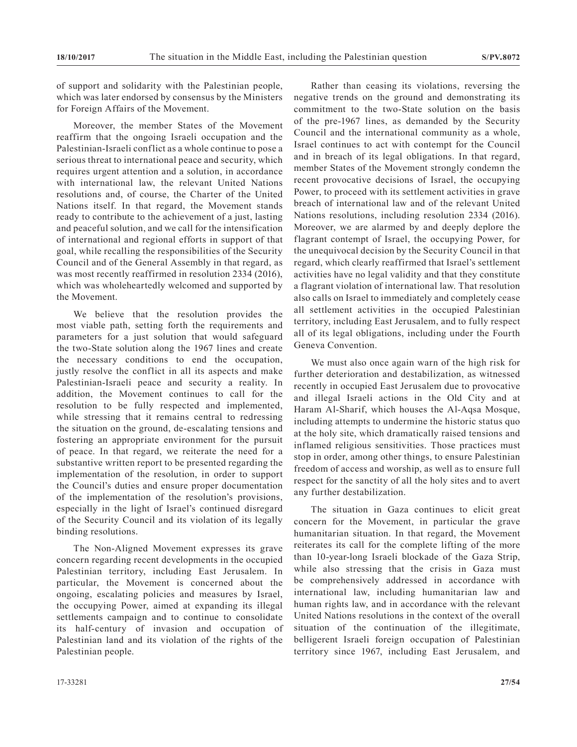of support and solidarity with the Palestinian people, which was later endorsed by consensus by the Ministers for Foreign Affairs of the Movement.

Moreover, the member States of the Movement reaffirm that the ongoing Israeli occupation and the Palestinian-Israeli conflict as a whole continue to pose a serious threat to international peace and security, which requires urgent attention and a solution, in accordance with international law, the relevant United Nations resolutions and, of course, the Charter of the United Nations itself. In that regard, the Movement stands ready to contribute to the achievement of a just, lasting and peaceful solution, and we call for the intensification of international and regional efforts in support of that goal, while recalling the responsibilities of the Security Council and of the General Assembly in that regard, as was most recently reaffirmed in resolution 2334 (2016), which was wholeheartedly welcomed and supported by the Movement.

We believe that the resolution provides the most viable path, setting forth the requirements and parameters for a just solution that would safeguard the two-State solution along the 1967 lines and create the necessary conditions to end the occupation, justly resolve the conflict in all its aspects and make Palestinian-Israeli peace and security a reality. In addition, the Movement continues to call for the resolution to be fully respected and implemented, while stressing that it remains central to redressing the situation on the ground, de-escalating tensions and fostering an appropriate environment for the pursuit of peace. In that regard, we reiterate the need for a substantive written report to be presented regarding the implementation of the resolution, in order to support the Council's duties and ensure proper documentation of the implementation of the resolution's provisions, especially in the light of Israel's continued disregard of the Security Council and its violation of its legally binding resolutions.

The Non-Aligned Movement expresses its grave concern regarding recent developments in the occupied Palestinian territory, including East Jerusalem. In particular, the Movement is concerned about the ongoing, escalating policies and measures by Israel, the occupying Power, aimed at expanding its illegal settlements campaign and to continue to consolidate its half-century of invasion and occupation of Palestinian land and its violation of the rights of the Palestinian people.

Rather than ceasing its violations, reversing the negative trends on the ground and demonstrating its commitment to the two-State solution on the basis of the pre-1967 lines, as demanded by the Security Council and the international community as a whole, Israel continues to act with contempt for the Council and in breach of its legal obligations. In that regard, member States of the Movement strongly condemn the recent provocative decisions of Israel, the occupying Power, to proceed with its settlement activities in grave breach of international law and of the relevant United Nations resolutions, including resolution 2334 (2016). Moreover, we are alarmed by and deeply deplore the flagrant contempt of Israel, the occupying Power, for the unequivocal decision by the Security Council in that regard, which clearly reaffirmed that Israel's settlement activities have no legal validity and that they constitute a flagrant violation of international law. That resolution also calls on Israel to immediately and completely cease all settlement activities in the occupied Palestinian territory, including East Jerusalem, and to fully respect all of its legal obligations, including under the Fourth Geneva Convention.

We must also once again warn of the high risk for further deterioration and destabilization, as witnessed recently in occupied East Jerusalem due to provocative and illegal Israeli actions in the Old City and at Haram Al-Sharif, which houses the Al-Aqsa Mosque, including attempts to undermine the historic status quo at the holy site, which dramatically raised tensions and inflamed religious sensitivities. Those practices must stop in order, among other things, to ensure Palestinian freedom of access and worship, as well as to ensure full respect for the sanctity of all the holy sites and to avert any further destabilization.

The situation in Gaza continues to elicit great concern for the Movement, in particular the grave humanitarian situation. In that regard, the Movement reiterates its call for the complete lifting of the more than 10-year-long Israeli blockade of the Gaza Strip, while also stressing that the crisis in Gaza must be comprehensively addressed in accordance with international law, including humanitarian law and human rights law, and in accordance with the relevant United Nations resolutions in the context of the overall situation of the continuation of the illegitimate, belligerent Israeli foreign occupation of Palestinian territory since 1967, including East Jerusalem, and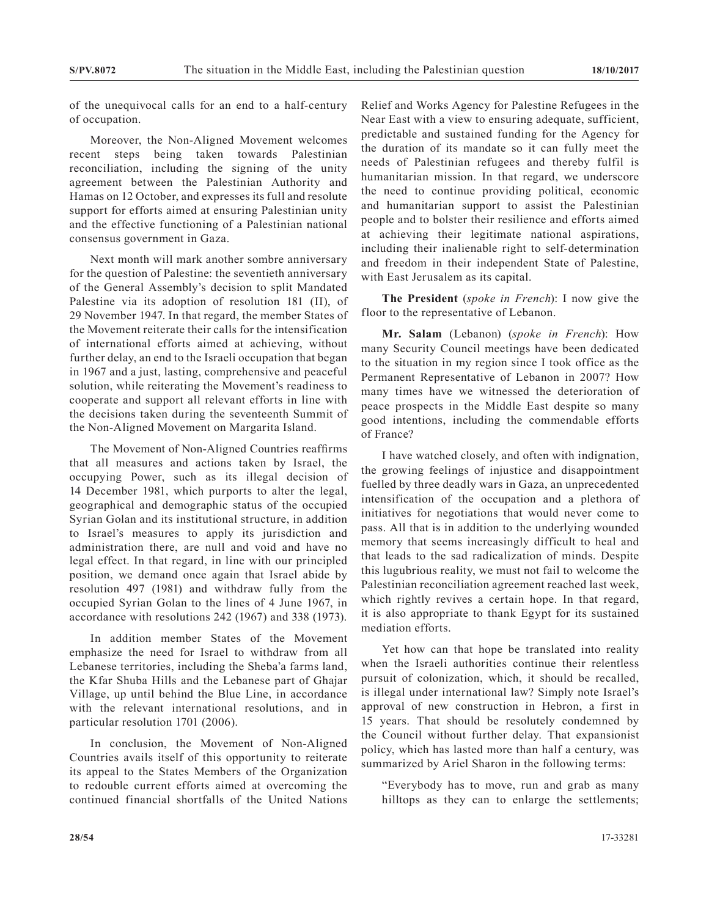of the unequivocal calls for an end to a half-century of occupation.

Moreover, the Non-Aligned Movement welcomes recent steps being taken towards Palestinian reconciliation, including the signing of the unity agreement between the Palestinian Authority and Hamas on 12 October, and expresses its full and resolute support for efforts aimed at ensuring Palestinian unity and the effective functioning of a Palestinian national consensus government in Gaza.

Next month will mark another sombre anniversary for the question of Palestine: the seventieth anniversary of the General Assembly's decision to split Mandated Palestine via its adoption of resolution 181 (II), of 29 November 1947. In that regard, the member States of the Movement reiterate their calls for the intensification of international efforts aimed at achieving, without further delay, an end to the Israeli occupation that began in 1967 and a just, lasting, comprehensive and peaceful solution, while reiterating the Movement's readiness to cooperate and support all relevant efforts in line with the decisions taken during the seventeenth Summit of the Non-Aligned Movement on Margarita Island.

The Movement of Non-Aligned Countries reaffirms that all measures and actions taken by Israel, the occupying Power, such as its illegal decision of 14 December 1981, which purports to alter the legal, geographical and demographic status of the occupied Syrian Golan and its institutional structure, in addition to Israel's measures to apply its jurisdiction and administration there, are null and void and have no legal effect. In that regard, in line with our principled position, we demand once again that Israel abide by resolution 497 (1981) and withdraw fully from the occupied Syrian Golan to the lines of 4 June 1967, in accordance with resolutions 242 (1967) and 338 (1973).

In addition member States of the Movement emphasize the need for Israel to withdraw from all Lebanese territories, including the Sheba'a farms land, the Kfar Shuba Hills and the Lebanese part of Ghajar Village, up until behind the Blue Line, in accordance with the relevant international resolutions, and in particular resolution 1701 (2006).

In conclusion, the Movement of Non-Aligned Countries avails itself of this opportunity to reiterate its appeal to the States Members of the Organization to redouble current efforts aimed at overcoming the continued financial shortfalls of the United Nations Relief and Works Agency for Palestine Refugees in the Near East with a view to ensuring adequate, sufficient, predictable and sustained funding for the Agency for the duration of its mandate so it can fully meet the needs of Palestinian refugees and thereby fulfil is humanitarian mission. In that regard, we underscore the need to continue providing political, economic and humanitarian support to assist the Palestinian people and to bolster their resilience and efforts aimed at achieving their legitimate national aspirations, including their inalienable right to self-determination and freedom in their independent State of Palestine, with East Jerusalem as its capital.

**The President** (*spoke in French*): I now give the floor to the representative of Lebanon.

**Mr. Salam** (Lebanon) (*spoke in French*): How many Security Council meetings have been dedicated to the situation in my region since I took office as the Permanent Representative of Lebanon in 2007? How many times have we witnessed the deterioration of peace prospects in the Middle East despite so many good intentions, including the commendable efforts of France?

I have watched closely, and often with indignation, the growing feelings of injustice and disappointment fuelled by three deadly wars in Gaza, an unprecedented intensification of the occupation and a plethora of initiatives for negotiations that would never come to pass. All that is in addition to the underlying wounded memory that seems increasingly difficult to heal and that leads to the sad radicalization of minds. Despite this lugubrious reality, we must not fail to welcome the Palestinian reconciliation agreement reached last week, which rightly revives a certain hope. In that regard, it is also appropriate to thank Egypt for its sustained mediation efforts.

Yet how can that hope be translated into reality when the Israeli authorities continue their relentless pursuit of colonization, which, it should be recalled, is illegal under international law? Simply note Israel's approval of new construction in Hebron, a first in 15 years. That should be resolutely condemned by the Council without further delay. That expansionist policy, which has lasted more than half a century, was summarized by Ariel Sharon in the following terms:

"Everybody has to move, run and grab as many hilltops as they can to enlarge the settlements;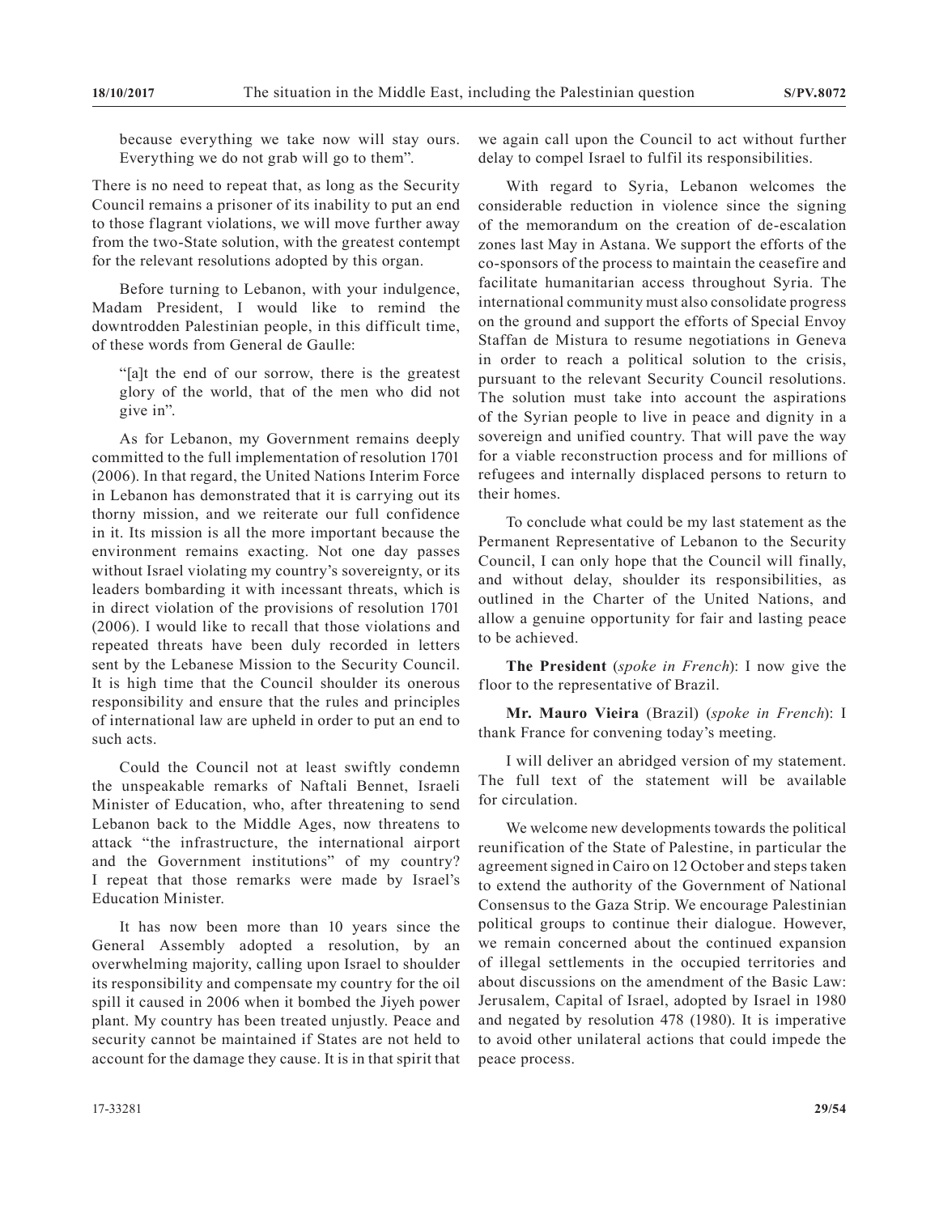because everything we take now will stay ours. Everything we do not grab will go to them".

There is no need to repeat that, as long as the Security Council remains a prisoner of its inability to put an end to those flagrant violations, we will move further away from the two-State solution, with the greatest contempt for the relevant resolutions adopted by this organ.

Before turning to Lebanon, with your indulgence, Madam President, I would like to remind the downtrodden Palestinian people, in this difficult time, of these words from General de Gaulle:

"[a]t the end of our sorrow, there is the greatest glory of the world, that of the men who did not give in".

As for Lebanon, my Government remains deeply committed to the full implementation of resolution 1701 (2006). In that regard, the United Nations Interim Force in Lebanon has demonstrated that it is carrying out its thorny mission, and we reiterate our full confidence in it. Its mission is all the more important because the environment remains exacting. Not one day passes without Israel violating my country's sovereignty, or its leaders bombarding it with incessant threats, which is in direct violation of the provisions of resolution 1701 (2006). I would like to recall that those violations and repeated threats have been duly recorded in letters sent by the Lebanese Mission to the Security Council. It is high time that the Council shoulder its onerous responsibility and ensure that the rules and principles of international law are upheld in order to put an end to such acts.

Could the Council not at least swiftly condemn the unspeakable remarks of Naftali Bennet, Israeli Minister of Education, who, after threatening to send Lebanon back to the Middle Ages, now threatens to attack "the infrastructure, the international airport and the Government institutions" of my country? I repeat that those remarks were made by Israel's Education Minister.

It has now been more than 10 years since the General Assembly adopted a resolution, by an overwhelming majority, calling upon Israel to shoulder its responsibility and compensate my country for the oil spill it caused in 2006 when it bombed the Jiyeh power plant. My country has been treated unjustly. Peace and security cannot be maintained if States are not held to account for the damage they cause. It is in that spirit that we again call upon the Council to act without further delay to compel Israel to fulfil its responsibilities.

With regard to Syria, Lebanon welcomes the considerable reduction in violence since the signing of the memorandum on the creation of de-escalation zones last May in Astana. We support the efforts of the co-sponsors of the process to maintain the ceasefire and facilitate humanitarian access throughout Syria. The international community must also consolidate progress on the ground and support the efforts of Special Envoy Staffan de Mistura to resume negotiations in Geneva in order to reach a political solution to the crisis, pursuant to the relevant Security Council resolutions. The solution must take into account the aspirations of the Syrian people to live in peace and dignity in a sovereign and unified country. That will pave the way for a viable reconstruction process and for millions of refugees and internally displaced persons to return to their homes.

To conclude what could be my last statement as the Permanent Representative of Lebanon to the Security Council, I can only hope that the Council will finally, and without delay, shoulder its responsibilities, as outlined in the Charter of the United Nations, and allow a genuine opportunity for fair and lasting peace to be achieved.

**The President** (*spoke in French*): I now give the floor to the representative of Brazil.

**Mr. Mauro Vieira** (Brazil) (*spoke in French*): I thank France for convening today's meeting.

I will deliver an abridged version of my statement. The full text of the statement will be available for circulation.

We welcome new developments towards the political reunification of the State of Palestine, in particular the agreement signed in Cairo on 12 October and steps taken to extend the authority of the Government of National Consensus to the Gaza Strip. We encourage Palestinian political groups to continue their dialogue. However, we remain concerned about the continued expansion of illegal settlements in the occupied territories and about discussions on the amendment of the Basic Law: Jerusalem, Capital of Israel, adopted by Israel in 1980 and negated by resolution 478 (1980). It is imperative to avoid other unilateral actions that could impede the peace process.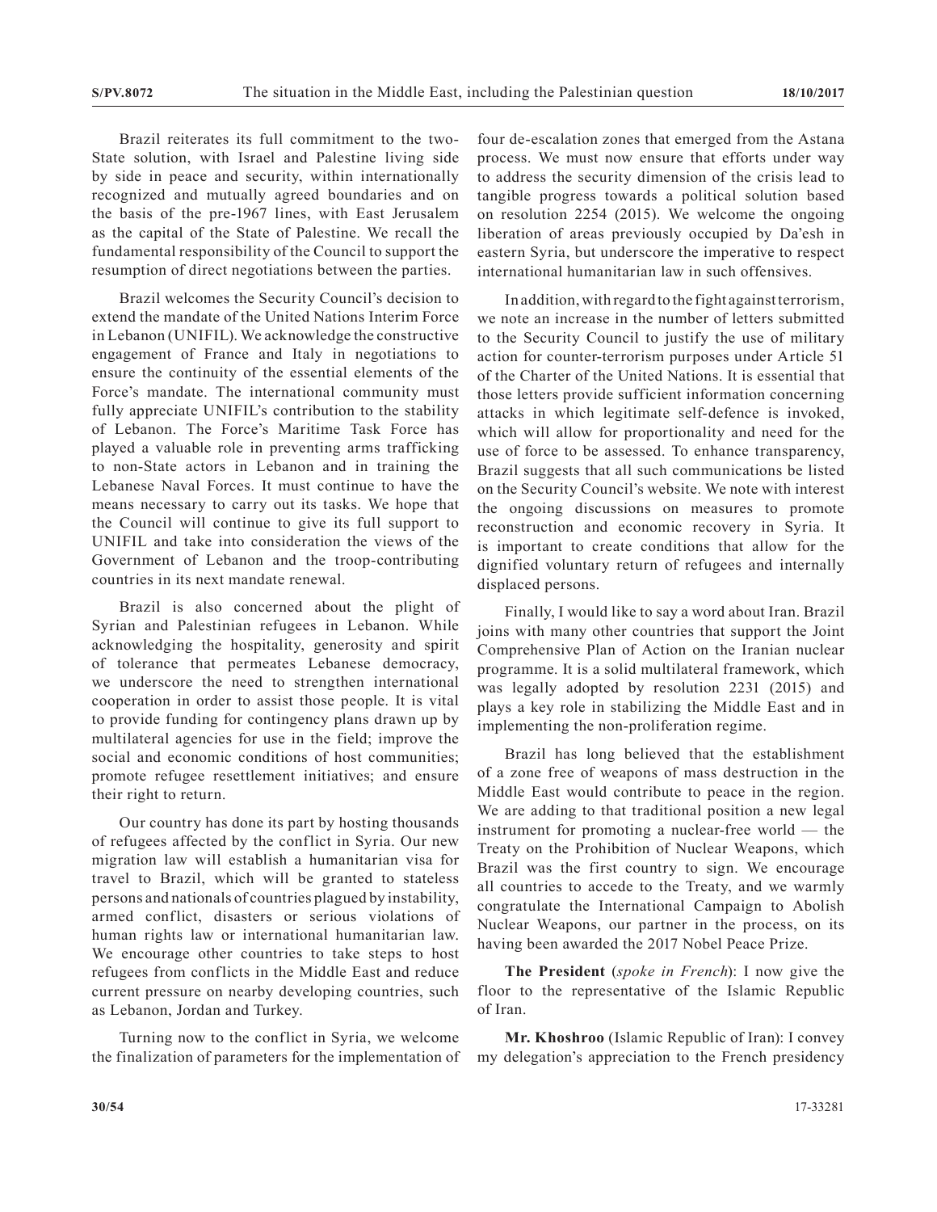Brazil reiterates its full commitment to the two-State solution, with Israel and Palestine living side by side in peace and security, within internationally recognized and mutually agreed boundaries and on the basis of the pre-1967 lines, with East Jerusalem as the capital of the State of Palestine. We recall the fundamental responsibility of the Council to support the resumption of direct negotiations between the parties.

Brazil welcomes the Security Council's decision to extend the mandate of the United Nations Interim Force in Lebanon (UNIFIL). We acknowledge the constructive engagement of France and Italy in negotiations to ensure the continuity of the essential elements of the Force's mandate. The international community must fully appreciate UNIFIL's contribution to the stability of Lebanon. The Force's Maritime Task Force has played a valuable role in preventing arms trafficking to non-State actors in Lebanon and in training the Lebanese Naval Forces. It must continue to have the means necessary to carry out its tasks. We hope that the Council will continue to give its full support to UNIFIL and take into consideration the views of the Government of Lebanon and the troop-contributing countries in its next mandate renewal.

Brazil is also concerned about the plight of Syrian and Palestinian refugees in Lebanon. While acknowledging the hospitality, generosity and spirit of tolerance that permeates Lebanese democracy, we underscore the need to strengthen international cooperation in order to assist those people. It is vital to provide funding for contingency plans drawn up by multilateral agencies for use in the field; improve the social and economic conditions of host communities; promote refugee resettlement initiatives; and ensure their right to return.

Our country has done its part by hosting thousands of refugees affected by the conflict in Syria. Our new migration law will establish a humanitarian visa for travel to Brazil, which will be granted to stateless persons and nationals of countries plagued by instability, armed conflict, disasters or serious violations of human rights law or international humanitarian law. We encourage other countries to take steps to host refugees from conflicts in the Middle East and reduce current pressure on nearby developing countries, such as Lebanon, Jordan and Turkey.

Turning now to the conflict in Syria, we welcome the finalization of parameters for the implementation of four de-escalation zones that emerged from the Astana process. We must now ensure that efforts under way to address the security dimension of the crisis lead to tangible progress towards a political solution based on resolution 2254 (2015). We welcome the ongoing liberation of areas previously occupied by Da'esh in eastern Syria, but underscore the imperative to respect international humanitarian law in such offensives.

In addition, with regard to the fight against terrorism, we note an increase in the number of letters submitted to the Security Council to justify the use of military action for counter-terrorism purposes under Article 51 of the Charter of the United Nations. It is essential that those letters provide sufficient information concerning attacks in which legitimate self-defence is invoked, which will allow for proportionality and need for the use of force to be assessed. To enhance transparency, Brazil suggests that all such communications be listed on the Security Council's website. We note with interest the ongoing discussions on measures to promote reconstruction and economic recovery in Syria. It is important to create conditions that allow for the dignified voluntary return of refugees and internally displaced persons.

Finally, I would like to say a word about Iran. Brazil joins with many other countries that support the Joint Comprehensive Plan of Action on the Iranian nuclear programme. It is a solid multilateral framework, which was legally adopted by resolution 2231 (2015) and plays a key role in stabilizing the Middle East and in implementing the non-proliferation regime.

Brazil has long believed that the establishment of a zone free of weapons of mass destruction in the Middle East would contribute to peace in the region. We are adding to that traditional position a new legal instrument for promoting a nuclear-free world — the Treaty on the Prohibition of Nuclear Weapons, which Brazil was the first country to sign. We encourage all countries to accede to the Treaty, and we warmly congratulate the International Campaign to Abolish Nuclear Weapons, our partner in the process, on its having been awarded the 2017 Nobel Peace Prize.

**The President** (*spoke in French*): I now give the floor to the representative of the Islamic Republic of Iran.

**Mr. Khoshroo** (Islamic Republic of Iran): I convey my delegation's appreciation to the French presidency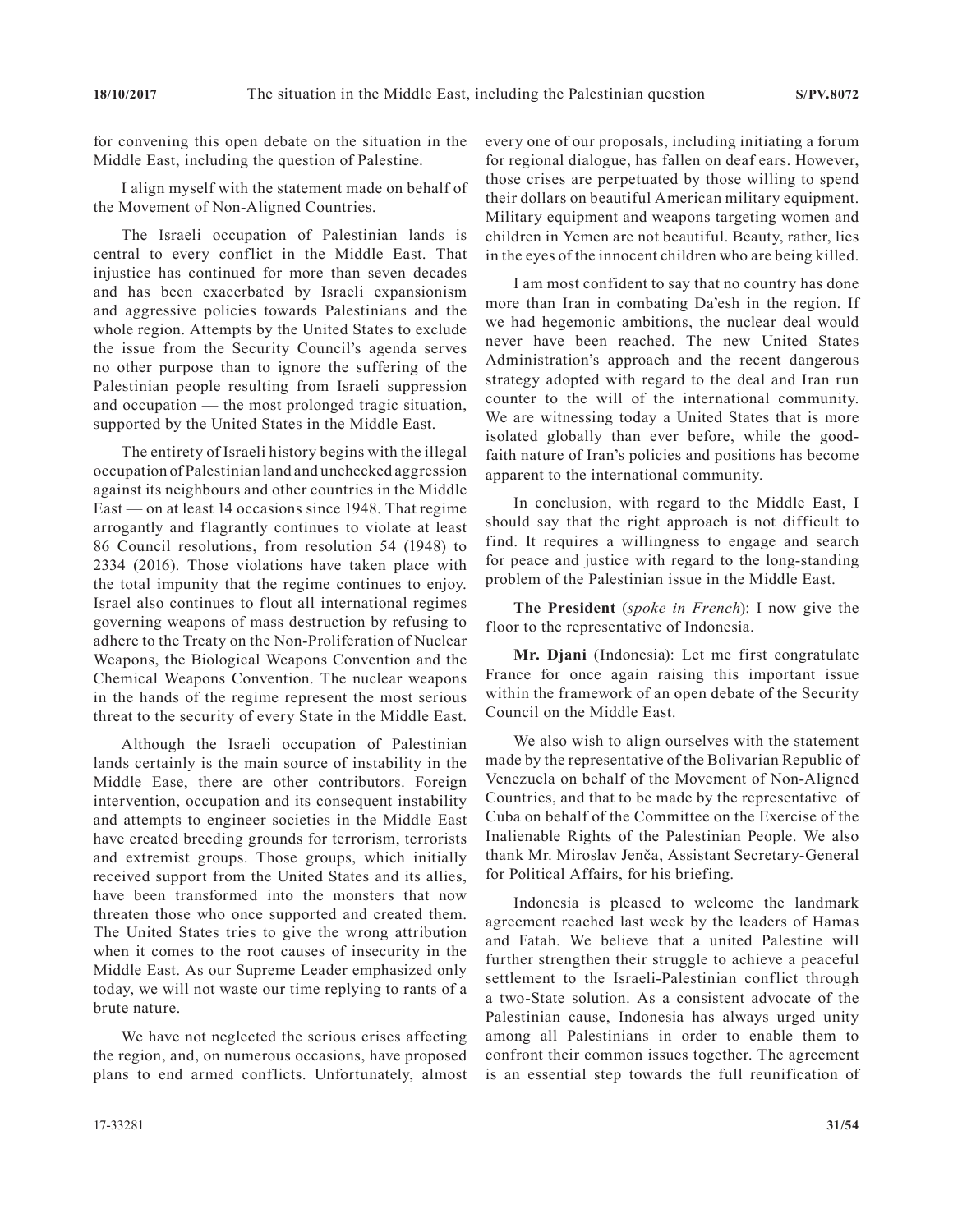for convening this open debate on the situation in the Middle East, including the question of Palestine.

I align myself with the statement made on behalf of the Movement of Non-Aligned Countries.

The Israeli occupation of Palestinian lands is central to every conflict in the Middle East. That injustice has continued for more than seven decades and has been exacerbated by Israeli expansionism and aggressive policies towards Palestinians and the whole region. Attempts by the United States to exclude the issue from the Security Council's agenda serves no other purpose than to ignore the suffering of the Palestinian people resulting from Israeli suppression and occupation — the most prolonged tragic situation, supported by the United States in the Middle East.

The entirety of Israeli history begins with the illegal occupation of Palestinian land and unchecked aggression against its neighbours and other countries in the Middle East — on at least 14 occasions since 1948. That regime arrogantly and flagrantly continues to violate at least 86 Council resolutions, from resolution 54 (1948) to 2334 (2016). Those violations have taken place with the total impunity that the regime continues to enjoy. Israel also continues to flout all international regimes governing weapons of mass destruction by refusing to adhere to the Treaty on the Non-Proliferation of Nuclear Weapons, the Biological Weapons Convention and the Chemical Weapons Convention. The nuclear weapons in the hands of the regime represent the most serious threat to the security of every State in the Middle East.

Although the Israeli occupation of Palestinian lands certainly is the main source of instability in the Middle Ease, there are other contributors. Foreign intervention, occupation and its consequent instability and attempts to engineer societies in the Middle East have created breeding grounds for terrorism, terrorists and extremist groups. Those groups, which initially received support from the United States and its allies, have been transformed into the monsters that now threaten those who once supported and created them. The United States tries to give the wrong attribution when it comes to the root causes of insecurity in the Middle East. As our Supreme Leader emphasized only today, we will not waste our time replying to rants of a brute nature.

We have not neglected the serious crises affecting the region, and, on numerous occasions, have proposed plans to end armed conflicts. Unfortunately, almost every one of our proposals, including initiating a forum for regional dialogue, has fallen on deaf ears. However, those crises are perpetuated by those willing to spend their dollars on beautiful American military equipment. Military equipment and weapons targeting women and children in Yemen are not beautiful. Beauty, rather, lies in the eyes of the innocent children who are being killed.

I am most confident to say that no country has done more than Iran in combating Da'esh in the region. If we had hegemonic ambitions, the nuclear deal would never have been reached. The new United States Administration's approach and the recent dangerous strategy adopted with regard to the deal and Iran run counter to the will of the international community. We are witnessing today a United States that is more isolated globally than ever before, while the good-faith nature of Iran's policies and positions has become apparent to the international community.

In conclusion, with regard to the Middle East, I should say that the right approach is not difficult to find. It requires a willingness to engage and search for peace and justice with regard to the long-standing problem of the Palestinian issue in the Middle East.

**The President** (*spoke in French*): I now give the floor to the representative of Indonesia.

**Mr. Djani** (Indonesia): Let me first congratulate France for once again raising this important issue within the framework of an open debate of the Security Council on the Middle East.

We also wish to align ourselves with the statement made by the representative of the Bolivarian Republic of Venezuela on behalf of the Movement of Non-Aligned Countries, and that to be made by the representative of Cuba on behalf of the Committee on the Exercise of the Inalienable Rights of the Palestinian People. We also thank Mr. Miroslav Jenča, Assistant Secretary-General for Political Affairs, for his briefing.

Indonesia is pleased to welcome the landmark agreement reached last week by the leaders of Hamas and Fatah. We believe that a united Palestine will further strengthen their struggle to achieve a peaceful settlement to the Israeli-Palestinian conflict through a two-State solution. As a consistent advocate of the Palestinian cause, Indonesia has always urged unity among all Palestinians in order to enable them to confront their common issues together. The agreement is an essential step towards the full reunification of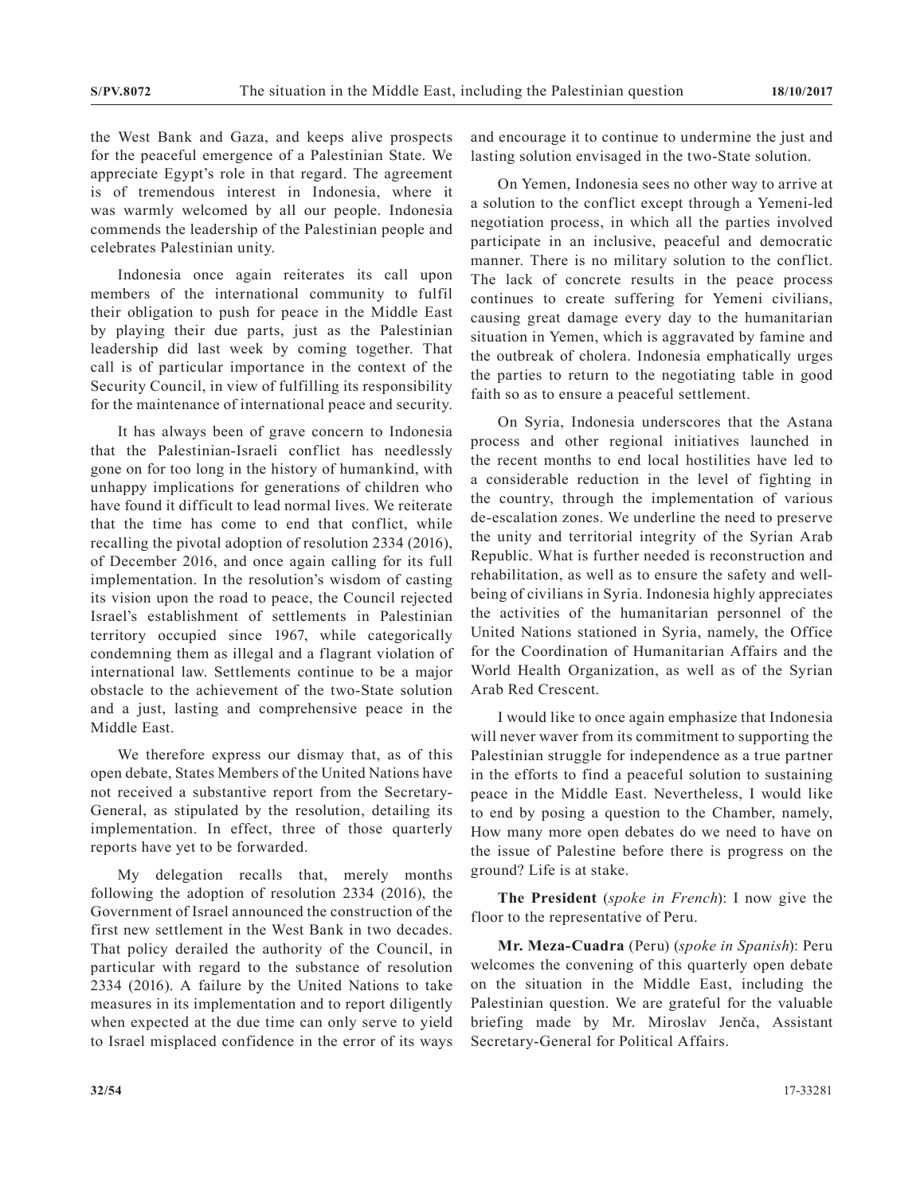the West Bank and Gaza, and keeps alive prospects for the peaceful emergence of a Palestinian State. We appreciate Egypt's role in that regard. The agreement is of tremendous interest in Indonesia, where it was warmly welcomed by all our people. Indonesia commends the leadership of the Palestinian people and celebrates Palestinian unity.

Indonesia once again reiterates its call upon members of the international community to fulfil their obligation to push for peace in the Middle East by playing their due parts, just as the Palestinian leadership did last week by coming together. That call is of particular importance in the context of the Security Council, in view of fulfilling its responsibility for the maintenance of international peace and security.

It has always been of grave concern to Indonesia that the Palestinian-Israeli conflict has needlessly gone on for too long in the history of humankind, with unhappy implications for generations of children who have found it difficult to lead normal lives. We reiterate that the time has come to end that conflict, while recalling the pivotal adoption of resolution 2334 (2016), of December 2016, and once again calling for its full implementation. In the resolution's wisdom of casting its vision upon the road to peace, the Council rejected Israel's establishment of settlements in Palestinian territory occupied since 1967, while categorically condemning them as illegal and a flagrant violation of international law. Settlements continue to be a major obstacle to the achievement of the two-State solution and a just, lasting and comprehensive peace in the Middle East.

We therefore express our dismay that, as of this open debate, States Members of the United Nations have not received a substantive report from the Secretary-General, as stipulated by the resolution, detailing its implementation. In effect, three of those quarterly reports have yet to be forwarded.

My delegation recalls that, merely months following the adoption of resolution 2334 (2016), the Government of Israel announced the construction of the first new settlement in the West Bank in two decades. That policy derailed the authority of the Council, in particular with regard to the substance of resolution 2334 (2016). A failure by the United Nations to take measures in its implementation and to report diligently when expected at the due time can only serve to yield to Israel misplaced confidence in the error of its ways and encourage it to continue to undermine the just and lasting solution envisaged in the two-State solution.

On Yemen, Indonesia sees no other way to arrive at a solution to the conflict except through a Yemeni-led negotiation process, in which all the parties involved participate in an inclusive, peaceful and democratic manner. There is no military solution to the conflict. The lack of concrete results in the peace process continues to create suffering for Yemeni civilians, causing great damage every day to the humanitarian situation in Yemen, which is aggravated by famine and the outbreak of cholera. Indonesia emphatically urges the parties to return to the negotiating table in good faith so as to ensure a peaceful settlement.

On Syria, Indonesia underscores that the Astana process and other regional initiatives launched in the recent months to end local hostilities have led to a considerable reduction in the level of fighting in the country, through the implementation of various de-escalation zones. We underline the need to preserve the unity and territorial integrity of the Syrian Arab Republic. What is further needed is reconstruction and rehabilitation, as well as to ensure the safety and well-being of civilians in Syria. Indonesia highly appreciates the activities of the humanitarian personnel of the United Nations stationed in Syria, namely, the Office for the Coordination of Humanitarian Affairs and the World Health Organization, as well as of the Syrian Arab Red Crescent.

I would like to once again emphasize that Indonesia will never waver from its commitment to supporting the Palestinian struggle for independence as a true partner in the efforts to find a peaceful solution to sustaining peace in the Middle East. Nevertheless, I would like to end by posing a question to the Chamber, namely, How many more open debates do we need to have on the issue of Palestine before there is progress on the ground? Life is at stake.

**The President** (*spoke in French*): I now give the floor to the representative of Peru.

**Mr. Meza-Cuadra** (Peru) (*spoke in Spanish*): Peru welcomes the convening of this quarterly open debate on the situation in the Middle East, including the Palestinian question. We are grateful for the valuable briefing made by Mr. Miroslav Jenča, Assistant Secretary-General for Political Affairs.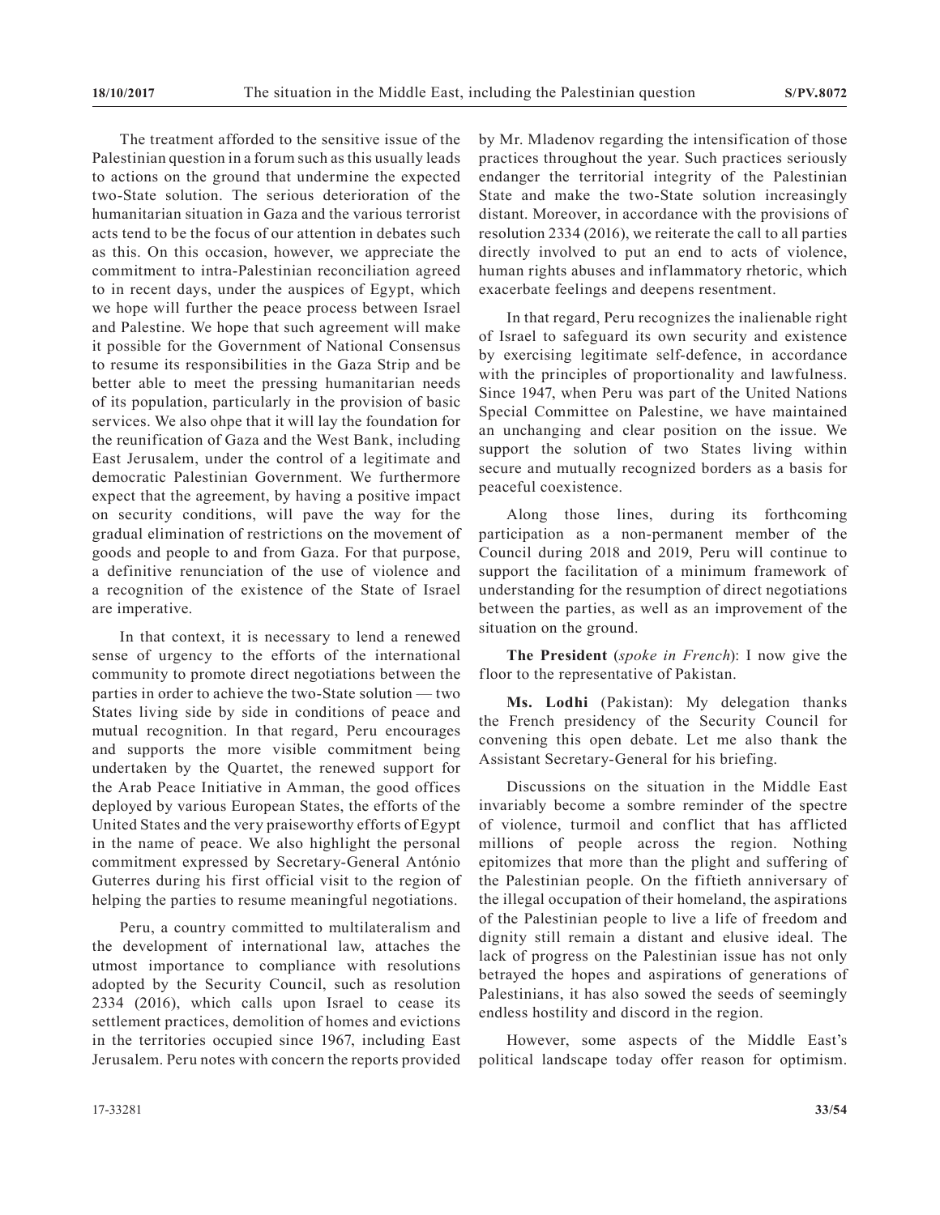The treatment afforded to the sensitive issue of the Palestinian question in a forum such as this usually leads to actions on the ground that undermine the expected two-State solution. The serious deterioration of the humanitarian situation in Gaza and the various terrorist acts tend to be the focus of our attention in debates such as this. On this occasion, however, we appreciate the commitment to intra-Palestinian reconciliation agreed to in recent days, under the auspices of Egypt, which we hope will further the peace process between Israel and Palestine. We hope that such agreement will make it possible for the Government of National Consensus to resume its responsibilities in the Gaza Strip and be better able to meet the pressing humanitarian needs of its population, particularly in the provision of basic services. We also ohpe that it will lay the foundation for the reunification of Gaza and the West Bank, including East Jerusalem, under the control of a legitimate and democratic Palestinian Government. We furthermore expect that the agreement, by having a positive impact on security conditions, will pave the way for the gradual elimination of restrictions on the movement of goods and people to and from Gaza. For that purpose, a definitive renunciation of the use of violence and a recognition of the existence of the State of Israel are imperative.

In that context, it is necessary to lend a renewed sense of urgency to the efforts of the international community to promote direct negotiations between the parties in order to achieve the two-State solution — two States living side by side in conditions of peace and mutual recognition. In that regard, Peru encourages and supports the more visible commitment being undertaken by the Quartet, the renewed support for the Arab Peace Initiative in Amman, the good offices deployed by various European States, the efforts of the United States and the very praiseworthy efforts of Egypt in the name of peace. We also highlight the personal commitment expressed by Secretary-General António Guterres during his first official visit to the region of helping the parties to resume meaningful negotiations.

Peru, a country committed to multilateralism and the development of international law, attaches the utmost importance to compliance with resolutions adopted by the Security Council, such as resolution 2334 (2016), which calls upon Israel to cease its settlement practices, demolition of homes and evictions in the territories occupied since 1967, including East Jerusalem. Peru notes with concern the reports provided by Mr. Mladenov regarding the intensification of those practices throughout the year. Such practices seriously endanger the territorial integrity of the Palestinian State and make the two-State solution increasingly distant. Moreover, in accordance with the provisions of resolution 2334 (2016), we reiterate the call to all parties directly involved to put an end to acts of violence, human rights abuses and inflammatory rhetoric, which exacerbate feelings and deepens resentment.

In that regard, Peru recognizes the inalienable right of Israel to safeguard its own security and existence by exercising legitimate self-defence, in accordance with the principles of proportionality and lawfulness. Since 1947, when Peru was part of the United Nations Special Committee on Palestine, we have maintained an unchanging and clear position on the issue. We support the solution of two States living within secure and mutually recognized borders as a basis for peaceful coexistence.

Along those lines, during its forthcoming participation as a non-permanent member of the Council during 2018 and 2019, Peru will continue to support the facilitation of a minimum framework of understanding for the resumption of direct negotiations between the parties, as well as an improvement of the situation on the ground.

**The President** (*spoke in French*): I now give the floor to the representative of Pakistan.

**Ms. Lodhi** (Pakistan): My delegation thanks the French presidency of the Security Council for convening this open debate. Let me also thank the Assistant Secretary-General for his briefing.

Discussions on the situation in the Middle East invariably become a sombre reminder of the spectre of violence, turmoil and conflict that has afflicted millions of people across the region. Nothing epitomizes that more than the plight and suffering of the Palestinian people. On the fiftieth anniversary of the illegal occupation of their homeland, the aspirations of the Palestinian people to live a life of freedom and dignity still remain a distant and elusive ideal. The lack of progress on the Palestinian issue has not only betrayed the hopes and aspirations of generations of Palestinians, it has also sowed the seeds of seemingly endless hostility and discord in the region.

However, some aspects of the Middle East's political landscape today offer reason for optimism.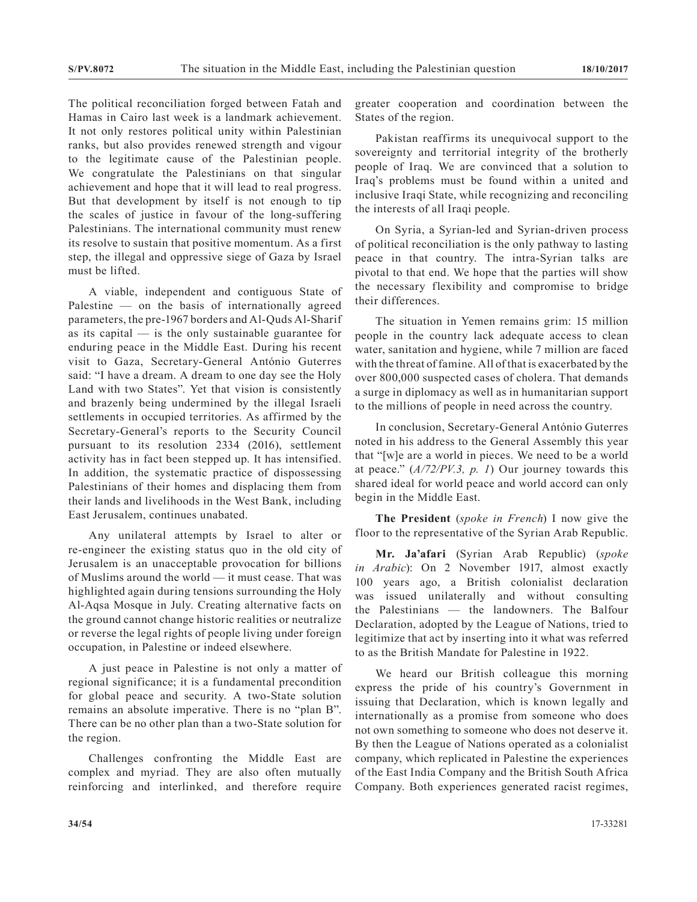The political reconciliation forged between Fatah and Hamas in Cairo last week is a landmark achievement. It not only restores political unity within Palestinian ranks, but also provides renewed strength and vigour to the legitimate cause of the Palestinian people. We congratulate the Palestinians on that singular achievement and hope that it will lead to real progress. But that development by itself is not enough to tip the scales of justice in favour of the long-suffering Palestinians. The international community must renew its resolve to sustain that positive momentum. As a first step, the illegal and oppressive siege of Gaza by Israel must be lifted.

A viable, independent and contiguous State of Palestine — on the basis of internationally agreed parameters, the pre-1967 borders and Al-Quds Al-Sharif as its capital — is the only sustainable guarantee for enduring peace in the Middle East. During his recent visit to Gaza, Secretary-General António Guterres said: "I have a dream. A dream to one day see the Holy Land with two States". Yet that vision is consistently and brazenly being undermined by the illegal Israeli settlements in occupied territories. As affirmed by the Secretary-General's reports to the Security Council pursuant to its resolution 2334 (2016), settlement activity has in fact been stepped up. It has intensified. In addition, the systematic practice of dispossessing Palestinians of their homes and displacing them from their lands and livelihoods in the West Bank, including East Jerusalem, continues unabated.

Any unilateral attempts by Israel to alter or re-engineer the existing status quo in the old city of Jerusalem is an unacceptable provocation for billions of Muslims around the world — it must cease. That was highlighted again during tensions surrounding the Holy Al-Aqsa Mosque in July. Creating alternative facts on the ground cannot change historic realities or neutralize or reverse the legal rights of people living under foreign occupation, in Palestine or indeed elsewhere.

A just peace in Palestine is not only a matter of regional significance; it is a fundamental precondition for global peace and security. A two-State solution remains an absolute imperative. There is no "plan B". There can be no other plan than a two-State solution for the region.

Challenges confronting the Middle East are complex and myriad. They are also often mutually reinforcing and interlinked, and therefore require greater cooperation and coordination between the States of the region.

Pakistan reaffirms its unequivocal support to the sovereignty and territorial integrity of the brotherly people of Iraq. We are convinced that a solution to Iraq's problems must be found within a united and inclusive Iraqi State, while recognizing and reconciling the interests of all Iraqi people.

On Syria, a Syrian-led and Syrian-driven process of political reconciliation is the only pathway to lasting peace in that country. The intra-Syrian talks are pivotal to that end. We hope that the parties will show the necessary flexibility and compromise to bridge their differences.

The situation in Yemen remains grim: 15 million people in the country lack adequate access to clean water, sanitation and hygiene, while 7 million are faced with the threat of famine. All of that is exacerbated by the over 800,000 suspected cases of cholera. That demands a surge in diplomacy as well as in humanitarian support to the millions of people in need across the country.

In conclusion, Secretary-General António Guterres noted in his address to the General Assembly this year that "[w]e are a world in pieces. We need to be a world at peace." (*A/72/PV.3, p. 1*) Our journey towards this shared ideal for world peace and world accord can only begin in the Middle East.

**The President** (*spoke in French*) I now give the floor to the representative of the Syrian Arab Republic.

**Mr. Ja'afari** (Syrian Arab Republic) (*spoke in Arabic*): On 2 November 1917, almost exactly 100 years ago, a British colonialist declaration was issued unilaterally and without consulting the Palestinians — the landowners. The Balfour Declaration, adopted by the League of Nations, tried to legitimize that act by inserting into it what was referred to as the British Mandate for Palestine in 1922.

We heard our British colleague this morning express the pride of his country's Government in issuing that Declaration, which is known legally and internationally as a promise from someone who does not own something to someone who does not deserve it. By then the League of Nations operated as a colonialist company, which replicated in Palestine the experiences of the East India Company and the British South Africa Company. Both experiences generated racist regimes,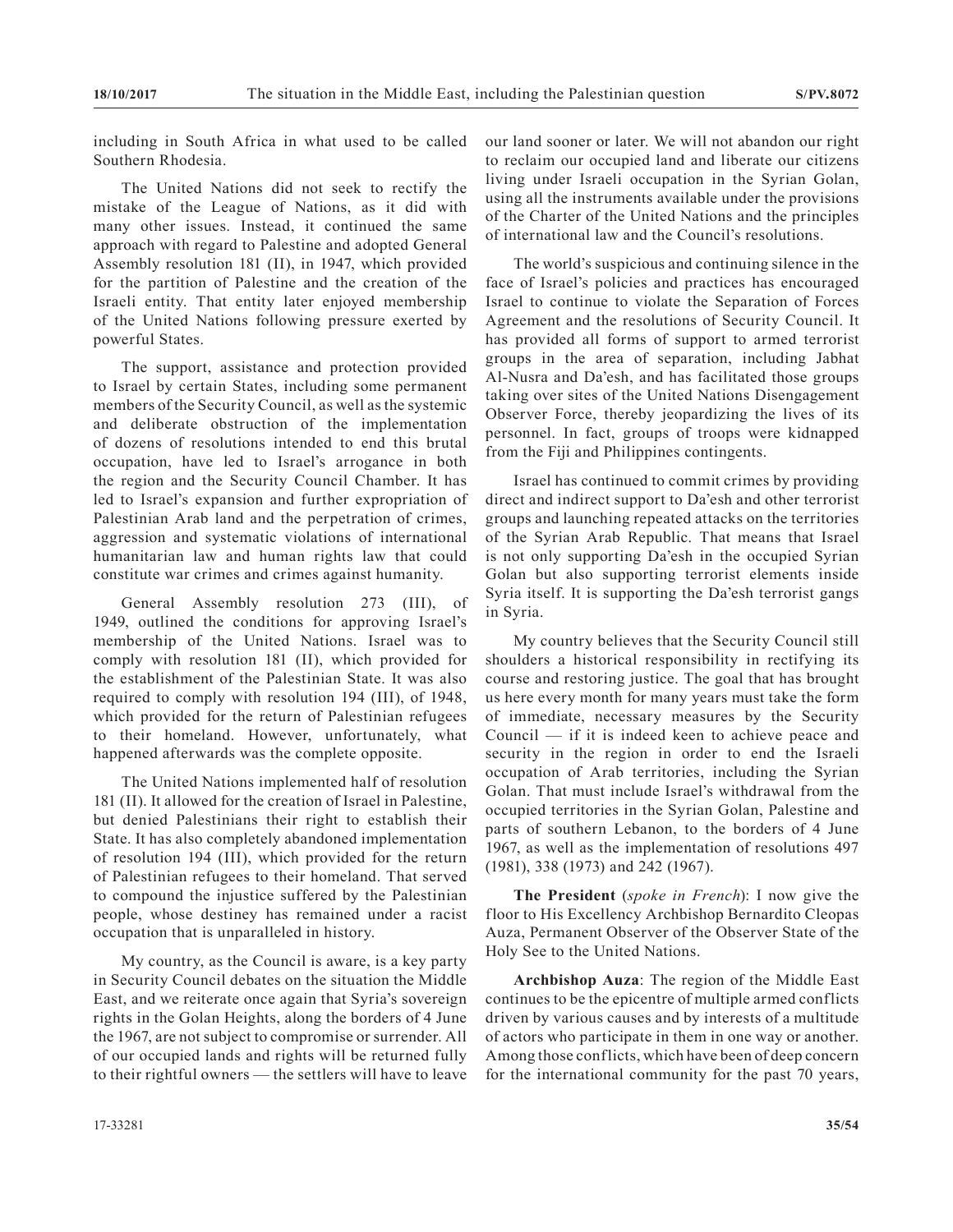including in South Africa in what used to be called Southern Rhodesia.

The United Nations did not seek to rectify the mistake of the League of Nations, as it did with many other issues. Instead, it continued the same approach with regard to Palestine and adopted General Assembly resolution 181 (II), in 1947, which provided for the partition of Palestine and the creation of the Israeli entity. That entity later enjoyed membership of the United Nations following pressure exerted by powerful States.

The support, assistance and protection provided to Israel by certain States, including some permanent members of the Security Council, as well as the systemic and deliberate obstruction of the implementation of dozens of resolutions intended to end this brutal occupation, have led to Israel's arrogance in both the region and the Security Council Chamber. It has led to Israel's expansion and further expropriation of Palestinian Arab land and the perpetration of crimes, aggression and systematic violations of international humanitarian law and human rights law that could constitute war crimes and crimes against humanity.

General Assembly resolution 273 (III), of 1949, outlined the conditions for approving Israel's membership of the United Nations. Israel was to comply with resolution 181 (II), which provided for the establishment of the Palestinian State. It was also required to comply with resolution 194 (III), of 1948, which provided for the return of Palestinian refugees to their homeland. However, unfortunately, what happened afterwards was the complete opposite.

The United Nations implemented half of resolution 181 (II). It allowed for the creation of Israel in Palestine, but denied Palestinians their right to establish their State. It has also completely abandoned implementation of resolution 194 (III), which provided for the return of Palestinian refugees to their homeland. That served to compound the injustice suffered by the Palestinian people, whose destiney has remained under a racist occupation that is unparalleled in history.

My country, as the Council is aware, is a key party in Security Council debates on the situation the Middle East, and we reiterate once again that Syria's sovereign rights in the Golan Heights, along the borders of 4 June the 1967, are not subject to compromise or surrender. All of our occupied lands and rights will be returned fully to their rightful owners — the settlers will have to leave our land sooner or later. We will not abandon our right to reclaim our occupied land and liberate our citizens living under Israeli occupation in the Syrian Golan, using all the instruments available under the provisions of the Charter of the United Nations and the principles of international law and the Council's resolutions.

The world's suspicious and continuing silence in the face of Israel's policies and practices has encouraged Israel to continue to violate the Separation of Forces Agreement and the resolutions of Security Council. It has provided all forms of support to armed terrorist groups in the area of separation, including Jabhat Al-Nusra and Da'esh, and has facilitated those groups taking over sites of the United Nations Disengagement Observer Force, thereby jeopardizing the lives of its personnel. In fact, groups of troops were kidnapped from the Fiji and Philippines contingents.

Israel has continued to commit crimes by providing direct and indirect support to Da'esh and other terrorist groups and launching repeated attacks on the territories of the Syrian Arab Republic. That means that Israel is not only supporting Da'esh in the occupied Syrian Golan but also supporting terrorist elements inside Syria itself. It is supporting the Da'esh terrorist gangs in Syria.

My country believes that the Security Council still shoulders a historical responsibility in rectifying its course and restoring justice. The goal that has brought us here every month for many years must take the form of immediate, necessary measures by the Security Council — if it is indeed keen to achieve peace and security in the region in order to end the Israeli occupation of Arab territories, including the Syrian Golan. That must include Israel's withdrawal from the occupied territories in the Syrian Golan, Palestine and parts of southern Lebanon, to the borders of 4 June 1967, as well as the implementation of resolutions 497 (1981), 338 (1973) and 242 (1967).

**The President** (*spoke in French*): I now give the floor to His Excellency Archbishop Bernardito Cleopas Auza, Permanent Observer of the Observer State of the Holy See to the United Nations.

**Archbishop Auza**: The region of the Middle East continues to be the epicentre of multiple armed conflicts driven by various causes and by interests of a multitude of actors who participate in them in one way or another. Among those conflicts, which have been of deep concern for the international community for the past 70 years,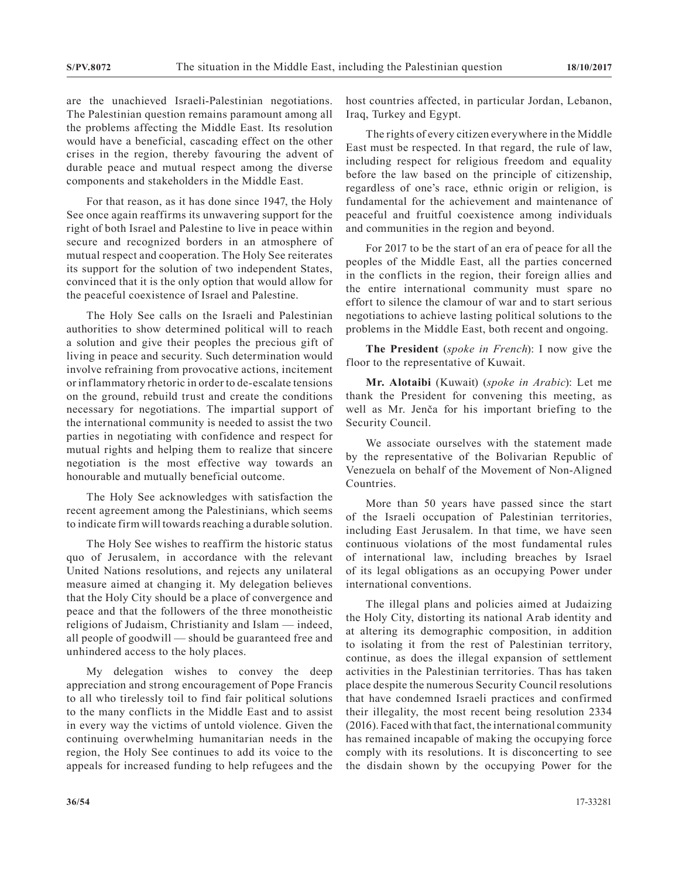are the unachieved Israeli-Palestinian negotiations. The Palestinian question remains paramount among all the problems affecting the Middle East. Its resolution would have a beneficial, cascading effect on the other crises in the region, thereby favouring the advent of durable peace and mutual respect among the diverse components and stakeholders in the Middle East.

For that reason, as it has done since 1947, the Holy See once again reaffirms its unwavering support for the right of both Israel and Palestine to live in peace within secure and recognized borders in an atmosphere of mutual respect and cooperation. The Holy See reiterates its support for the solution of two independent States, convinced that it is the only option that would allow for the peaceful coexistence of Israel and Palestine.

The Holy See calls on the Israeli and Palestinian authorities to show determined political will to reach a solution and give their peoples the precious gift of living in peace and security. Such determination would involve refraining from provocative actions, incitement or inflammatory rhetoric in order to de-escalate tensions on the ground, rebuild trust and create the conditions necessary for negotiations. The impartial support of the international community is needed to assist the two parties in negotiating with confidence and respect for mutual rights and helping them to realize that sincere negotiation is the most effective way towards an honourable and mutually beneficial outcome.

The Holy See acknowledges with satisfaction the recent agreement among the Palestinians, which seems to indicate firm will towards reaching a durable solution.

The Holy See wishes to reaffirm the historic status quo of Jerusalem, in accordance with the relevant United Nations resolutions, and rejects any unilateral measure aimed at changing it. My delegation believes that the Holy City should be a place of convergence and peace and that the followers of the three monotheistic religions of Judaism, Christianity and Islam — indeed, all people of goodwill — should be guaranteed free and unhindered access to the holy places.

My delegation wishes to convey the deep appreciation and strong encouragement of Pope Francis to all who tirelessly toil to find fair political solutions to the many conflicts in the Middle East and to assist in every way the victims of untold violence. Given the continuing overwhelming humanitarian needs in the region, the Holy See continues to add its voice to the appeals for increased funding to help refugees and the host countries affected, in particular Jordan, Lebanon, Iraq, Turkey and Egypt.

The rights of every citizen everywhere in the Middle East must be respected. In that regard, the rule of law, including respect for religious freedom and equality before the law based on the principle of citizenship, regardless of one's race, ethnic origin or religion, is fundamental for the achievement and maintenance of peaceful and fruitful coexistence among individuals and communities in the region and beyond.

For 2017 to be the start of an era of peace for all the peoples of the Middle East, all the parties concerned in the conflicts in the region, their foreign allies and the entire international community must spare no effort to silence the clamour of war and to start serious negotiations to achieve lasting political solutions to the problems in the Middle East, both recent and ongoing.

**The President** (*spoke in French*): I now give the floor to the representative of Kuwait.

**Mr. Alotaibi** (Kuwait) (*spoke in Arabic*): Let me thank the President for convening this meeting, as well as Mr. Jenča for his important briefing to the Security Council.

We associate ourselves with the statement made by the representative of the Bolivarian Republic of Venezuela on behalf of the Movement of Non-Aligned Countries.

More than 50 years have passed since the start of the Israeli occupation of Palestinian territories, including East Jerusalem. In that time, we have seen continuous violations of the most fundamental rules of international law, including breaches by Israel of its legal obligations as an occupying Power under international conventions.

The illegal plans and policies aimed at Judaizing the Holy City, distorting its national Arab identity and at altering its demographic composition, in addition to isolating it from the rest of Palestinian territory, continue, as does the illegal expansion of settlement activities in the Palestinian territories. Thas has taken place despite the numerous Security Council resolutions that have condemned Israeli practices and confirmed their illegality, the most recent being resolution 2334 (2016). Faced with that fact, the international community has remained incapable of making the occupying force comply with its resolutions. It is disconcerting to see the disdain shown by the occupying Power for the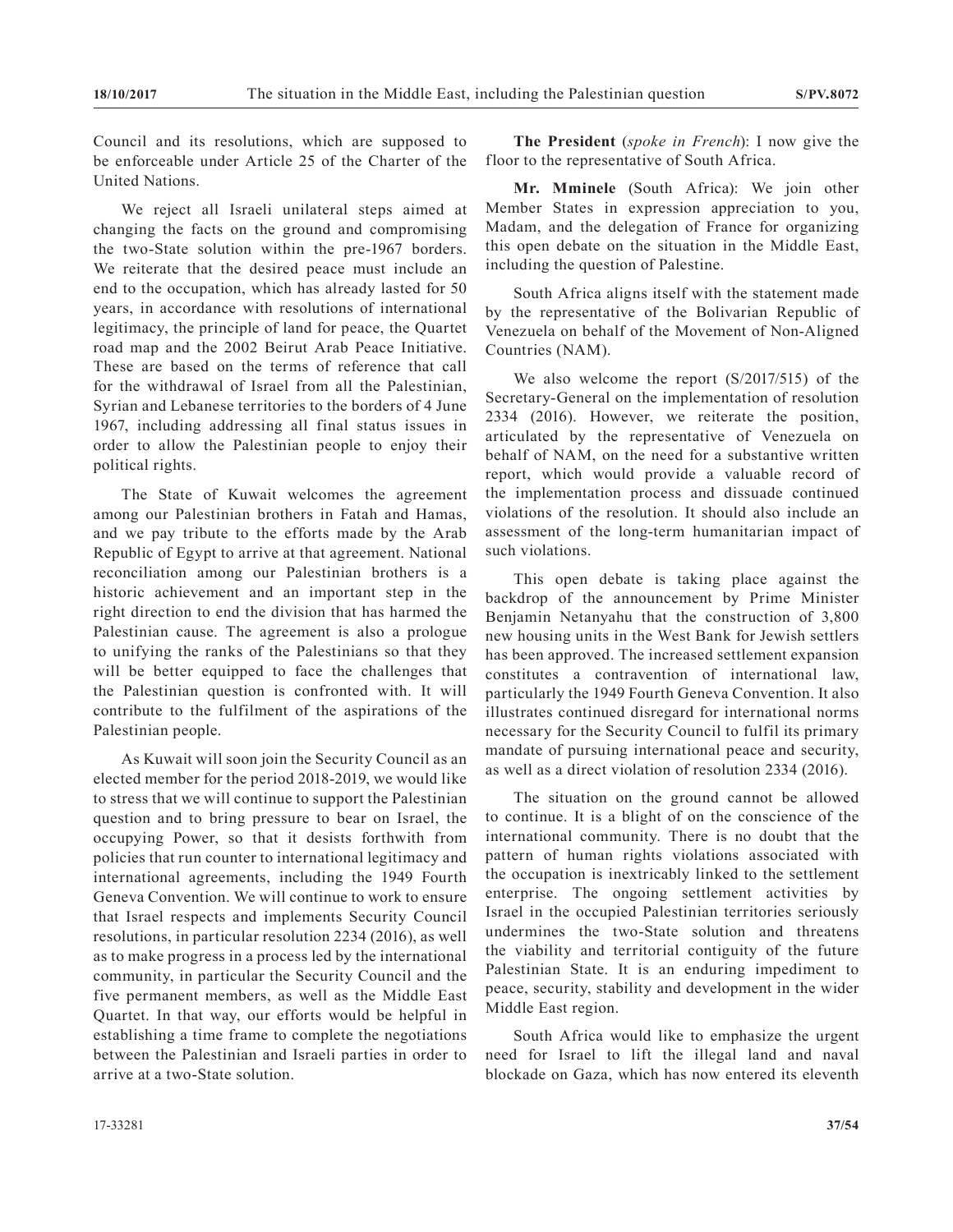Council and its resolutions, which are supposed to be enforceable under Article 25 of the Charter of the United Nations.

We reject all Israeli unilateral steps aimed at changing the facts on the ground and compromising the two-State solution within the pre-1967 borders. We reiterate that the desired peace must include an end to the occupation, which has already lasted for 50 years, in accordance with resolutions of international legitimacy, the principle of land for peace, the Quartet road map and the 2002 Beirut Arab Peace Initiative. These are based on the terms of reference that call for the withdrawal of Israel from all the Palestinian, Syrian and Lebanese territories to the borders of 4 June 1967, including addressing all final status issues in order to allow the Palestinian people to enjoy their political rights.

The State of Kuwait welcomes the agreement among our Palestinian brothers in Fatah and Hamas, and we pay tribute to the efforts made by the Arab Republic of Egypt to arrive at that agreement. National reconciliation among our Palestinian brothers is a historic achievement and an important step in the right direction to end the division that has harmed the Palestinian cause. The agreement is also a prologue to unifying the ranks of the Palestinians so that they will be better equipped to face the challenges that the Palestinian question is confronted with. It will contribute to the fulfilment of the aspirations of the Palestinian people.

As Kuwait will soon join the Security Council as an elected member for the period 2018-2019, we would like to stress that we will continue to support the Palestinian question and to bring pressure to bear on Israel, the occupying Power, so that it desists forthwith from policies that run counter to international legitimacy and international agreements, including the 1949 Fourth Geneva Convention. We will continue to work to ensure that Israel respects and implements Security Council resolutions, in particular resolution 2234 (2016), as well as to make progress in a process led by the international community, in particular the Security Council and the five permanent members, as well as the Middle East Quartet. In that way, our efforts would be helpful in establishing a time frame to complete the negotiations between the Palestinian and Israeli parties in order to arrive at a two-State solution.

**The President** (*spoke in French*): I now give the floor to the representative of South Africa.

**Mr. Mminele** (South Africa): We join other Member States in expression appreciation to you, Madam, and the delegation of France for organizing this open debate on the situation in the Middle East, including the question of Palestine.

South Africa aligns itself with the statement made by the representative of the Bolivarian Republic of Venezuela on behalf of the Movement of Non-Aligned Countries (NAM).

We also welcome the report (S/2017/515) of the Secretary-General on the implementation of resolution 2334 (2016). However, we reiterate the position, articulated by the representative of Venezuela on behalf of NAM, on the need for a substantive written report, which would provide a valuable record of the implementation process and dissuade continued violations of the resolution. It should also include an assessment of the long-term humanitarian impact of such violations.

This open debate is taking place against the backdrop of the announcement by Prime Minister Benjamin Netanyahu that the construction of 3,800 new housing units in the West Bank for Jewish settlers has been approved. The increased settlement expansion constitutes a contravention of international law, particularly the 1949 Fourth Geneva Convention. It also illustrates continued disregard for international norms necessary for the Security Council to fulfil its primary mandate of pursuing international peace and security, as well as a direct violation of resolution 2334 (2016).

The situation on the ground cannot be allowed to continue. It is a blight of on the conscience of the international community. There is no doubt that the pattern of human rights violations associated with the occupation is inextricably linked to the settlement enterprise. The ongoing settlement activities by Israel in the occupied Palestinian territories seriously undermines the two-State solution and threatens the viability and territorial contiguity of the future Palestinian State. It is an enduring impediment to peace, security, stability and development in the wider Middle East region.

South Africa would like to emphasize the urgent need for Israel to lift the illegal land and naval blockade on Gaza, which has now entered its eleventh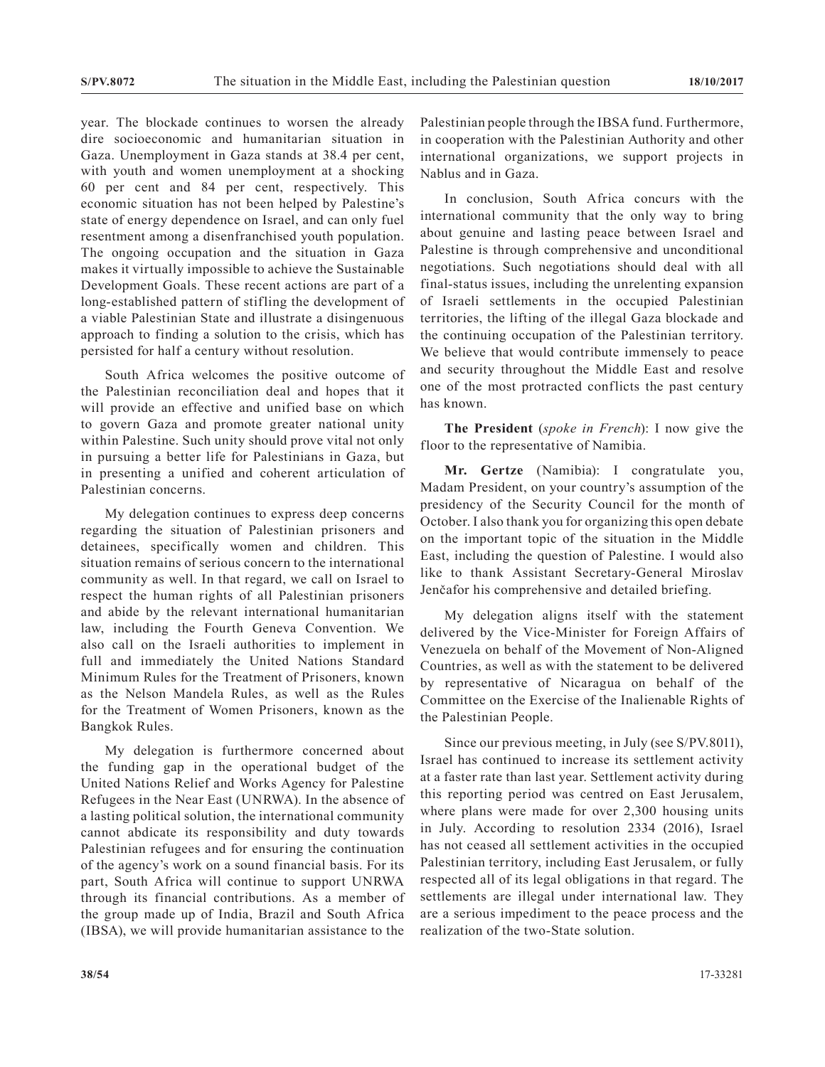year. The blockade continues to worsen the already dire socioeconomic and humanitarian situation in Gaza. Unemployment in Gaza stands at 38.4 per cent, with youth and women unemployment at a shocking 60 per cent and 84 per cent, respectively. This economic situation has not been helped by Palestine's state of energy dependence on Israel, and can only fuel resentment among a disenfranchised youth population. The ongoing occupation and the situation in Gaza makes it virtually impossible to achieve the Sustainable Development Goals. These recent actions are part of a long-established pattern of stifling the development of a viable Palestinian State and illustrate a disingenuous approach to finding a solution to the crisis, which has persisted for half a century without resolution.

South Africa welcomes the positive outcome of the Palestinian reconciliation deal and hopes that it will provide an effective and unified base on which to govern Gaza and promote greater national unity within Palestine. Such unity should prove vital not only in pursuing a better life for Palestinians in Gaza, but in presenting a unified and coherent articulation of Palestinian concerns.

My delegation continues to express deep concerns regarding the situation of Palestinian prisoners and detainees, specifically women and children. This situation remains of serious concern to the international community as well. In that regard, we call on Israel to respect the human rights of all Palestinian prisoners and abide by the relevant international humanitarian law, including the Fourth Geneva Convention. We also call on the Israeli authorities to implement in full and immediately the United Nations Standard Minimum Rules for the Treatment of Prisoners, known as the Nelson Mandela Rules, as well as the Rules for the Treatment of Women Prisoners, known as the Bangkok Rules.

My delegation is furthermore concerned about the funding gap in the operational budget of the United Nations Relief and Works Agency for Palestine Refugees in the Near East (UNRWA). In the absence of a lasting political solution, the international community cannot abdicate its responsibility and duty towards Palestinian refugees and for ensuring the continuation of the agency's work on a sound financial basis. For its part, South Africa will continue to support UNRWA through its financial contributions. As a member of the group made up of India, Brazil and South Africa (IBSA), we will provide humanitarian assistance to the Palestinian people through the IBSA fund. Furthermore, in cooperation with the Palestinian Authority and other international organizations, we support projects in Nablus and in Gaza.

In conclusion, South Africa concurs with the international community that the only way to bring about genuine and lasting peace between Israel and Palestine is through comprehensive and unconditional negotiations. Such negotiations should deal with all final-status issues, including the unrelenting expansion of Israeli settlements in the occupied Palestinian territories, the lifting of the illegal Gaza blockade and the continuing occupation of the Palestinian territory. We believe that would contribute immensely to peace and security throughout the Middle East and resolve one of the most protracted conflicts the past century has known.

**The President** (*spoke in French*): I now give the floor to the representative of Namibia.

**Mr. Gertze** (Namibia): I congratulate you, Madam President, on your country's assumption of the presidency of the Security Council for the month of October. I also thank you for organizing this open debate on the important topic of the situation in the Middle East, including the question of Palestine. I would also like to thank Assistant Secretary-General Miroslav Jenčafor his comprehensive and detailed briefing.

My delegation aligns itself with the statement delivered by the Vice-Minister for Foreign Affairs of Venezuela on behalf of the Movement of Non-Aligned Countries, as well as with the statement to be delivered by representative of Nicaragua on behalf of the Committee on the Exercise of the Inalienable Rights of the Palestinian People.

Since our previous meeting, in July (see S/PV.8011), Israel has continued to increase its settlement activity at a faster rate than last year. Settlement activity during this reporting period was centred on East Jerusalem, where plans were made for over 2,300 housing units in July. According to resolution 2334 (2016), Israel has not ceased all settlement activities in the occupied Palestinian territory, including East Jerusalem, or fully respected all of its legal obligations in that regard. The settlements are illegal under international law. They are a serious impediment to the peace process and the realization of the two-State solution.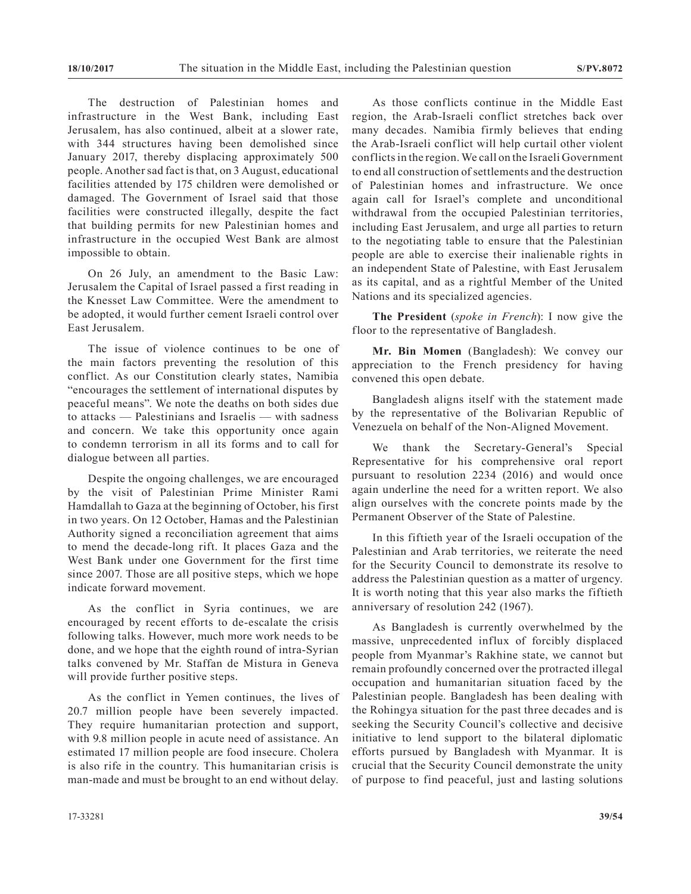The destruction of Palestinian homes and infrastructure in the West Bank, including East Jerusalem, has also continued, albeit at a slower rate, with 344 structures having been demolished since January 2017, thereby displacing approximately 500 people. Another sad fact is that, on 3 August, educational facilities attended by 175 children were demolished or damaged. The Government of Israel said that those facilities were constructed illegally, despite the fact that building permits for new Palestinian homes and infrastructure in the occupied West Bank are almost impossible to obtain.

On 26 July, an amendment to the Basic Law: Jerusalem the Capital of Israel passed a first reading in the Knesset Law Committee. Were the amendment to be adopted, it would further cement Israeli control over East Jerusalem.

The issue of violence continues to be one of the main factors preventing the resolution of this conflict. As our Constitution clearly states, Namibia "encourages the settlement of international disputes by peaceful means". We note the deaths on both sides due to attacks — Palestinians and Israelis — with sadness and concern. We take this opportunity once again to condemn terrorism in all its forms and to call for dialogue between all parties.

Despite the ongoing challenges, we are encouraged by the visit of Palestinian Prime Minister Rami Hamdallah to Gaza at the beginning of October, his first in two years. On 12 October, Hamas and the Palestinian Authority signed a reconciliation agreement that aims to mend the decade-long rift. It places Gaza and the West Bank under one Government for the first time since 2007. Those are all positive steps, which we hope indicate forward movement.

As the conflict in Syria continues, we are encouraged by recent efforts to de-escalate the crisis following talks. However, much more work needs to be done, and we hope that the eighth round of intra-Syrian talks convened by Mr. Staffan de Mistura in Geneva will provide further positive steps.

As the conflict in Yemen continues, the lives of 20.7 million people have been severely impacted. They require humanitarian protection and support, with 9.8 million people in acute need of assistance. An estimated 17 million people are food insecure. Cholera is also rife in the country. This humanitarian crisis is man-made and must be brought to an end without delay.

As those conflicts continue in the Middle East region, the Arab-Israeli conflict stretches back over many decades. Namibia firmly believes that ending the Arab-Israeli conflict will help curtail other violent conflicts in the region. We call on the Israeli Government to end all construction of settlements and the destruction of Palestinian homes and infrastructure. We once again call for Israel's complete and unconditional withdrawal from the occupied Palestinian territories, including East Jerusalem, and urge all parties to return to the negotiating table to ensure that the Palestinian people are able to exercise their inalienable rights in an independent State of Palestine, with East Jerusalem as its capital, and as a rightful Member of the United Nations and its specialized agencies.

**The President** (*spoke in French*): I now give the floor to the representative of Bangladesh.

**Mr. Bin Momen** (Bangladesh): We convey our appreciation to the French presidency for having convened this open debate.

Bangladesh aligns itself with the statement made by the representative of the Bolivarian Republic of Venezuela on behalf of the Non-Aligned Movement.

We thank the Secretary-General's Special Representative for his comprehensive oral report pursuant to resolution 2234 (2016) and would once again underline the need for a written report. We also align ourselves with the concrete points made by the Permanent Observer of the State of Palestine.

In this fiftieth year of the Israeli occupation of the Palestinian and Arab territories, we reiterate the need for the Security Council to demonstrate its resolve to address the Palestinian question as a matter of urgency. It is worth noting that this year also marks the fiftieth anniversary of resolution 242 (1967).

As Bangladesh is currently overwhelmed by the massive, unprecedented influx of forcibly displaced people from Myanmar's Rakhine state, we cannot but remain profoundly concerned over the protracted illegal occupation and humanitarian situation faced by the Palestinian people. Bangladesh has been dealing with the Rohingya situation for the past three decades and is seeking the Security Council's collective and decisive initiative to lend support to the bilateral diplomatic efforts pursued by Bangladesh with Myanmar. It is crucial that the Security Council demonstrate the unity of purpose to find peaceful, just and lasting solutions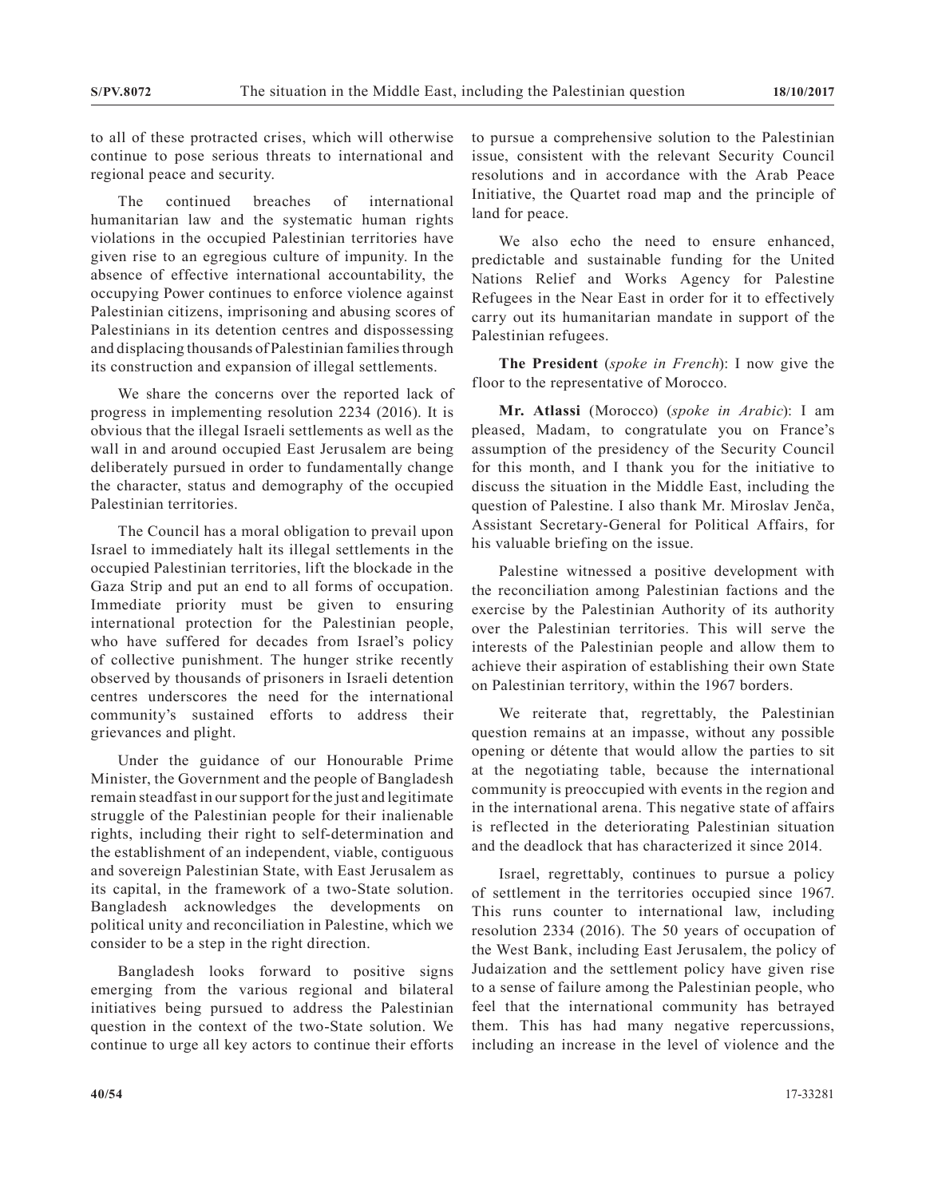to all of these protracted crises, which will otherwise continue to pose serious threats to international and regional peace and security.

The continued breaches of international humanitarian law and the systematic human rights violations in the occupied Palestinian territories have given rise to an egregious culture of impunity. In the absence of effective international accountability, the occupying Power continues to enforce violence against Palestinian citizens, imprisoning and abusing scores of Palestinians in its detention centres and dispossessing and displacing thousands of Palestinian families through its construction and expansion of illegal settlements.

We share the concerns over the reported lack of progress in implementing resolution 2234 (2016). It is obvious that the illegal Israeli settlements as well as the wall in and around occupied East Jerusalem are being deliberately pursued in order to fundamentally change the character, status and demography of the occupied Palestinian territories.

The Council has a moral obligation to prevail upon Israel to immediately halt its illegal settlements in the occupied Palestinian territories, lift the blockade in the Gaza Strip and put an end to all forms of occupation. Immediate priority must be given to ensuring international protection for the Palestinian people, who have suffered for decades from Israel's policy of collective punishment. The hunger strike recently observed by thousands of prisoners in Israeli detention centres underscores the need for the international community's sustained efforts to address their grievances and plight.

Under the guidance of our Honourable Prime Minister, the Government and the people of Bangladesh remain steadfast in our support for the just and legitimate struggle of the Palestinian people for their inalienable rights, including their right to self-determination and the establishment of an independent, viable, contiguous and sovereign Palestinian State, with East Jerusalem as its capital, in the framework of a two-State solution. Bangladesh acknowledges the developments on political unity and reconciliation in Palestine, which we consider to be a step in the right direction.

Bangladesh looks forward to positive signs emerging from the various regional and bilateral initiatives being pursued to address the Palestinian question in the context of the two-State solution. We continue to urge all key actors to continue their efforts to pursue a comprehensive solution to the Palestinian issue, consistent with the relevant Security Council resolutions and in accordance with the Arab Peace Initiative, the Quartet road map and the principle of land for peace.

We also echo the need to ensure enhanced, predictable and sustainable funding for the United Nations Relief and Works Agency for Palestine Refugees in the Near East in order for it to effectively carry out its humanitarian mandate in support of the Palestinian refugees.

**The President** (*spoke in French*): I now give the floor to the representative of Morocco.

**Mr. Atlassi** (Morocco) (*spoke in Arabic*): I am pleased, Madam, to congratulate you on France's assumption of the presidency of the Security Council for this month, and I thank you for the initiative to discuss the situation in the Middle East, including the question of Palestine. I also thank Mr. Miroslav Jenča, Assistant Secretary-General for Political Affairs, for his valuable briefing on the issue.

Palestine witnessed a positive development with the reconciliation among Palestinian factions and the exercise by the Palestinian Authority of its authority over the Palestinian territories. This will serve the interests of the Palestinian people and allow them to achieve their aspiration of establishing their own State on Palestinian territory, within the 1967 borders.

We reiterate that, regrettably, the Palestinian question remains at an impasse, without any possible opening or détente that would allow the parties to sit at the negotiating table, because the international community is preoccupied with events in the region and in the international arena. This negative state of affairs is reflected in the deteriorating Palestinian situation and the deadlock that has characterized it since 2014.

Israel, regrettably, continues to pursue a policy of settlement in the territories occupied since 1967. This runs counter to international law, including resolution 2334 (2016). The 50 years of occupation of the West Bank, including East Jerusalem, the policy of Judaization and the settlement policy have given rise to a sense of failure among the Palestinian people, who feel that the international community has betrayed them. This has had many negative repercussions, including an increase in the level of violence and the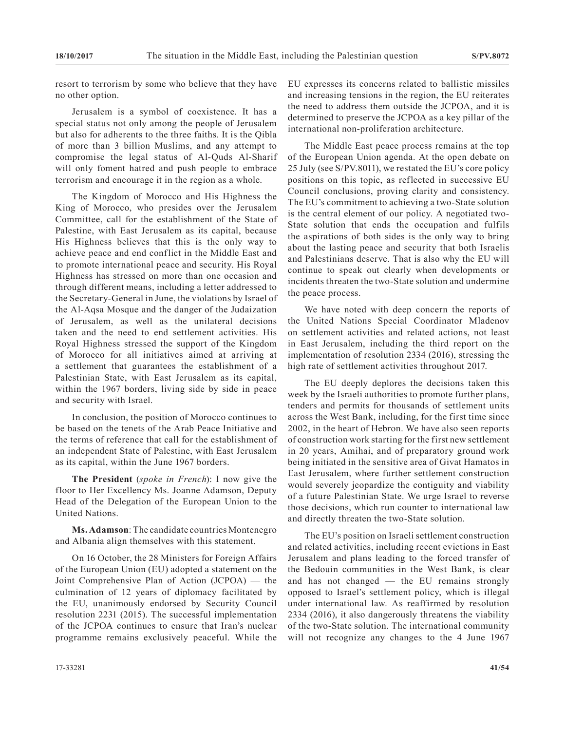resort to terrorism by some who believe that they have no other option.

Jerusalem is a symbol of coexistence. It has a special status not only among the people of Jerusalem but also for adherents to the three faiths. It is the Qibla of more than 3 billion Muslims, and any attempt to compromise the legal status of Al-Quds Al-Sharif will only foment hatred and push people to embrace terrorism and encourage it in the region as a whole.

The Kingdom of Morocco and His Highness the King of Morocco, who presides over the Jerusalem Committee, call for the establishment of the State of Palestine, with East Jerusalem as its capital, because His Highness believes that this is the only way to achieve peace and end conflict in the Middle East and to promote international peace and security. His Royal Highness has stressed on more than one occasion and through different means, including a letter addressed to the Secretary-General in June, the violations by Israel of the Al-Aqsa Mosque and the danger of the Judaization of Jerusalem, as well as the unilateral decisions taken and the need to end settlement activities. His Royal Highness stressed the support of the Kingdom of Morocco for all initiatives aimed at arriving at a settlement that guarantees the establishment of a Palestinian State, with East Jerusalem as its capital, within the 1967 borders, living side by side in peace and security with Israel.

In conclusion, the position of Morocco continues to be based on the tenets of the Arab Peace Initiative and the terms of reference that call for the establishment of an independent State of Palestine, with East Jerusalem as its capital, within the June 1967 borders.

**The President** (*spoke in French*): I now give the floor to Her Excellency Ms. Joanne Adamson, Deputy Head of the Delegation of the European Union to the United Nations.

**Ms. Adamson**: The candidate countries Montenegro and Albania align themselves with this statement.

On 16 October, the 28 Ministers for Foreign Affairs of the European Union (EU) adopted a statement on the Joint Comprehensive Plan of Action (JCPOA) — the culmination of 12 years of diplomacy facilitated by the EU, unanimously endorsed by Security Council resolution 2231 (2015). The successful implementation of the JCPOA continues to ensure that Iran's nuclear programme remains exclusively peaceful. While the EU expresses its concerns related to ballistic missiles and increasing tensions in the region, the EU reiterates the need to address them outside the JCPOA, and it is determined to preserve the JCPOA as a key pillar of the international non-proliferation architecture.

The Middle East peace process remains at the top of the European Union agenda. At the open debate on 25 July (see S/PV.8011), we restated the EU's core policy positions on this topic, as reflected in successive EU Council conclusions, proving clarity and consistency. The EU's commitment to achieving a two-State solution is the central element of our policy. A negotiated two-State solution that ends the occupation and fulfils the aspirations of both sides is the only way to bring about the lasting peace and security that both Israelis and Palestinians deserve. That is also why the EU will continue to speak out clearly when developments or incidents threaten the two-State solution and undermine the peace process.

We have noted with deep concern the reports of the United Nations Special Coordinator Mladenov on settlement activities and related actions, not least in East Jerusalem, including the third report on the implementation of resolution 2334 (2016), stressing the high rate of settlement activities throughout 2017.

The EU deeply deplores the decisions taken this week by the Israeli authorities to promote further plans, tenders and permits for thousands of settlement units across the West Bank, including, for the first time since 2002, in the heart of Hebron. We have also seen reports of construction work starting for the first new settlement in 20 years, Amihai, and of preparatory ground work being initiated in the sensitive area of Givat Hamatos in East Jerusalem, where further settlement construction would severely jeopardize the contiguity and viability of a future Palestinian State. We urge Israel to reverse those decisions, which run counter to international law and directly threaten the two-State solution.

The EU's position on Israeli settlement construction and related activities, including recent evictions in East Jerusalem and plans leading to the forced transfer of the Bedouin communities in the West Bank, is clear and has not changed — the EU remains strongly opposed to Israel's settlement policy, which is illegal under international law. As reaffirmed by resolution 2334 (2016), it also dangerously threatens the viability of the two-State solution. The international community will not recognize any changes to the 4 June 1967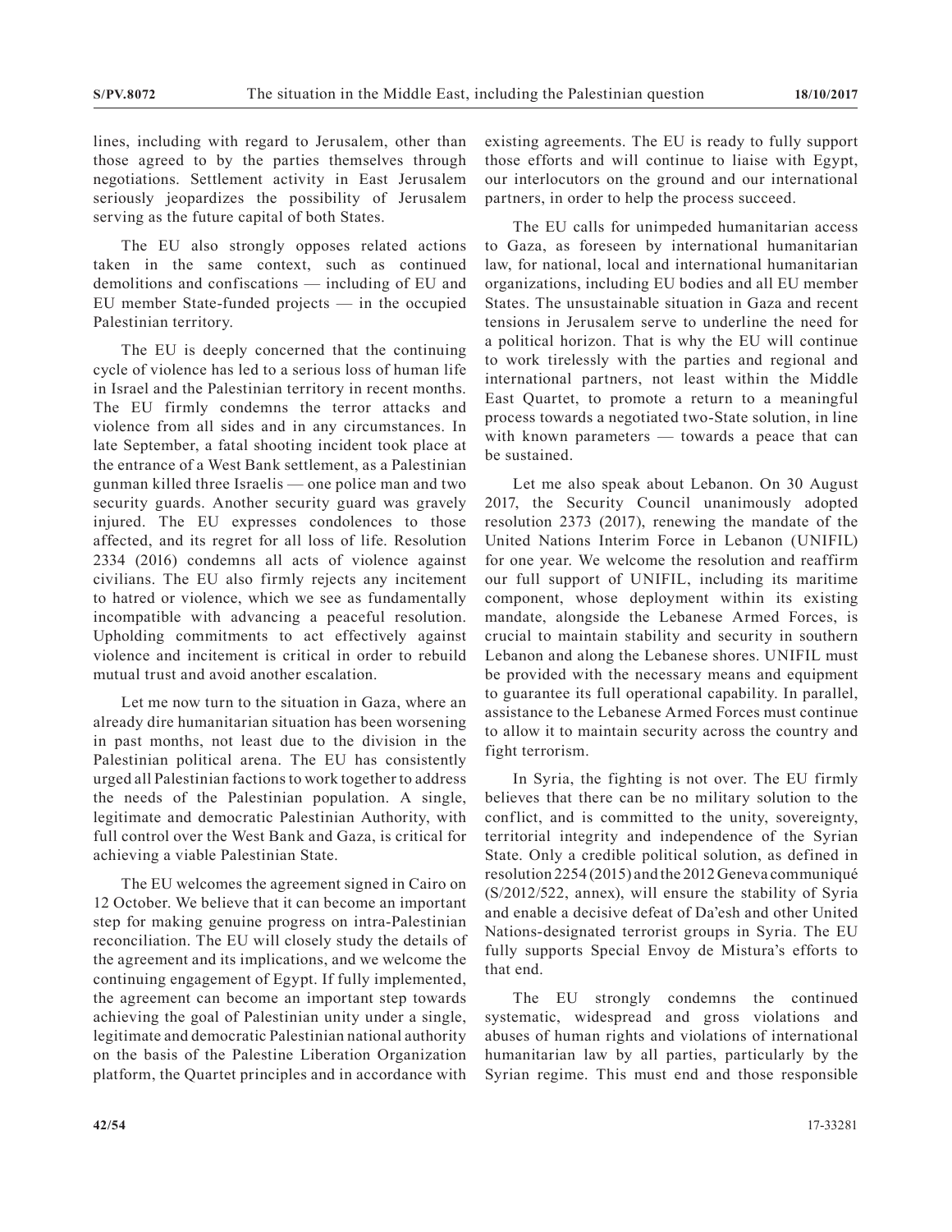lines, including with regard to Jerusalem, other than those agreed to by the parties themselves through negotiations. Settlement activity in East Jerusalem seriously jeopardizes the possibility of Jerusalem serving as the future capital of both States.

The EU also strongly opposes related actions taken in the same context, such as continued demolitions and confiscations — including of EU and EU member State-funded projects — in the occupied Palestinian territory.

The EU is deeply concerned that the continuing cycle of violence has led to a serious loss of human life in Israel and the Palestinian territory in recent months. The EU firmly condemns the terror attacks and violence from all sides and in any circumstances. In late September, a fatal shooting incident took place at the entrance of a West Bank settlement, as a Palestinian gunman killed three Israelis — one police man and two security guards. Another security guard was gravely injured. The EU expresses condolences to those affected, and its regret for all loss of life. Resolution 2334 (2016) condemns all acts of violence against civilians. The EU also firmly rejects any incitement to hatred or violence, which we see as fundamentally incompatible with advancing a peaceful resolution. Upholding commitments to act effectively against violence and incitement is critical in order to rebuild mutual trust and avoid another escalation.

Let me now turn to the situation in Gaza, where an already dire humanitarian situation has been worsening in past months, not least due to the division in the Palestinian political arena. The EU has consistently urged all Palestinian factions to work together to address the needs of the Palestinian population. A single, legitimate and democratic Palestinian Authority, with full control over the West Bank and Gaza, is critical for achieving a viable Palestinian State.

The EU welcomes the agreement signed in Cairo on 12 October. We believe that it can become an important step for making genuine progress on intra-Palestinian reconciliation. The EU will closely study the details of the agreement and its implications, and we welcome the continuing engagement of Egypt. If fully implemented, the agreement can become an important step towards achieving the goal of Palestinian unity under a single, legitimate and democratic Palestinian national authority on the basis of the Palestine Liberation Organization platform, the Quartet principles and in accordance with existing agreements. The EU is ready to fully support those efforts and will continue to liaise with Egypt, our interlocutors on the ground and our international partners, in order to help the process succeed.

The EU calls for unimpeded humanitarian access to Gaza, as foreseen by international humanitarian law, for national, local and international humanitarian organizations, including EU bodies and all EU member States. The unsustainable situation in Gaza and recent tensions in Jerusalem serve to underline the need for a political horizon. That is why the EU will continue to work tirelessly with the parties and regional and international partners, not least within the Middle East Quartet, to promote a return to a meaningful process towards a negotiated two-State solution, in line with known parameters — towards a peace that can be sustained.

Let me also speak about Lebanon. On 30 August 2017, the Security Council unanimously adopted resolution 2373 (2017), renewing the mandate of the United Nations Interim Force in Lebanon (UNIFIL) for one year. We welcome the resolution and reaffirm our full support of UNIFIL, including its maritime component, whose deployment within its existing mandate, alongside the Lebanese Armed Forces, is crucial to maintain stability and security in southern Lebanon and along the Lebanese shores. UNIFIL must be provided with the necessary means and equipment to guarantee its full operational capability. In parallel, assistance to the Lebanese Armed Forces must continue to allow it to maintain security across the country and fight terrorism.

In Syria, the fighting is not over. The EU firmly believes that there can be no military solution to the conflict, and is committed to the unity, sovereignty, territorial integrity and independence of the Syrian State. Only a credible political solution, as defined in resolution 2254 (2015) and the 2012 Geneva communiqué (S/2012/522, annex), will ensure the stability of Syria and enable a decisive defeat of Da'esh and other United Nations-designated terrorist groups in Syria. The EU fully supports Special Envoy de Mistura's efforts to that end.

The EU strongly condemns the continued systematic, widespread and gross violations and abuses of human rights and violations of international humanitarian law by all parties, particularly by the Syrian regime. This must end and those responsible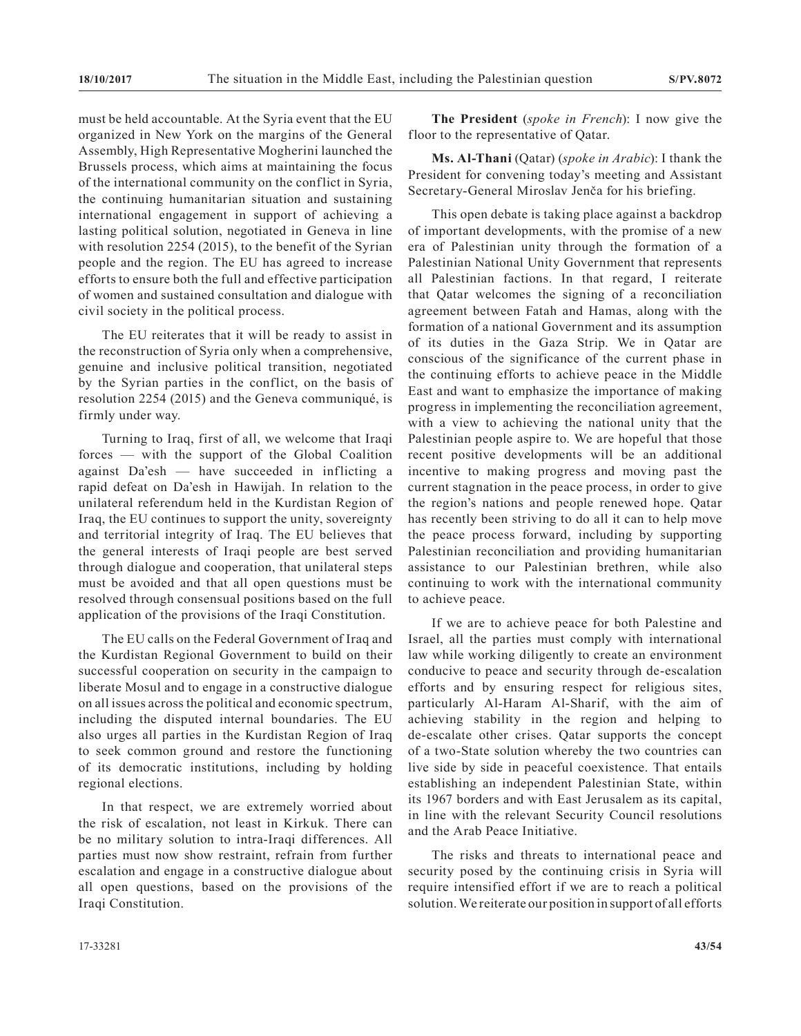must be held accountable. At the Syria event that the EU organized in New York on the margins of the General Assembly, High Representative Mogherini launched the Brussels process, which aims at maintaining the focus of the international community on the conflict in Syria, the continuing humanitarian situation and sustaining international engagement in support of achieving a lasting political solution, negotiated in Geneva in line with resolution 2254 (2015), to the benefit of the Syrian people and the region. The EU has agreed to increase efforts to ensure both the full and effective participation of women and sustained consultation and dialogue with civil society in the political process.

The EU reiterates that it will be ready to assist in the reconstruction of Syria only when a comprehensive, genuine and inclusive political transition, negotiated by the Syrian parties in the conflict, on the basis of resolution 2254 (2015) and the Geneva communiqué, is firmly under way.

Turning to Iraq, first of all, we welcome that Iraqi forces — with the support of the Global Coalition against Da'esh — have succeeded in inflicting a rapid defeat on Da'esh in Hawijah. In relation to the unilateral referendum held in the Kurdistan Region of Iraq, the EU continues to support the unity, sovereignty and territorial integrity of Iraq. The EU believes that the general interests of Iraqi people are best served through dialogue and cooperation, that unilateral steps must be avoided and that all open questions must be resolved through consensual positions based on the full application of the provisions of the Iraqi Constitution.

The EU calls on the Federal Government of Iraq and the Kurdistan Regional Government to build on their successful cooperation on security in the campaign to liberate Mosul and to engage in a constructive dialogue on all issues across the political and economic spectrum, including the disputed internal boundaries. The EU also urges all parties in the Kurdistan Region of Iraq to seek common ground and restore the functioning of its democratic institutions, including by holding regional elections.

In that respect, we are extremely worried about the risk of escalation, not least in Kirkuk. There can be no military solution to intra-Iraqi differences. All parties must now show restraint, refrain from further escalation and engage in a constructive dialogue about all open questions, based on the provisions of the Iraqi Constitution.

**The President** (*spoke in French*): I now give the floor to the representative of Qatar.

**Ms. Al-Thani** (Qatar) (*spoke in Arabic*): I thank the President for convening today's meeting and Assistant Secretary-General Miroslav Jenča for his briefing.

This open debate is taking place against a backdrop of important developments, with the promise of a new era of Palestinian unity through the formation of a Palestinian National Unity Government that represents all Palestinian factions. In that regard, I reiterate that Qatar welcomes the signing of a reconciliation agreement between Fatah and Hamas, along with the formation of a national Government and its assumption of its duties in the Gaza Strip. We in Qatar are conscious of the significance of the current phase in the continuing efforts to achieve peace in the Middle East and want to emphasize the importance of making progress in implementing the reconciliation agreement, with a view to achieving the national unity that the Palestinian people aspire to. We are hopeful that those recent positive developments will be an additional incentive to making progress and moving past the current stagnation in the peace process, in order to give the region's nations and people renewed hope. Qatar has recently been striving to do all it can to help move the peace process forward, including by supporting Palestinian reconciliation and providing humanitarian assistance to our Palestinian brethren, while also continuing to work with the international community to achieve peace.

If we are to achieve peace for both Palestine and Israel, all the parties must comply with international law while working diligently to create an environment conducive to peace and security through de-escalation efforts and by ensuring respect for religious sites, particularly Al-Haram Al-Sharif, with the aim of achieving stability in the region and helping to de-escalate other crises. Qatar supports the concept of a two-State solution whereby the two countries can live side by side in peaceful coexistence. That entails establishing an independent Palestinian State, within its 1967 borders and with East Jerusalem as its capital, in line with the relevant Security Council resolutions and the Arab Peace Initiative.

The risks and threats to international peace and security posed by the continuing crisis in Syria will require intensified effort if we are to reach a political solution. We reiterate our position in support of all efforts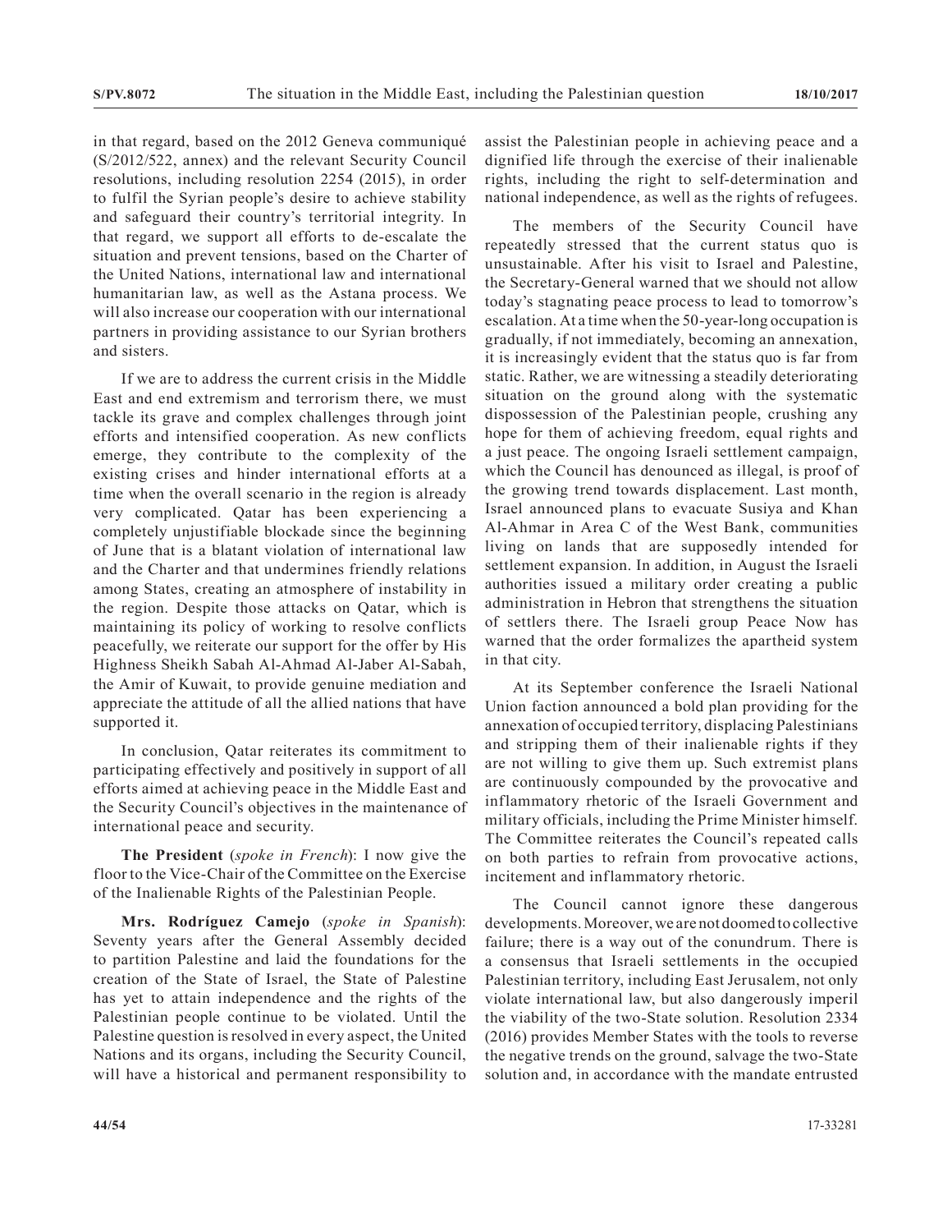in that regard, based on the 2012 Geneva communiqué (S/2012/522, annex) and the relevant Security Council resolutions, including resolution 2254 (2015), in order to fulfil the Syrian people's desire to achieve stability and safeguard their country's territorial integrity. In that regard, we support all efforts to de-escalate the situation and prevent tensions, based on the Charter of the United Nations, international law and international humanitarian law, as well as the Astana process. We will also increase our cooperation with our international partners in providing assistance to our Syrian brothers and sisters.

If we are to address the current crisis in the Middle East and end extremism and terrorism there, we must tackle its grave and complex challenges through joint efforts and intensified cooperation. As new conflicts emerge, they contribute to the complexity of the existing crises and hinder international efforts at a time when the overall scenario in the region is already very complicated. Qatar has been experiencing a completely unjustifiable blockade since the beginning of June that is a blatant violation of international law and the Charter and that undermines friendly relations among States, creating an atmosphere of instability in the region. Despite those attacks on Qatar, which is maintaining its policy of working to resolve conflicts peacefully, we reiterate our support for the offer by His Highness Sheikh Sabah Al-Ahmad Al-Jaber Al-Sabah, the Amir of Kuwait, to provide genuine mediation and appreciate the attitude of all the allied nations that have supported it.

In conclusion, Qatar reiterates its commitment to participating effectively and positively in support of all efforts aimed at achieving peace in the Middle East and the Security Council's objectives in the maintenance of international peace and security.

**The President** (*spoke in French*): I now give the floor to the Vice-Chair of the Committee on the Exercise of the Inalienable Rights of the Palestinian People.

**Mrs. Rodríguez Camejo** (*spoke in Spanish*): Seventy years after the General Assembly decided to partition Palestine and laid the foundations for the creation of the State of Israel, the State of Palestine has yet to attain independence and the rights of the Palestinian people continue to be violated. Until the Palestine question is resolved in every aspect, the United Nations and its organs, including the Security Council, will have a historical and permanent responsibility to assist the Palestinian people in achieving peace and a dignified life through the exercise of their inalienable rights, including the right to self-determination and national independence, as well as the rights of refugees.

The members of the Security Council have repeatedly stressed that the current status quo is unsustainable. After his visit to Israel and Palestine, the Secretary-General warned that we should not allow today's stagnating peace process to lead to tomorrow's escalation. At a time when the 50-year-long occupation is gradually, if not immediately, becoming an annexation, it is increasingly evident that the status quo is far from static. Rather, we are witnessing a steadily deteriorating situation on the ground along with the systematic dispossession of the Palestinian people, crushing any hope for them of achieving freedom, equal rights and a just peace. The ongoing Israeli settlement campaign, which the Council has denounced as illegal, is proof of the growing trend towards displacement. Last month, Israel announced plans to evacuate Susiya and Khan Al-Ahmar in Area C of the West Bank, communities living on lands that are supposedly intended for settlement expansion. In addition, in August the Israeli authorities issued a military order creating a public administration in Hebron that strengthens the situation of settlers there. The Israeli group Peace Now has warned that the order formalizes the apartheid system in that city.

At its September conference the Israeli National Union faction announced a bold plan providing for the annexation of occupied territory, displacing Palestinians and stripping them of their inalienable rights if they are not willing to give them up. Such extremist plans are continuously compounded by the provocative and inflammatory rhetoric of the Israeli Government and military officials, including the Prime Minister himself. The Committee reiterates the Council's repeated calls on both parties to refrain from provocative actions, incitement and inflammatory rhetoric.

The Council cannot ignore these dangerous developments. Moreover, we are not doomed to collective failure; there is a way out of the conundrum. There is a consensus that Israeli settlements in the occupied Palestinian territory, including East Jerusalem, not only violate international law, but also dangerously imperil the viability of the two-State solution. Resolution 2334 (2016) provides Member States with the tools to reverse the negative trends on the ground, salvage the two-State solution and, in accordance with the mandate entrusted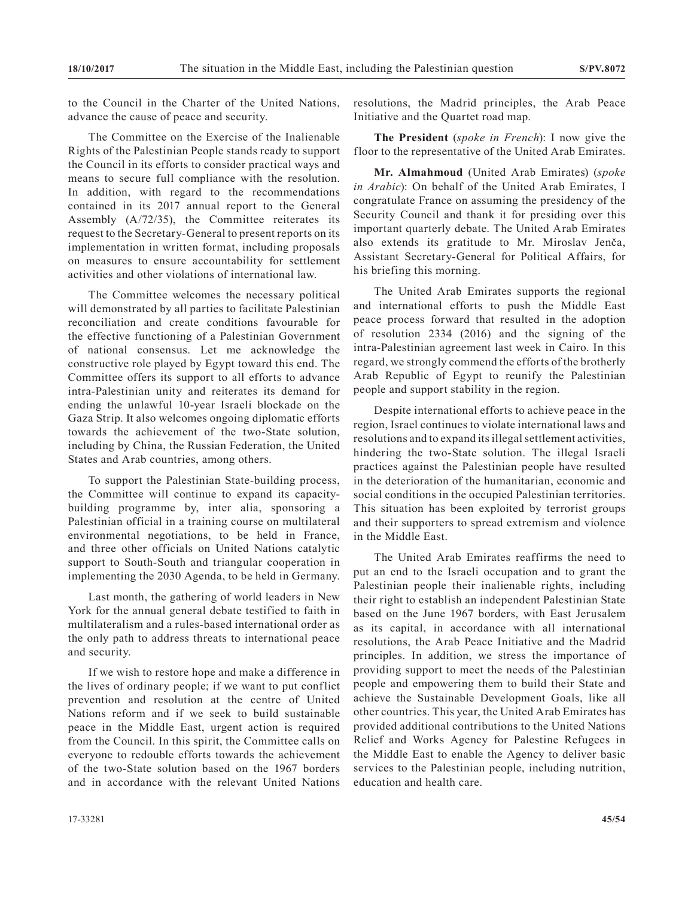to the Council in the Charter of the United Nations, advance the cause of peace and security.

The Committee on the Exercise of the Inalienable Rights of the Palestinian People stands ready to support the Council in its efforts to consider practical ways and means to secure full compliance with the resolution. In addition, with regard to the recommendations contained in its 2017 annual report to the General Assembly (A/72/35), the Committee reiterates its request to the Secretary-General to present reports on its implementation in written format, including proposals on measures to ensure accountability for settlement activities and other violations of international law.

The Committee welcomes the necessary political will demonstrated by all parties to facilitate Palestinian reconciliation and create conditions favourable for the effective functioning of a Palestinian Government of national consensus. Let me acknowledge the constructive role played by Egypt toward this end. The Committee offers its support to all efforts to advance intra-Palestinian unity and reiterates its demand for ending the unlawful 10-year Israeli blockade on the Gaza Strip. It also welcomes ongoing diplomatic efforts towards the achievement of the two-State solution, including by China, the Russian Federation, the United States and Arab countries, among others.

To support the Palestinian State-building process, the Committee will continue to expand its capacity-building programme by, inter alia, sponsoring a Palestinian official in a training course on multilateral environmental negotiations, to be held in France, and three other officials on United Nations catalytic support to South-South and triangular cooperation in implementing the 2030 Agenda, to be held in Germany.

Last month, the gathering of world leaders in New York for the annual general debate testified to faith in multilateralism and a rules-based international order as the only path to address threats to international peace and security.

If we wish to restore hope and make a difference in the lives of ordinary people; if we want to put conflict prevention and resolution at the centre of United Nations reform and if we seek to build sustainable peace in the Middle East, urgent action is required from the Council. In this spirit, the Committee calls on everyone to redouble efforts towards the achievement of the two-State solution based on the 1967 borders and in accordance with the relevant United Nations resolutions, the Madrid principles, the Arab Peace Initiative and the Quartet road map.

**The President** (*spoke in French*): I now give the floor to the representative of the United Arab Emirates.

**Mr. Almahmoud** (United Arab Emirates) (*spoke in Arabic*): On behalf of the United Arab Emirates, I congratulate France on assuming the presidency of the Security Council and thank it for presiding over this important quarterly debate. The United Arab Emirates also extends its gratitude to Mr. Miroslav Jenča, Assistant Secretary-General for Political Affairs, for his briefing this morning.

The United Arab Emirates supports the regional and international efforts to push the Middle East peace process forward that resulted in the adoption of resolution 2334 (2016) and the signing of the intra-Palestinian agreement last week in Cairo. In this regard, we strongly commend the efforts of the brotherly Arab Republic of Egypt to reunify the Palestinian people and support stability in the region.

Despite international efforts to achieve peace in the region, Israel continues to violate international laws and resolutions and to expand its illegal settlement activities, hindering the two-State solution. The illegal Israeli practices against the Palestinian people have resulted in the deterioration of the humanitarian, economic and social conditions in the occupied Palestinian territories. This situation has been exploited by terrorist groups and their supporters to spread extremism and violence in the Middle East.

The United Arab Emirates reaffirms the need to put an end to the Israeli occupation and to grant the Palestinian people their inalienable rights, including their right to establish an independent Palestinian State based on the June 1967 borders, with East Jerusalem as its capital, in accordance with all international resolutions, the Arab Peace Initiative and the Madrid principles. In addition, we stress the importance of providing support to meet the needs of the Palestinian people and empowering them to build their State and achieve the Sustainable Development Goals, like all other countries. This year, the United Arab Emirates has provided additional contributions to the United Nations Relief and Works Agency for Palestine Refugees in the Middle East to enable the Agency to deliver basic services to the Palestinian people, including nutrition, education and health care.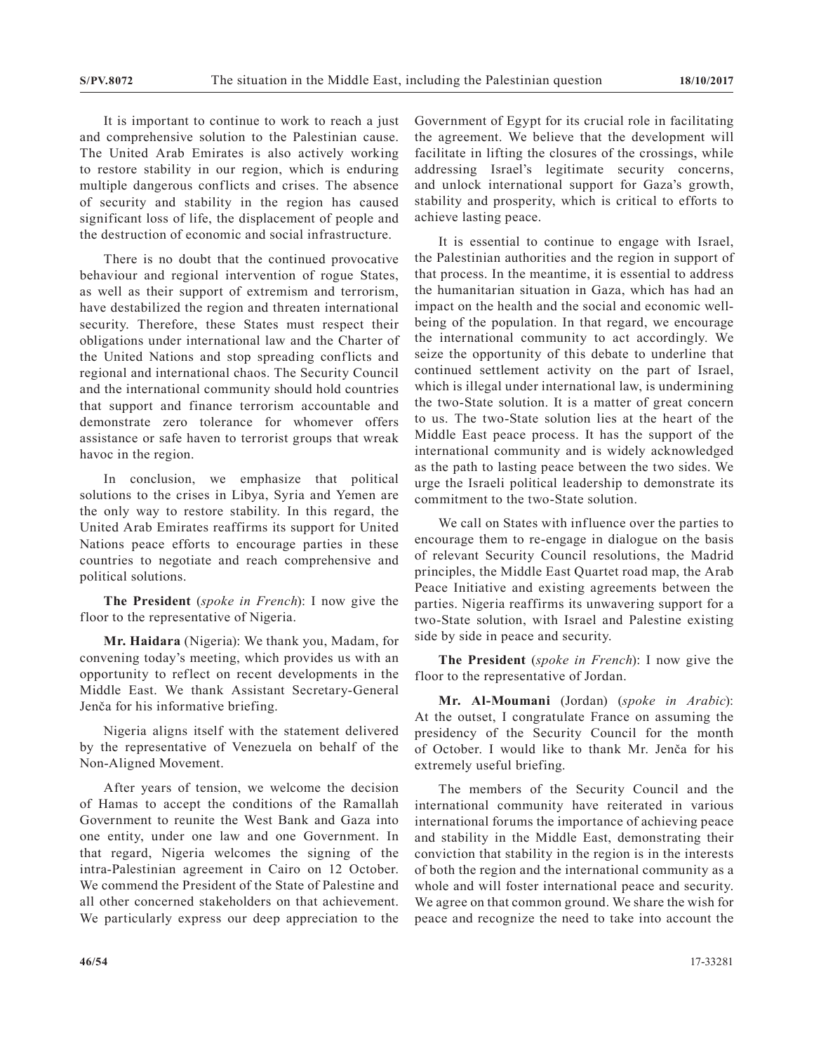It is important to continue to work to reach a just and comprehensive solution to the Palestinian cause. The United Arab Emirates is also actively working to restore stability in our region, which is enduring multiple dangerous conflicts and crises. The absence of security and stability in the region has caused significant loss of life, the displacement of people and the destruction of economic and social infrastructure.

There is no doubt that the continued provocative behaviour and regional intervention of rogue States, as well as their support of extremism and terrorism, have destabilized the region and threaten international security. Therefore, these States must respect their obligations under international law and the Charter of the United Nations and stop spreading conflicts and regional and international chaos. The Security Council and the international community should hold countries that support and finance terrorism accountable and demonstrate zero tolerance for whomever offers assistance or safe haven to terrorist groups that wreak havoc in the region.

In conclusion, we emphasize that political solutions to the crises in Libya, Syria and Yemen are the only way to restore stability. In this regard, the United Arab Emirates reaffirms its support for United Nations peace efforts to encourage parties in these countries to negotiate and reach comprehensive and political solutions.

**The President** (*spoke in French*): I now give the floor to the representative of Nigeria.

**Mr. Haidara** (Nigeria): We thank you, Madam, for convening today's meeting, which provides us with an opportunity to reflect on recent developments in the Middle East. We thank Assistant Secretary-General Jenča for his informative briefing.

Nigeria aligns itself with the statement delivered by the representative of Venezuela on behalf of the Non-Aligned Movement.

After years of tension, we welcome the decision of Hamas to accept the conditions of the Ramallah Government to reunite the West Bank and Gaza into one entity, under one law and one Government. In that regard, Nigeria welcomes the signing of the intra-Palestinian agreement in Cairo on 12 October. We commend the President of the State of Palestine and all other concerned stakeholders on that achievement. We particularly express our deep appreciation to the Government of Egypt for its crucial role in facilitating the agreement. We believe that the development will facilitate in lifting the closures of the crossings, while addressing Israel's legitimate security concerns, and unlock international support for Gaza's growth, stability and prosperity, which is critical to efforts to achieve lasting peace.

It is essential to continue to engage with Israel, the Palestinian authorities and the region in support of that process. In the meantime, it is essential to address the humanitarian situation in Gaza, which has had an impact on the health and the social and economic well-being of the population. In that regard, we encourage the international community to act accordingly. We seize the opportunity of this debate to underline that continued settlement activity on the part of Israel, which is illegal under international law, is undermining the two-State solution. It is a matter of great concern to us. The two-State solution lies at the heart of the Middle East peace process. It has the support of the international community and is widely acknowledged as the path to lasting peace between the two sides. We urge the Israeli political leadership to demonstrate its commitment to the two-State solution.

We call on States with influence over the parties to encourage them to re-engage in dialogue on the basis of relevant Security Council resolutions, the Madrid principles, the Middle East Quartet road map, the Arab Peace Initiative and existing agreements between the parties. Nigeria reaffirms its unwavering support for a two-State solution, with Israel and Palestine existing side by side in peace and security.

**The President** (*spoke in French*): I now give the floor to the representative of Jordan.

**Mr. Al-Moumani** (Jordan) (*spoke in Arabic*): At the outset, I congratulate France on assuming the presidency of the Security Council for the month of October. I would like to thank Mr. Jenča for his extremely useful briefing.

The members of the Security Council and the international community have reiterated in various international forums the importance of achieving peace and stability in the Middle East, demonstrating their conviction that stability in the region is in the interests of both the region and the international community as a whole and will foster international peace and security. We agree on that common ground. We share the wish for peace and recognize the need to take into account the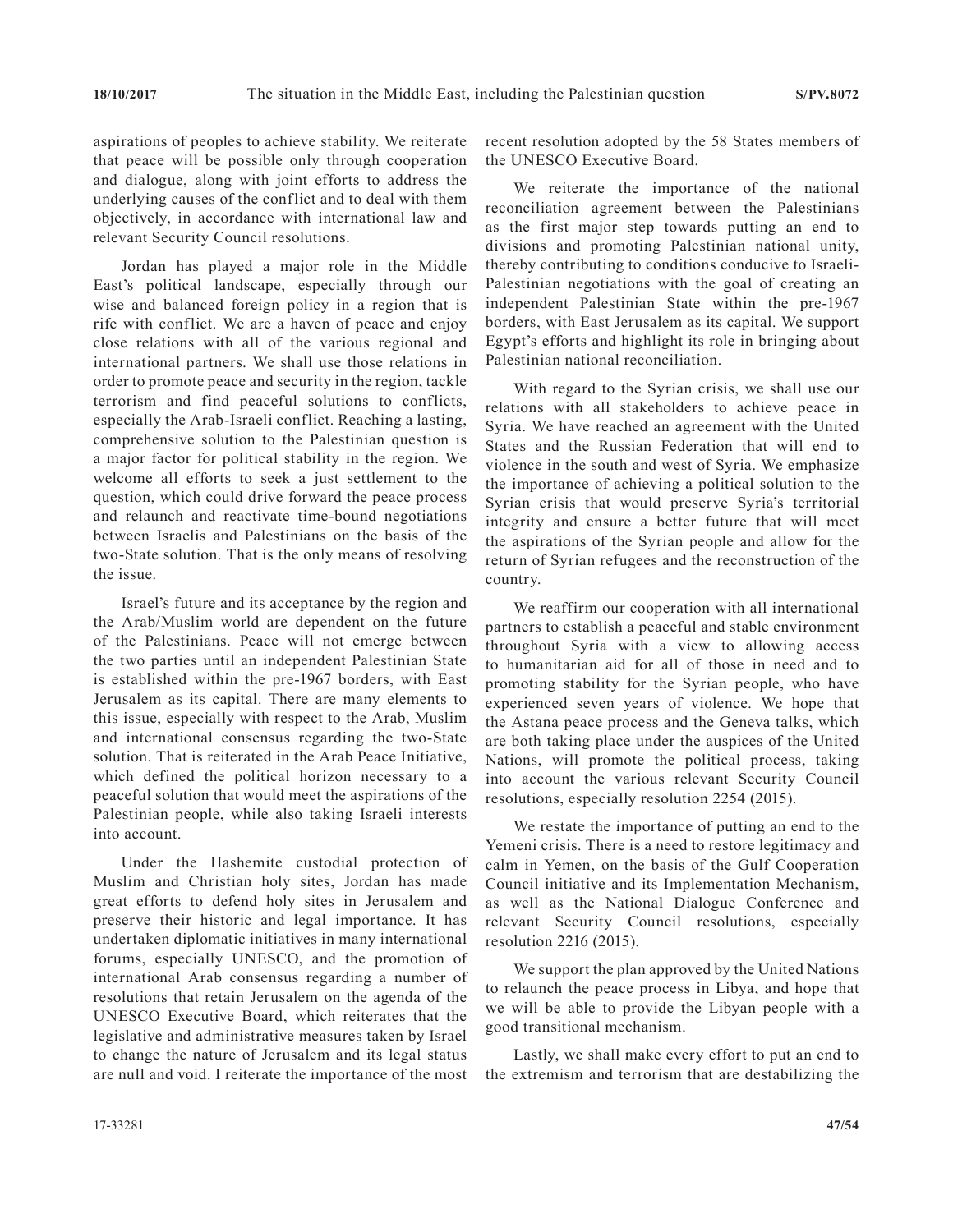aspirations of peoples to achieve stability. We reiterate that peace will be possible only through cooperation and dialogue, along with joint efforts to address the underlying causes of the conflict and to deal with them objectively, in accordance with international law and relevant Security Council resolutions.

Jordan has played a major role in the Middle East's political landscape, especially through our wise and balanced foreign policy in a region that is rife with conflict. We are a haven of peace and enjoy close relations with all of the various regional and international partners. We shall use those relations in order to promote peace and security in the region, tackle terrorism and find peaceful solutions to conflicts, especially the Arab-Israeli conflict. Reaching a lasting, comprehensive solution to the Palestinian question is a major factor for political stability in the region. We welcome all efforts to seek a just settlement to the question, which could drive forward the peace process and relaunch and reactivate time-bound negotiations between Israelis and Palestinians on the basis of the two-State solution. That is the only means of resolving the issue.

Israel's future and its acceptance by the region and the Arab/Muslim world are dependent on the future of the Palestinians. Peace will not emerge between the two parties until an independent Palestinian State is established within the pre-1967 borders, with East Jerusalem as its capital. There are many elements to this issue, especially with respect to the Arab, Muslim and international consensus regarding the two-State solution. That is reiterated in the Arab Peace Initiative, which defined the political horizon necessary to a peaceful solution that would meet the aspirations of the Palestinian people, while also taking Israeli interests into account.

Under the Hashemite custodial protection of Muslim and Christian holy sites, Jordan has made great efforts to defend holy sites in Jerusalem and preserve their historic and legal importance. It has undertaken diplomatic initiatives in many international forums, especially UNESCO, and the promotion of international Arab consensus regarding a number of resolutions that retain Jerusalem on the agenda of the UNESCO Executive Board, which reiterates that the legislative and administrative measures taken by Israel to change the nature of Jerusalem and its legal status are null and void. I reiterate the importance of the most recent resolution adopted by the 58 States members of the UNESCO Executive Board.

We reiterate the importance of the national reconciliation agreement between the Palestinians as the first major step towards putting an end to divisions and promoting Palestinian national unity, thereby contributing to conditions conducive to Israeli-Palestinian negotiations with the goal of creating an independent Palestinian State within the pre-1967 borders, with East Jerusalem as its capital. We support Egypt's efforts and highlight its role in bringing about Palestinian national reconciliation.

With regard to the Syrian crisis, we shall use our relations with all stakeholders to achieve peace in Syria. We have reached an agreement with the United States and the Russian Federation that will end to violence in the south and west of Syria. We emphasize the importance of achieving a political solution to the Syrian crisis that would preserve Syria's territorial integrity and ensure a better future that will meet the aspirations of the Syrian people and allow for the return of Syrian refugees and the reconstruction of the country.

We reaffirm our cooperation with all international partners to establish a peaceful and stable environment throughout Syria with a view to allowing access to humanitarian aid for all of those in need and to promoting stability for the Syrian people, who have experienced seven years of violence. We hope that the Astana peace process and the Geneva talks, which are both taking place under the auspices of the United Nations, will promote the political process, taking into account the various relevant Security Council resolutions, especially resolution 2254 (2015).

We restate the importance of putting an end to the Yemeni crisis. There is a need to restore legitimacy and calm in Yemen, on the basis of the Gulf Cooperation Council initiative and its Implementation Mechanism, as well as the National Dialogue Conference and relevant Security Council resolutions, especially resolution 2216 (2015).

We support the plan approved by the United Nations to relaunch the peace process in Libya, and hope that we will be able to provide the Libyan people with a good transitional mechanism.

Lastly, we shall make every effort to put an end to the extremism and terrorism that are destabilizing the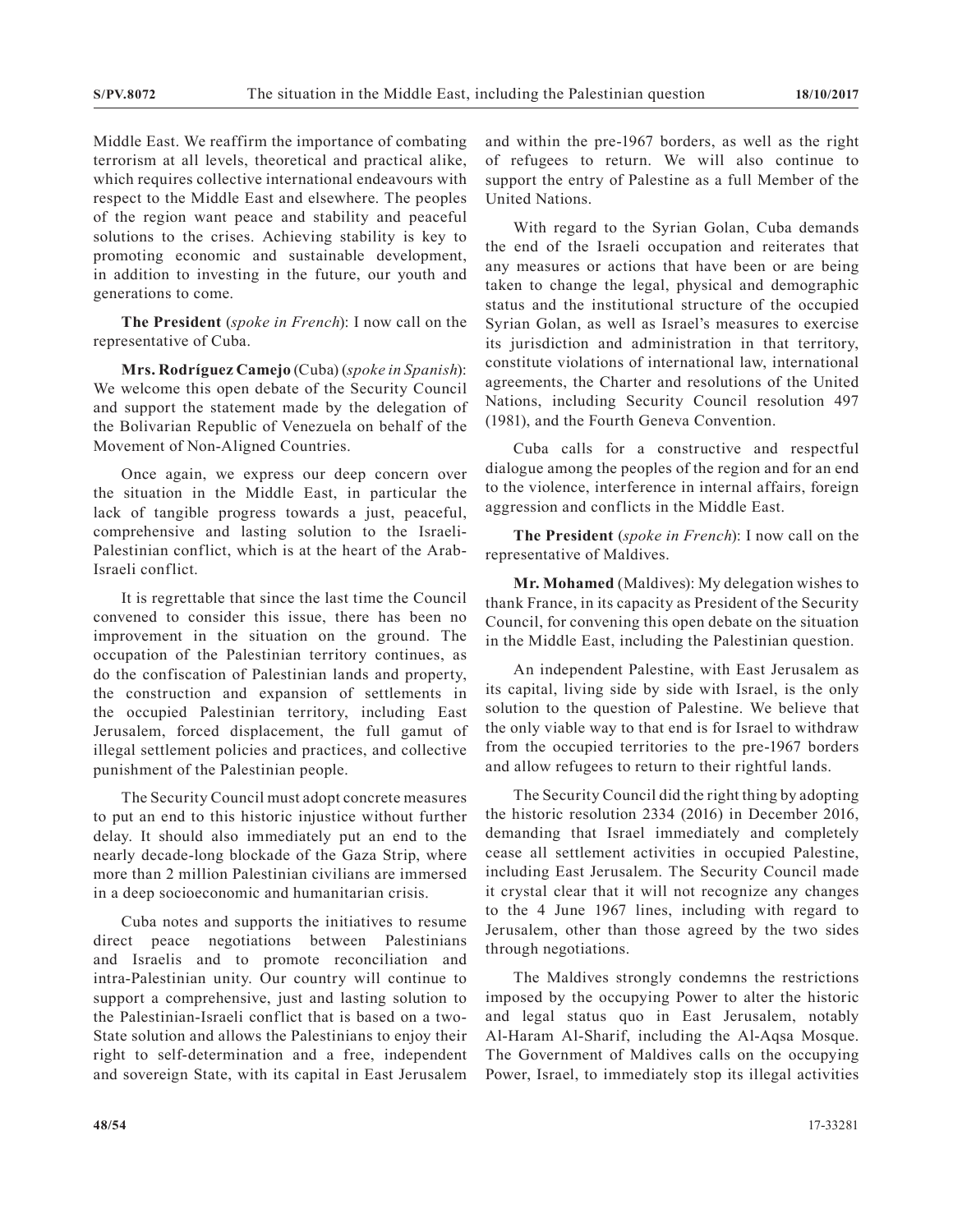Middle East. We reaffirm the importance of combating terrorism at all levels, theoretical and practical alike, which requires collective international endeavours with respect to the Middle East and elsewhere. The peoples of the region want peace and stability and peaceful solutions to the crises. Achieving stability is key to promoting economic and sustainable development, in addition to investing in the future, our youth and generations to come.

**The President** (*spoke in French*): I now call on the representative of Cuba.

**Mrs. Rodríguez Camejo** (Cuba) (*spoke in Spanish*): We welcome this open debate of the Security Council and support the statement made by the delegation of the Bolivarian Republic of Venezuela on behalf of the Movement of Non-Aligned Countries.

Once again, we express our deep concern over the situation in the Middle East, in particular the lack of tangible progress towards a just, peaceful, comprehensive and lasting solution to the Israeli-Palestinian conflict, which is at the heart of the Arab-Israeli conflict.

It is regrettable that since the last time the Council convened to consider this issue, there has been no improvement in the situation on the ground. The occupation of the Palestinian territory continues, as do the confiscation of Palestinian lands and property, the construction and expansion of settlements in the occupied Palestinian territory, including East Jerusalem, forced displacement, the full gamut of illegal settlement policies and practices, and collective punishment of the Palestinian people.

The Security Council must adopt concrete measures to put an end to this historic injustice without further delay. It should also immediately put an end to the nearly decade-long blockade of the Gaza Strip, where more than 2 million Palestinian civilians are immersed in a deep socioeconomic and humanitarian crisis.

Cuba notes and supports the initiatives to resume direct peace negotiations between Palestinians and Israelis and to promote reconciliation and intra-Palestinian unity. Our country will continue to support a comprehensive, just and lasting solution to the Palestinian-Israeli conflict that is based on a two-State solution and allows the Palestinians to enjoy their right to self-determination and a free, independent and sovereign State, with its capital in East Jerusalem and within the pre-1967 borders, as well as the right of refugees to return. We will also continue to support the entry of Palestine as a full Member of the United Nations.

With regard to the Syrian Golan, Cuba demands the end of the Israeli occupation and reiterates that any measures or actions that have been or are being taken to change the legal, physical and demographic status and the institutional structure of the occupied Syrian Golan, as well as Israel's measures to exercise its jurisdiction and administration in that territory, constitute violations of international law, international agreements, the Charter and resolutions of the United Nations, including Security Council resolution 497 (1981), and the Fourth Geneva Convention.

Cuba calls for a constructive and respectful dialogue among the peoples of the region and for an end to the violence, interference in internal affairs, foreign aggression and conflicts in the Middle East.

**The President** (*spoke in French*): I now call on the representative of Maldives.

**Mr. Mohamed** (Maldives): My delegation wishes to thank France, in its capacity as President of the Security Council, for convening this open debate on the situation in the Middle East, including the Palestinian question.

An independent Palestine, with East Jerusalem as its capital, living side by side with Israel, is the only solution to the question of Palestine. We believe that the only viable way to that end is for Israel to withdraw from the occupied territories to the pre-1967 borders and allow refugees to return to their rightful lands.

The Security Council did the right thing by adopting the historic resolution 2334 (2016) in December 2016, demanding that Israel immediately and completely cease all settlement activities in occupied Palestine, including East Jerusalem. The Security Council made it crystal clear that it will not recognize any changes to the 4 June 1967 lines, including with regard to Jerusalem, other than those agreed by the two sides through negotiations.

The Maldives strongly condemns the restrictions imposed by the occupying Power to alter the historic and legal status quo in East Jerusalem, notably Al-Haram Al-Sharif, including the Al-Aqsa Mosque. The Government of Maldives calls on the occupying Power, Israel, to immediately stop its illegal activities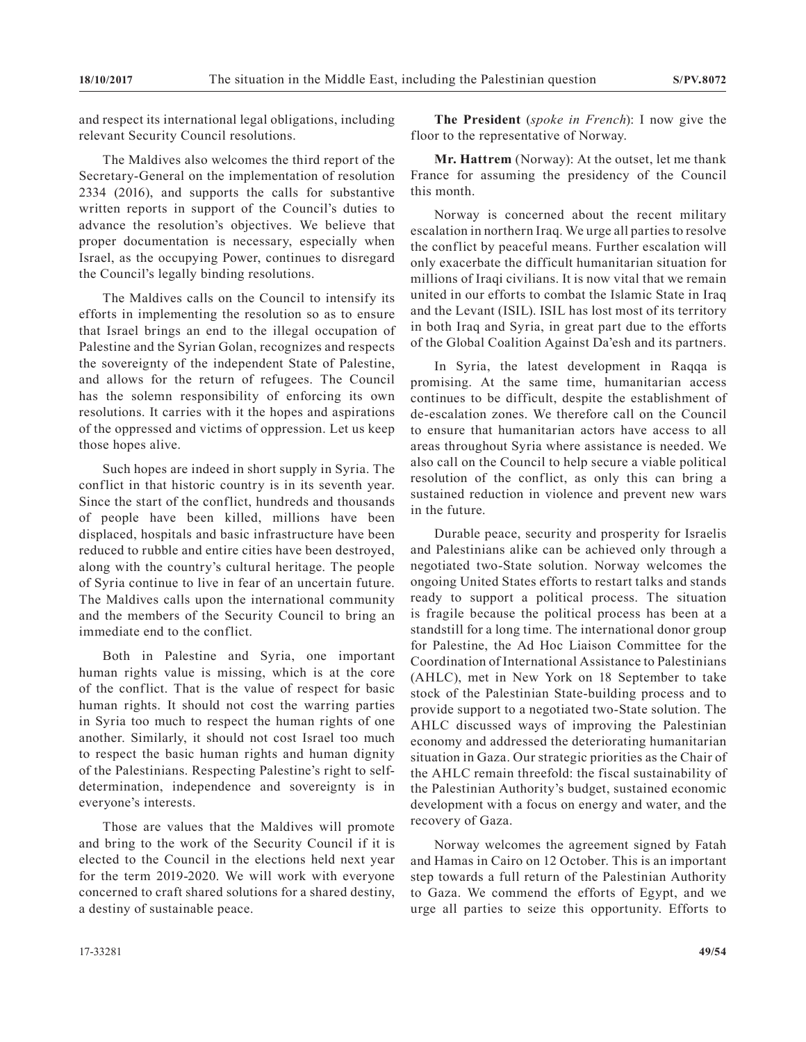and respect its international legal obligations, including relevant Security Council resolutions.

The Maldives also welcomes the third report of the Secretary-General on the implementation of resolution 2334 (2016), and supports the calls for substantive written reports in support of the Council's duties to advance the resolution's objectives. We believe that proper documentation is necessary, especially when Israel, as the occupying Power, continues to disregard the Council's legally binding resolutions.

The Maldives calls on the Council to intensify its efforts in implementing the resolution so as to ensure that Israel brings an end to the illegal occupation of Palestine and the Syrian Golan, recognizes and respects the sovereignty of the independent State of Palestine, and allows for the return of refugees. The Council has the solemn responsibility of enforcing its own resolutions. It carries with it the hopes and aspirations of the oppressed and victims of oppression. Let us keep those hopes alive.

Such hopes are indeed in short supply in Syria. The conflict in that historic country is in its seventh year. Since the start of the conflict, hundreds and thousands of people have been killed, millions have been displaced, hospitals and basic infrastructure have been reduced to rubble and entire cities have been destroyed, along with the country's cultural heritage. The people of Syria continue to live in fear of an uncertain future. The Maldives calls upon the international community and the members of the Security Council to bring an immediate end to the conflict.

Both in Palestine and Syria, one important human rights value is missing, which is at the core of the conflict. That is the value of respect for basic human rights. It should not cost the warring parties in Syria too much to respect the human rights of one another. Similarly, it should not cost Israel too much to respect the basic human rights and human dignity of the Palestinians. Respecting Palestine's right to self-determination, independence and sovereignty is in everyone's interests.

Those are values that the Maldives will promote and bring to the work of the Security Council if it is elected to the Council in the elections held next year for the term 2019-2020. We will work with everyone concerned to craft shared solutions for a shared destiny, a destiny of sustainable peace.

**The President** (*spoke in French*): I now give the floor to the representative of Norway.

**Mr. Hattrem** (Norway): At the outset, let me thank France for assuming the presidency of the Council this month.

Norway is concerned about the recent military escalation in northern Iraq. We urge all parties to resolve the conflict by peaceful means. Further escalation will only exacerbate the difficult humanitarian situation for millions of Iraqi civilians. It is now vital that we remain united in our efforts to combat the Islamic State in Iraq and the Levant (ISIL). ISIL has lost most of its territory in both Iraq and Syria, in great part due to the efforts of the Global Coalition Against Da'esh and its partners.

In Syria, the latest development in Raqqa is promising. At the same time, humanitarian access continues to be difficult, despite the establishment of de-escalation zones. We therefore call on the Council to ensure that humanitarian actors have access to all areas throughout Syria where assistance is needed. We also call on the Council to help secure a viable political resolution of the conflict, as only this can bring a sustained reduction in violence and prevent new wars in the future.

Durable peace, security and prosperity for Israelis and Palestinians alike can be achieved only through a negotiated two-State solution. Norway welcomes the ongoing United States efforts to restart talks and stands ready to support a political process. The situation is fragile because the political process has been at a standstill for a long time. The international donor group for Palestine, the Ad Hoc Liaison Committee for the Coordination of International Assistance to Palestinians (AHLC), met in New York on 18 September to take stock of the Palestinian State-building process and to provide support to a negotiated two-State solution. The AHLC discussed ways of improving the Palestinian economy and addressed the deteriorating humanitarian situation in Gaza. Our strategic priorities as the Chair of the AHLC remain threefold: the fiscal sustainability of the Palestinian Authority's budget, sustained economic development with a focus on energy and water, and the recovery of Gaza.

Norway welcomes the agreement signed by Fatah and Hamas in Cairo on 12 October. This is an important step towards a full return of the Palestinian Authority to Gaza. We commend the efforts of Egypt, and we urge all parties to seize this opportunity. Efforts to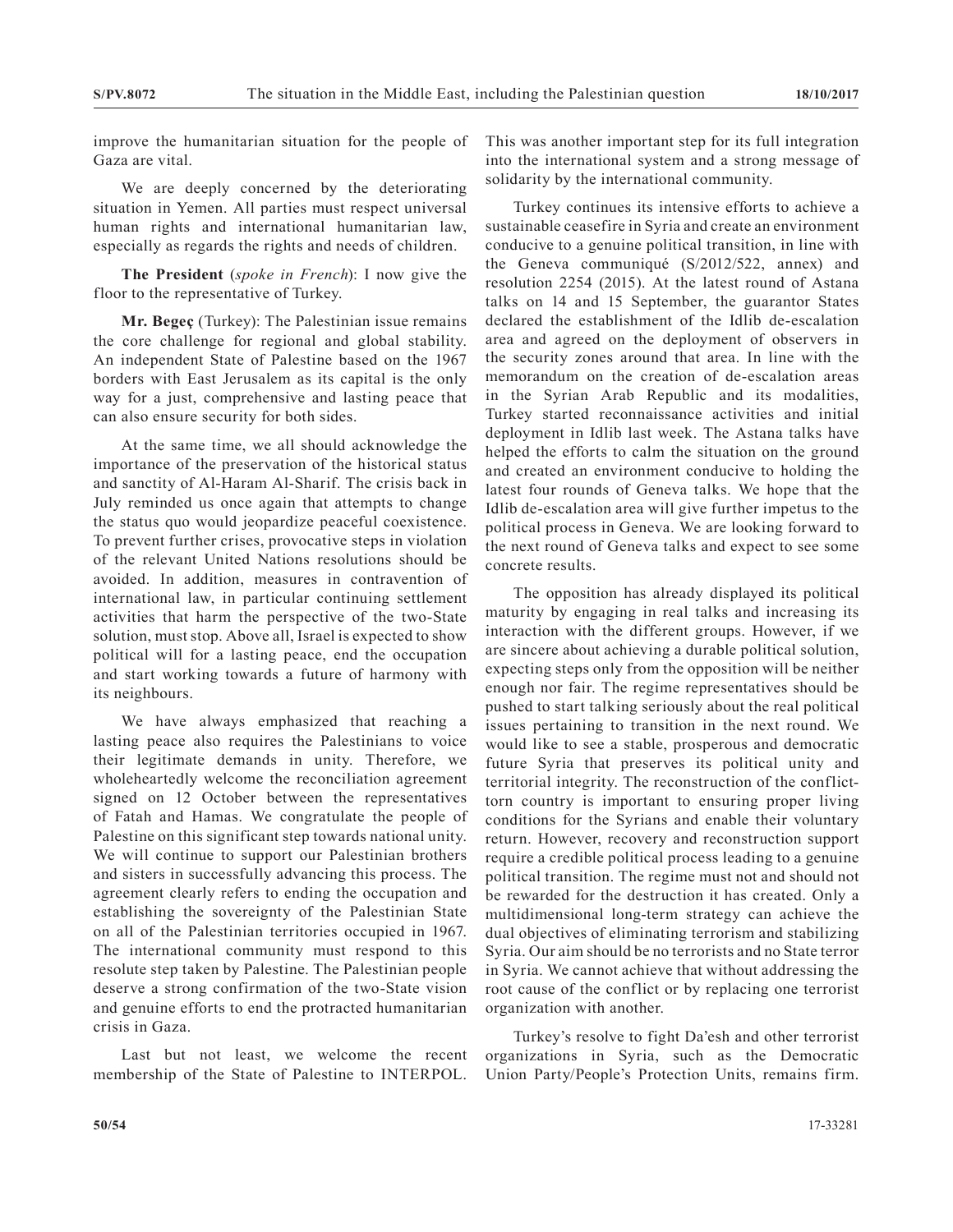improve the humanitarian situation for the people of Gaza are vital.

We are deeply concerned by the deteriorating situation in Yemen. All parties must respect universal human rights and international humanitarian law, especially as regards the rights and needs of children.

**The President** (*spoke in French*): I now give the floor to the representative of Turkey.

**Mr. Begeç** (Turkey): The Palestinian issue remains the core challenge for regional and global stability. An independent State of Palestine based on the 1967 borders with East Jerusalem as its capital is the only way for a just, comprehensive and lasting peace that can also ensure security for both sides.

At the same time, we all should acknowledge the importance of the preservation of the historical status and sanctity of Al-Haram Al-Sharif. The crisis back in July reminded us once again that attempts to change the status quo would jeopardize peaceful coexistence. To prevent further crises, provocative steps in violation of the relevant United Nations resolutions should be avoided. In addition, measures in contravention of international law, in particular continuing settlement activities that harm the perspective of the two-State solution, must stop. Above all, Israel is expected to show political will for a lasting peace, end the occupation and start working towards a future of harmony with its neighbours.

We have always emphasized that reaching a lasting peace also requires the Palestinians to voice their legitimate demands in unity. Therefore, we wholeheartedly welcome the reconciliation agreement signed on 12 October between the representatives of Fatah and Hamas. We congratulate the people of Palestine on this significant step towards national unity. We will continue to support our Palestinian brothers and sisters in successfully advancing this process. The agreement clearly refers to ending the occupation and establishing the sovereignty of the Palestinian State on all of the Palestinian territories occupied in 1967. The international community must respond to this resolute step taken by Palestine. The Palestinian people deserve a strong confirmation of the two-State vision and genuine efforts to end the protracted humanitarian crisis in Gaza.

Last but not least, we welcome the recent membership of the State of Palestine to INTERPOL. This was another important step for its full integration into the international system and a strong message of solidarity by the international community.

Turkey continues its intensive efforts to achieve a sustainable ceasefire in Syria and create an environment conducive to a genuine political transition, in line with the Geneva communiqué (S/2012/522, annex) and resolution 2254 (2015). At the latest round of Astana talks on 14 and 15 September, the guarantor States declared the establishment of the Idlib de-escalation area and agreed on the deployment of observers in the security zones around that area. In line with the memorandum on the creation of de-escalation areas in the Syrian Arab Republic and its modalities, Turkey started reconnaissance activities and initial deployment in Idlib last week. The Astana talks have helped the efforts to calm the situation on the ground and created an environment conducive to holding the latest four rounds of Geneva talks. We hope that the Idlib de-escalation area will give further impetus to the political process in Geneva. We are looking forward to the next round of Geneva talks and expect to see some concrete results.

The opposition has already displayed its political maturity by engaging in real talks and increasing its interaction with the different groups. However, if we are sincere about achieving a durable political solution, expecting steps only from the opposition will be neither enough nor fair. The regime representatives should be pushed to start talking seriously about the real political issues pertaining to transition in the next round. We would like to see a stable, prosperous and democratic future Syria that preserves its political unity and territorial integrity. The reconstruction of the conflict-torn country is important to ensuring proper living conditions for the Syrians and enable their voluntary return. However, recovery and reconstruction support require a credible political process leading to a genuine political transition. The regime must not and should not be rewarded for the destruction it has created. Only a multidimensional long-term strategy can achieve the dual objectives of eliminating terrorism and stabilizing Syria. Our aim should be no terrorists and no State terror in Syria. We cannot achieve that without addressing the root cause of the conflict or by replacing one terrorist organization with another.

Turkey's resolve to fight Da'esh and other terrorist organizations in Syria, such as the Democratic Union Party/People's Protection Units, remains firm.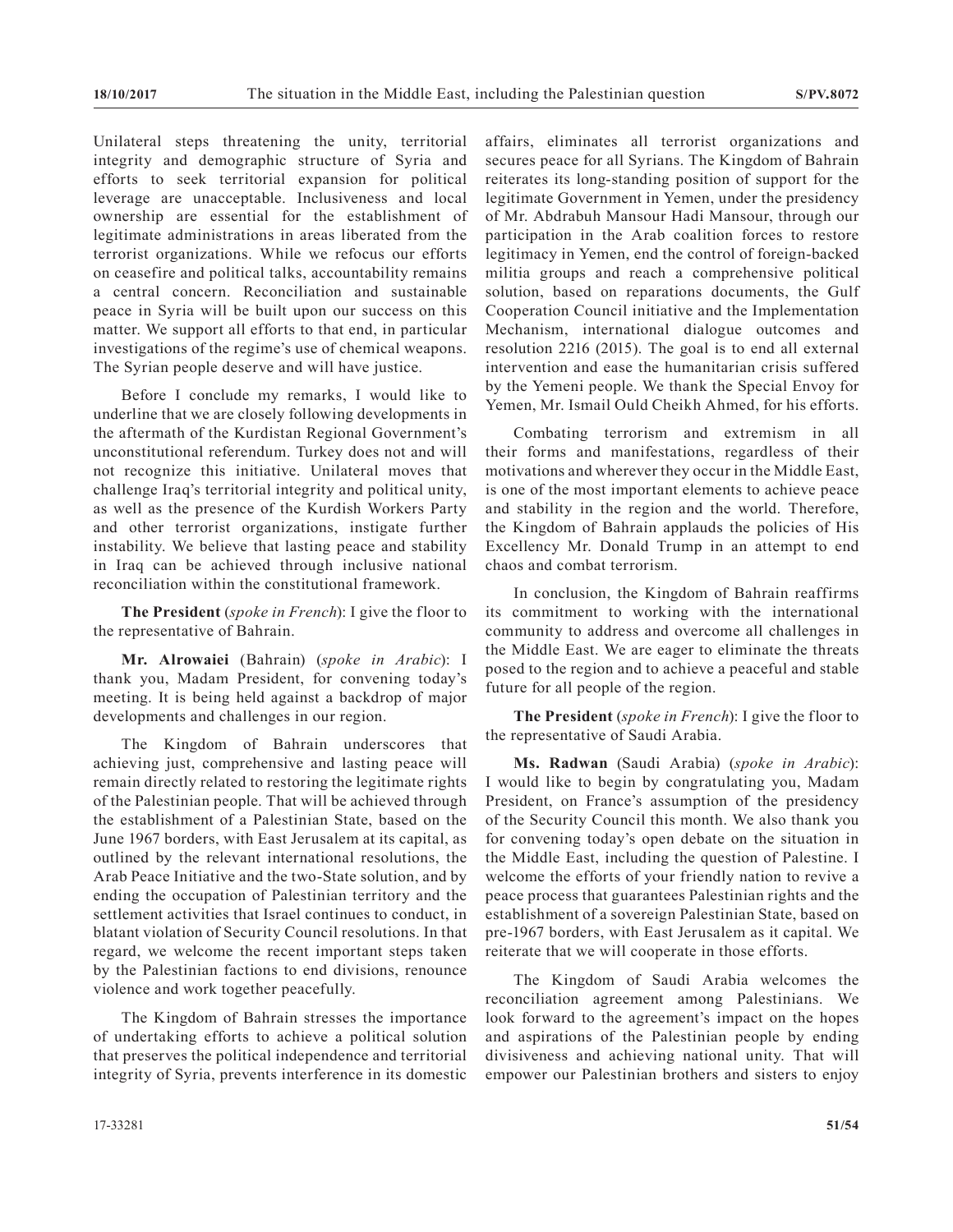Unilateral steps threatening the unity, territorial integrity and demographic structure of Syria and efforts to seek territorial expansion for political leverage are unacceptable. Inclusiveness and local ownership are essential for the establishment of legitimate administrations in areas liberated from the terrorist organizations. While we refocus our efforts on ceasefire and political talks, accountability remains a central concern. Reconciliation and sustainable peace in Syria will be built upon our success on this matter. We support all efforts to that end, in particular investigations of the regime's use of chemical weapons. The Syrian people deserve and will have justice.

Before I conclude my remarks, I would like to underline that we are closely following developments in the aftermath of the Kurdistan Regional Government's unconstitutional referendum. Turkey does not and will not recognize this initiative. Unilateral moves that challenge Iraq's territorial integrity and political unity, as well as the presence of the Kurdish Workers Party and other terrorist organizations, instigate further instability. We believe that lasting peace and stability in Iraq can be achieved through inclusive national reconciliation within the constitutional framework.

**The President** (*spoke in French*): I give the floor to the representative of Bahrain.

**Mr. Alrowaiei** (Bahrain) (*spoke in Arabic*): I thank you, Madam President, for convening today's meeting. It is being held against a backdrop of major developments and challenges in our region.

The Kingdom of Bahrain underscores that achieving just, comprehensive and lasting peace will remain directly related to restoring the legitimate rights of the Palestinian people. That will be achieved through the establishment of a Palestinian State, based on the June 1967 borders, with East Jerusalem at its capital, as outlined by the relevant international resolutions, the Arab Peace Initiative and the two-State solution, and by ending the occupation of Palestinian territory and the settlement activities that Israel continues to conduct, in blatant violation of Security Council resolutions. In that regard, we welcome the recent important steps taken by the Palestinian factions to end divisions, renounce violence and work together peacefully.

The Kingdom of Bahrain stresses the importance of undertaking efforts to achieve a political solution that preserves the political independence and territorial integrity of Syria, prevents interference in its domestic affairs, eliminates all terrorist organizations and secures peace for all Syrians. The Kingdom of Bahrain reiterates its long-standing position of support for the legitimate Government in Yemen, under the presidency of Mr. Abdrabuh Mansour Hadi Mansour, through our participation in the Arab coalition forces to restore legitimacy in Yemen, end the control of foreign-backed militia groups and reach a comprehensive political solution, based on reparations documents, the Gulf Cooperation Council initiative and the Implementation Mechanism, international dialogue outcomes and resolution 2216 (2015). The goal is to end all external intervention and ease the humanitarian crisis suffered by the Yemeni people. We thank the Special Envoy for Yemen, Mr. Ismail Ould Cheikh Ahmed, for his efforts.

Combating terrorism and extremism in all their forms and manifestations, regardless of their motivations and wherever they occur in the Middle East, is one of the most important elements to achieve peace and stability in the region and the world. Therefore, the Kingdom of Bahrain applauds the policies of His Excellency Mr. Donald Trump in an attempt to end chaos and combat terrorism.

In conclusion, the Kingdom of Bahrain reaffirms its commitment to working with the international community to address and overcome all challenges in the Middle East. We are eager to eliminate the threats posed to the region and to achieve a peaceful and stable future for all people of the region.

**The President** (*spoke in French*): I give the floor to the representative of Saudi Arabia.

**Ms. Radwan** (Saudi Arabia) (*spoke in Arabic*): I would like to begin by congratulating you, Madam President, on France's assumption of the presidency of the Security Council this month. We also thank you for convening today's open debate on the situation in the Middle East, including the question of Palestine. I welcome the efforts of your friendly nation to revive a peace process that guarantees Palestinian rights and the establishment of a sovereign Palestinian State, based on pre-1967 borders, with East Jerusalem as it capital. We reiterate that we will cooperate in those efforts.

The Kingdom of Saudi Arabia welcomes the reconciliation agreement among Palestinians. We look forward to the agreement's impact on the hopes and aspirations of the Palestinian people by ending divisiveness and achieving national unity. That will empower our Palestinian brothers and sisters to enjoy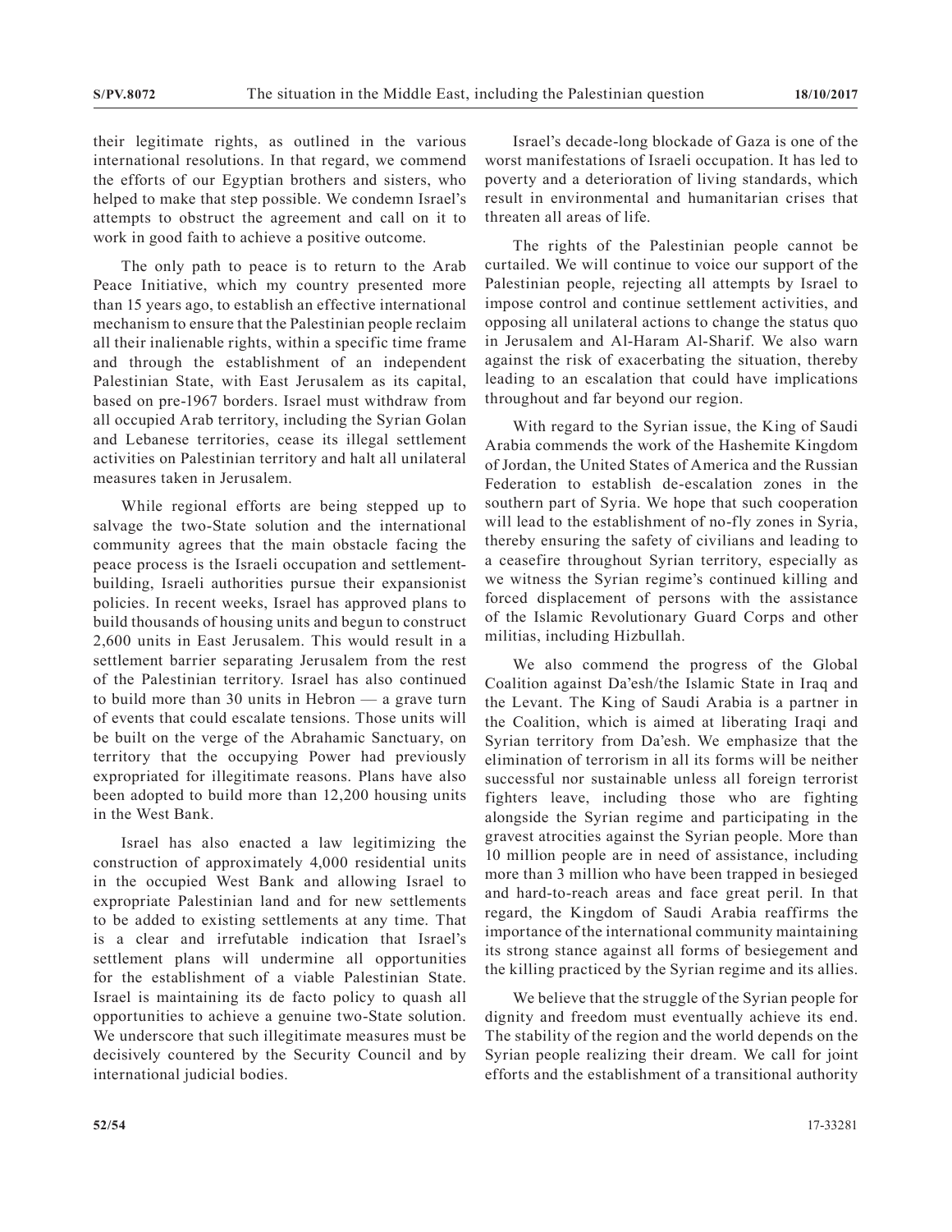their legitimate rights, as outlined in the various international resolutions. In that regard, we commend the efforts of our Egyptian brothers and sisters, who helped to make that step possible. We condemn Israel's attempts to obstruct the agreement and call on it to work in good faith to achieve a positive outcome.

The only path to peace is to return to the Arab Peace Initiative, which my country presented more than 15 years ago, to establish an effective international mechanism to ensure that the Palestinian people reclaim all their inalienable rights, within a specific time frame and through the establishment of an independent Palestinian State, with East Jerusalem as its capital, based on pre-1967 borders. Israel must withdraw from all occupied Arab territory, including the Syrian Golan and Lebanese territories, cease its illegal settlement activities on Palestinian territory and halt all unilateral measures taken in Jerusalem.

While regional efforts are being stepped up to salvage the two-State solution and the international community agrees that the main obstacle facing the peace process is the Israeli occupation and settlement-building, Israeli authorities pursue their expansionist policies. In recent weeks, Israel has approved plans to build thousands of housing units and begun to construct 2,600 units in East Jerusalem. This would result in a settlement barrier separating Jerusalem from the rest of the Palestinian territory. Israel has also continued to build more than 30 units in Hebron — a grave turn of events that could escalate tensions. Those units will be built on the verge of the Abrahamic Sanctuary, on territory that the occupying Power had previously expropriated for illegitimate reasons. Plans have also been adopted to build more than 12,200 housing units in the West Bank.

Israel has also enacted a law legitimizing the construction of approximately 4,000 residential units in the occupied West Bank and allowing Israel to expropriate Palestinian land and for new settlements to be added to existing settlements at any time. That is a clear and irrefutable indication that Israel's settlement plans will undermine all opportunities for the establishment of a viable Palestinian State. Israel is maintaining its de facto policy to quash all opportunities to achieve a genuine two-State solution. We underscore that such illegitimate measures must be decisively countered by the Security Council and by international judicial bodies.

Israel's decade-long blockade of Gaza is one of the worst manifestations of Israeli occupation. It has led to poverty and a deterioration of living standards, which result in environmental and humanitarian crises that threaten all areas of life.

The rights of the Palestinian people cannot be curtailed. We will continue to voice our support of the Palestinian people, rejecting all attempts by Israel to impose control and continue settlement activities, and opposing all unilateral actions to change the status quo in Jerusalem and Al-Haram Al-Sharif. We also warn against the risk of exacerbating the situation, thereby leading to an escalation that could have implications throughout and far beyond our region.

With regard to the Syrian issue, the King of Saudi Arabia commends the work of the Hashemite Kingdom of Jordan, the United States of America and the Russian Federation to establish de-escalation zones in the southern part of Syria. We hope that such cooperation will lead to the establishment of no-fly zones in Syria, thereby ensuring the safety of civilians and leading to a ceasefire throughout Syrian territory, especially as we witness the Syrian regime's continued killing and forced displacement of persons with the assistance of the Islamic Revolutionary Guard Corps and other militias, including Hizbullah.

We also commend the progress of the Global Coalition against Da'esh/the Islamic State in Iraq and the Levant. The King of Saudi Arabia is a partner in the Coalition, which is aimed at liberating Iraqi and Syrian territory from Da'esh. We emphasize that the elimination of terrorism in all its forms will be neither successful nor sustainable unless all foreign terrorist fighters leave, including those who are fighting alongside the Syrian regime and participating in the gravest atrocities against the Syrian people. More than 10 million people are in need of assistance, including more than 3 million who have been trapped in besieged and hard-to-reach areas and face great peril. In that regard, the Kingdom of Saudi Arabia reaffirms the importance of the international community maintaining its strong stance against all forms of besiegement and the killing practiced by the Syrian regime and its allies.

We believe that the struggle of the Syrian people for dignity and freedom must eventually achieve its end. The stability of the region and the world depends on the Syrian people realizing their dream. We call for joint efforts and the establishment of a transitional authority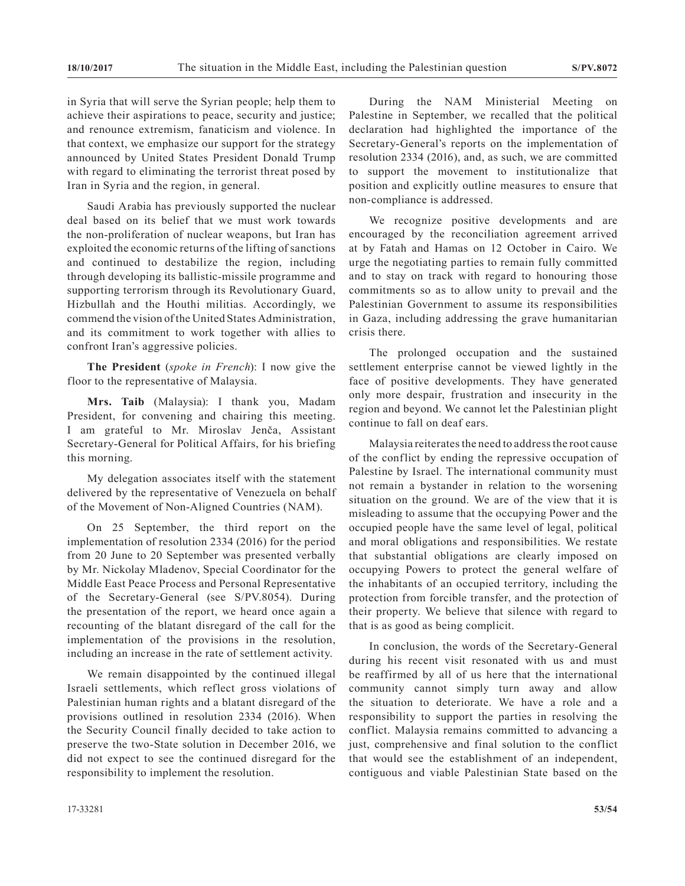in Syria that will serve the Syrian people; help them to achieve their aspirations to peace, security and justice; and renounce extremism, fanaticism and violence. In that context, we emphasize our support for the strategy announced by United States President Donald Trump with regard to eliminating the terrorist threat posed by Iran in Syria and the region, in general.

Saudi Arabia has previously supported the nuclear deal based on its belief that we must work towards the non-proliferation of nuclear weapons, but Iran has exploited the economic returns of the lifting of sanctions and continued to destabilize the region, including through developing its ballistic-missile programme and supporting terrorism through its Revolutionary Guard, Hizbullah and the Houthi militias. Accordingly, we commend the vision of the United States Administration, and its commitment to work together with allies to confront Iran's aggressive policies.

**The President** (*spoke in French*): I now give the floor to the representative of Malaysia.

**Mrs. Taib** (Malaysia): I thank you, Madam President, for convening and chairing this meeting. I am grateful to Mr. Miroslav Jenča, Assistant Secretary-General for Political Affairs, for his briefing this morning.

My delegation associates itself with the statement delivered by the representative of Venezuela on behalf of the Movement of Non-Aligned Countries (NAM).

On 25 September, the third report on the implementation of resolution 2334 (2016) for the period from 20 June to 20 September was presented verbally by Mr. Nickolay Mladenov, Special Coordinator for the Middle East Peace Process and Personal Representative of the Secretary-General (see S/PV.8054). During the presentation of the report, we heard once again a recounting of the blatant disregard of the call for the implementation of the provisions in the resolution, including an increase in the rate of settlement activity.

We remain disappointed by the continued illegal Israeli settlements, which reflect gross violations of Palestinian human rights and a blatant disregard of the provisions outlined in resolution 2334 (2016). When the Security Council finally decided to take action to preserve the two-State solution in December 2016, we did not expect to see the continued disregard for the responsibility to implement the resolution.

During the NAM Ministerial Meeting on Palestine in September, we recalled that the political declaration had highlighted the importance of the Secretary-General's reports on the implementation of resolution 2334 (2016), and, as such, we are committed to support the movement to institutionalize that position and explicitly outline measures to ensure that non-compliance is addressed.

We recognize positive developments and are encouraged by the reconciliation agreement arrived at by Fatah and Hamas on 12 October in Cairo. We urge the negotiating parties to remain fully committed and to stay on track with regard to honouring those commitments so as to allow unity to prevail and the Palestinian Government to assume its responsibilities in Gaza, including addressing the grave humanitarian crisis there.

The prolonged occupation and the sustained settlement enterprise cannot be viewed lightly in the face of positive developments. They have generated only more despair, frustration and insecurity in the region and beyond. We cannot let the Palestinian plight continue to fall on deaf ears.

Malaysia reiterates the need to address the root cause of the conflict by ending the repressive occupation of Palestine by Israel. The international community must not remain a bystander in relation to the worsening situation on the ground. We are of the view that it is misleading to assume that the occupying Power and the occupied people have the same level of legal, political and moral obligations and responsibilities. We restate that substantial obligations are clearly imposed on occupying Powers to protect the general welfare of the inhabitants of an occupied territory, including the protection from forcible transfer, and the protection of their property. We believe that silence with regard to that is as good as being complicit.

In conclusion, the words of the Secretary-General during his recent visit resonated with us and must be reaffirmed by all of us here that the international community cannot simply turn away and allow the situation to deteriorate. We have a role and a responsibility to support the parties in resolving the conflict. Malaysia remains committed to advancing a just, comprehensive and final solution to the conflict that would see the establishment of an independent, contiguous and viable Palestinian State based on the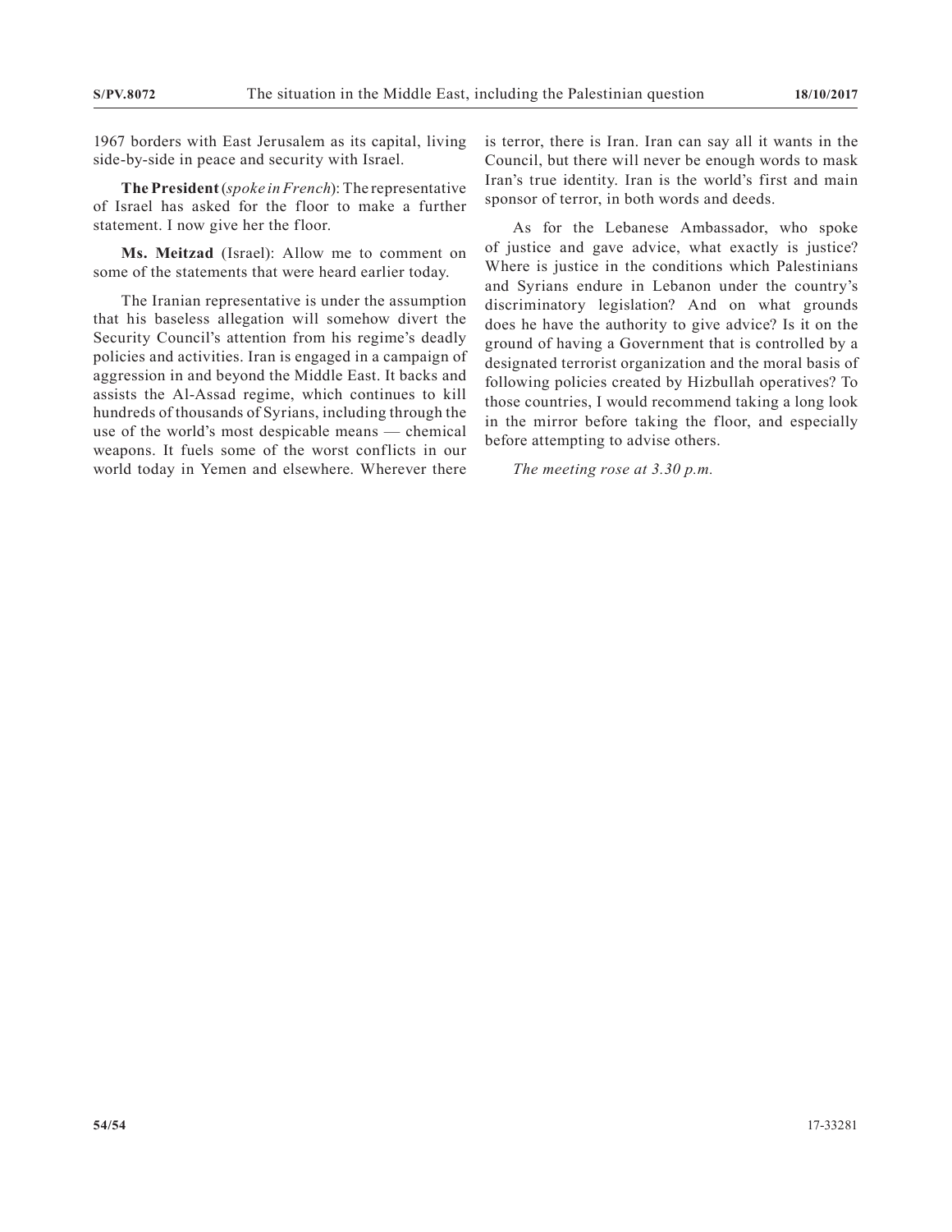1967 borders with East Jerusalem as its capital, living side-by-side in peace and security with Israel.

**The President** (*spoke in French*): The representative of Israel has asked for the floor to make a further statement. I now give her the floor.

**Ms. Meitzad** (Israel): Allow me to comment on some of the statements that were heard earlier today.

The Iranian representative is under the assumption that his baseless allegation will somehow divert the Security Council's attention from his regime's deadly policies and activities. Iran is engaged in a campaign of aggression in and beyond the Middle East. It backs and assists the Al-Assad regime, which continues to kill hundreds of thousands of Syrians, including through the use of the world's most despicable means — chemical weapons. It fuels some of the worst conflicts in our world today in Yemen and elsewhere. Wherever there is terror, there is Iran. Iran can say all it wants in the Council, but there will never be enough words to mask Iran's true identity. Iran is the world's first and main sponsor of terror, in both words and deeds.

As for the Lebanese Ambassador, who spoke of justice and gave advice, what exactly is justice? Where is justice in the conditions which Palestinians and Syrians endure in Lebanon under the country's discriminatory legislation? And on what grounds does he have the authority to give advice? Is it on the ground of having a Government that is controlled by a designated terrorist organization and the moral basis of following policies created by Hizbullah operatives? To those countries, I would recommend taking a long look in the mirror before taking the floor, and especially before attempting to advise others.

*The meeting rose at 3.30 p.m.*